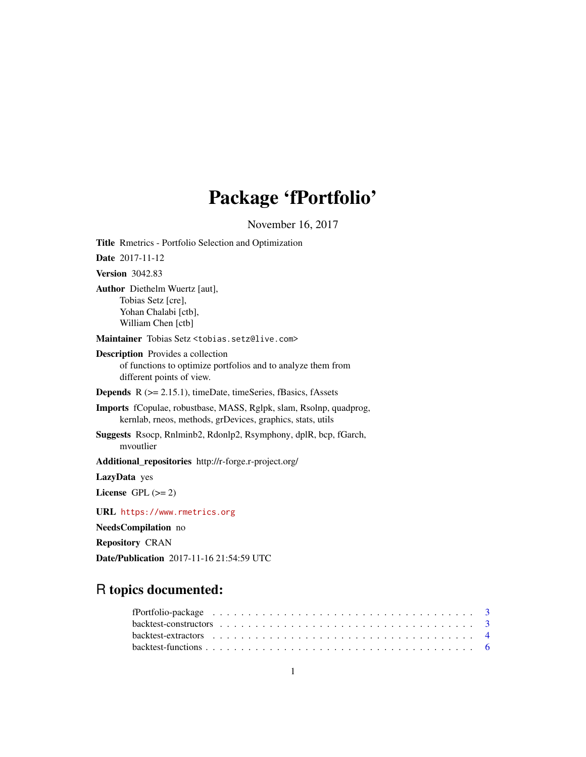# Package 'fPortfolio'

November 16, 2017

**Title** Rmetrics - Portfolio Selection and Optimization

**Date** 2017-11-12

**Version** 3042.83

**Author** Diethelm Wuertz [aut],
Tobias Setz [cre],
Yohan Chalabi [ctb],
William Chen [ctb]

**Maintainer** Tobias Setz <tobias.setz@live.com>

**Description** Provides a collection
of functions to optimize portfolios and to analyze them from
different points of view.

**Depends** R (>= 2.15.1), timeDate, timeSeries, fBasics, fAssets

**Imports** fCopulae, robustbase, MASS, Rglpk, slam, Rsolnp, quadprog,
kernlab, rneos, methods, grDevices, graphics, stats, utils

**Suggests** Rsocp, Rnlminb2, Rdonlp2, Rsymphony, dplR, bcp, fGarch,
mvoutlier

**Additional_repositories** http://r-forge.r-project.org/

**LazyData** yes

**License** GPL (>= 2)

**URL** https://www.rmetrics.org

**NeedsCompilation** no

**Repository** CRAN

**Date/Publication** 2017-11-16 21:54:59 UTC

## R topics documented:

| | |
|---|---|
| fPortfolio-package | 3 |
| backtest-constructors | 3 |
| backtest-extractors | 4 |
| backtest-functions | 6 |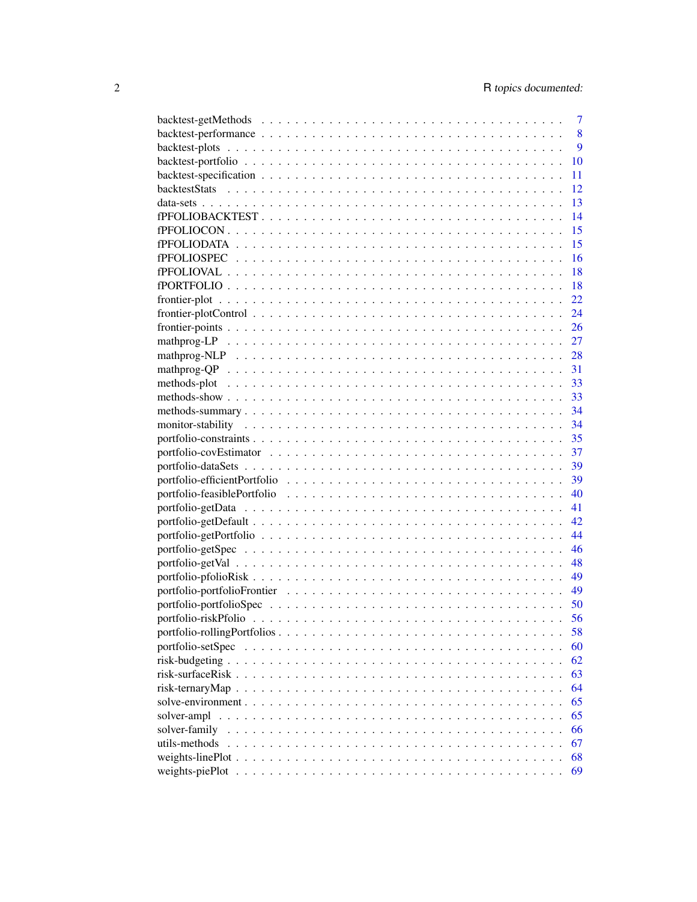| | |
|---|---|
| backtest-getMethods | 7 |
| backtest-performance | 8 |
| backtest-plots | 9 |
| backtest-portfolio | 10 |
| backtest-specification | 11 |
| backtestStats | 12 |
| data-sets | 13 |
| fPFOLIOBACKTEST | 14 |
| fPFOLIOCON | 15 |
| fPFOLIODATA | 15 |
| fPFOLIOSPEC | 16 |
| fPFOLIOVAL | 18 |
| fPORTFOLIO | 18 |
| frontier-plot | 22 |
| frontier-plotControl | 24 |
| frontier-points | 26 |
| mathprog-LP | 27 |
| mathprog-NLP | 28 |
| mathprog-QP | 31 |
| methods-plot | 33 |
| methods-show | 33 |
| methods-summary | 34 |
| monitor-stability | 34 |
| portfolio-constraints | 35 |
| portfolio-covEstimator | 37 |
| portfolio-dataSets | 39 |
| portfolio-efficientPortfolio | 39 |
| portfolio-feasiblePortfolio | 40 |
| portfolio-getData | 41 |
| portfolio-getDefault | 42 |
| portfolio-getPortfolio | 44 |
| portfolio-getSpec | 46 |
| portfolio-getVal | 48 |
| portfolio-pfolioRisk | 49 |
| portfolio-portfolioFrontier | 49 |
| portfolio-portfolioSpec | 50 |
| portfolio-riskPfolio | 56 |
| portfolio-rollingPortfolios | 58 |
| portfolio-setSpec | 60 |
| risk-budgeting | 62 |
| risk-surfaceRisk | 63 |
| risk-ternaryMap | 64 |
| solve-environment | 65 |
| solver-ampl | 65 |
| solver-family | 66 |
| utils-methods | 67 |
| weights-linePlot | 68 |
| weights-piePlot | 69 |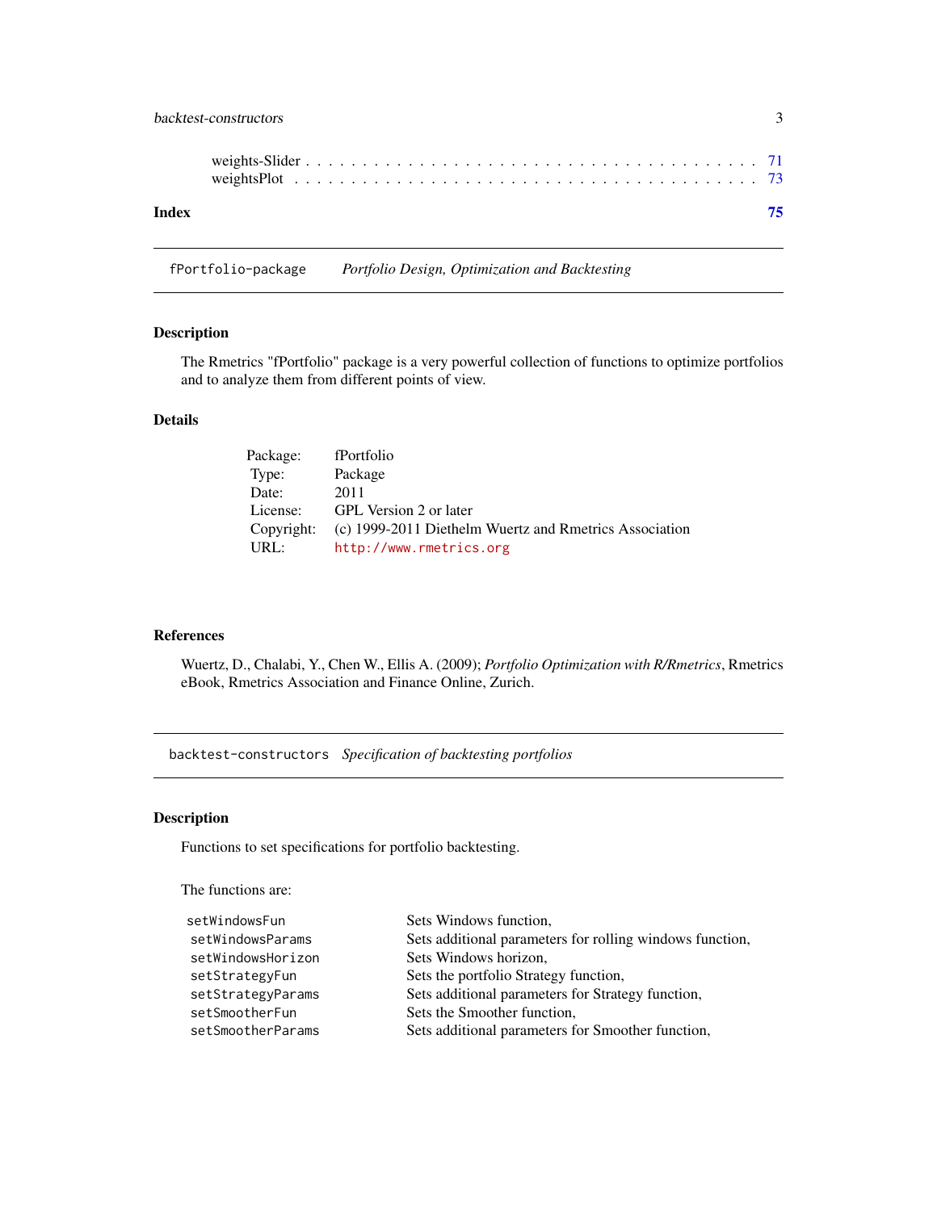weights-Slider . . . . . . . . . . . . . . . . . . . . . . . . . . . . . . . . . . . . . 71
weightsPlot . . . . . . . . . . . . . . . . . . . . . . . . . . . . . . . . . . . . . . 73

**Index** **75**

---

## fPortfolio-package *Portfolio Design, Optimization and Backtesting*

### Description

The Rmetrics "fPortfolio" package is a very powerful collection of functions to optimize portfolios and to analyze them from different points of view.

### Details

| | |
|---|---|
| Package: | fPortfolio |
| Type: | Package |
| Date: | 2011 |
| License: | GPL Version 2 or later |
| Copyright: | (c) 1999-2011 Diethelm Wuertz and Rmetrics Association |
| URL: | http://www.rmetrics.org |

### References

Wuertz, D., Chalabi, Y., Chen W., Ellis A. (2009); *Portfolio Optimization with R/Rmetrics*, Rmetrics eBook, Rmetrics Association and Finance Online, Zurich.

---

## backtest-constructors *Specification of backtesting portfolios*

### Description

Functions to set specifications for portfolio backtesting.

The functions are:

| | |
|---|---|
| `setWindowsFun` | Sets Windows function, |
| `setWindowsParams` | Sets additional parameters for rolling windows function, |
| `setWindowsHorizon` | Sets Windows horizon, |
| `setStrategyFun` | Sets the portfolio Strategy function, |
| `setStrategyParams` | Sets additional parameters for Strategy function, |
| `setSmootherFun` | Sets the Smoother function, |
| `setSmootherParams` | Sets additional parameters for Smoother function, |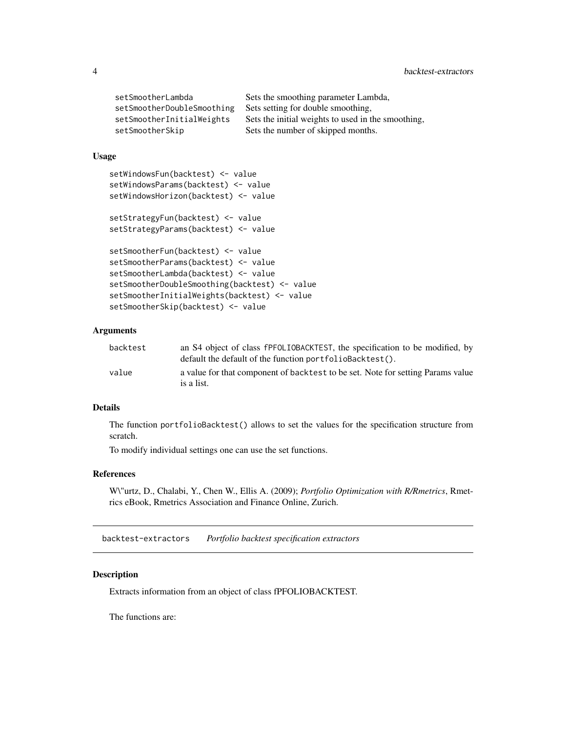| | |
|---|---|
| setSmootherLambda | Sets the smoothing parameter Lambda, |
| setSmootherDoubleSmoothing | Sets setting for double smoothing, |
| setSmootherInitialWeights | Sets the initial weights to used in the smoothing, |
| setSmootherSkip | Sets the number of skipped months. |

### Usage

```
setWindowsFun(backtest) <- value
setWindowsParams(backtest) <- value
setWindowsHorizon(backtest) <- value

setStrategyFun(backtest) <- value
setStrategyParams(backtest) <- value

setSmootherFun(backtest) <- value
setSmootherParams(backtest) <- value
setSmootherLambda(backtest) <- value
setSmootherDoubleSmoothing(backtest) <- value
setSmootherInitialWeights(backtest) <- value
setSmootherSkip(backtest) <- value
```

### Arguments

| | |
|---|---|
| backtest | an S4 object of class fPFOLIOBACKTEST, the specification to be modified, by default the default of the function portfolioBacktest(). |
| value | a value for that component of backtest to be set. Note for setting Params value is a list. |

### Details

The function portfolioBacktest() allows to set the values for the specification structure from scratch.

To modify individual settings one can use the set functions.

### References

W\"urtz, D., Chalabi, Y., Chen W., Ellis A. (2009); *Portfolio Optimization with R/Rmetrics*, Rmetrics eBook, Rmetrics Association and Finance Online, Zurich.

---

## backtest-extractors *Portfolio backtest specification extractors*

### Description

Extracts information from an object of class fPFOLIOBACKTEST.

The functions are: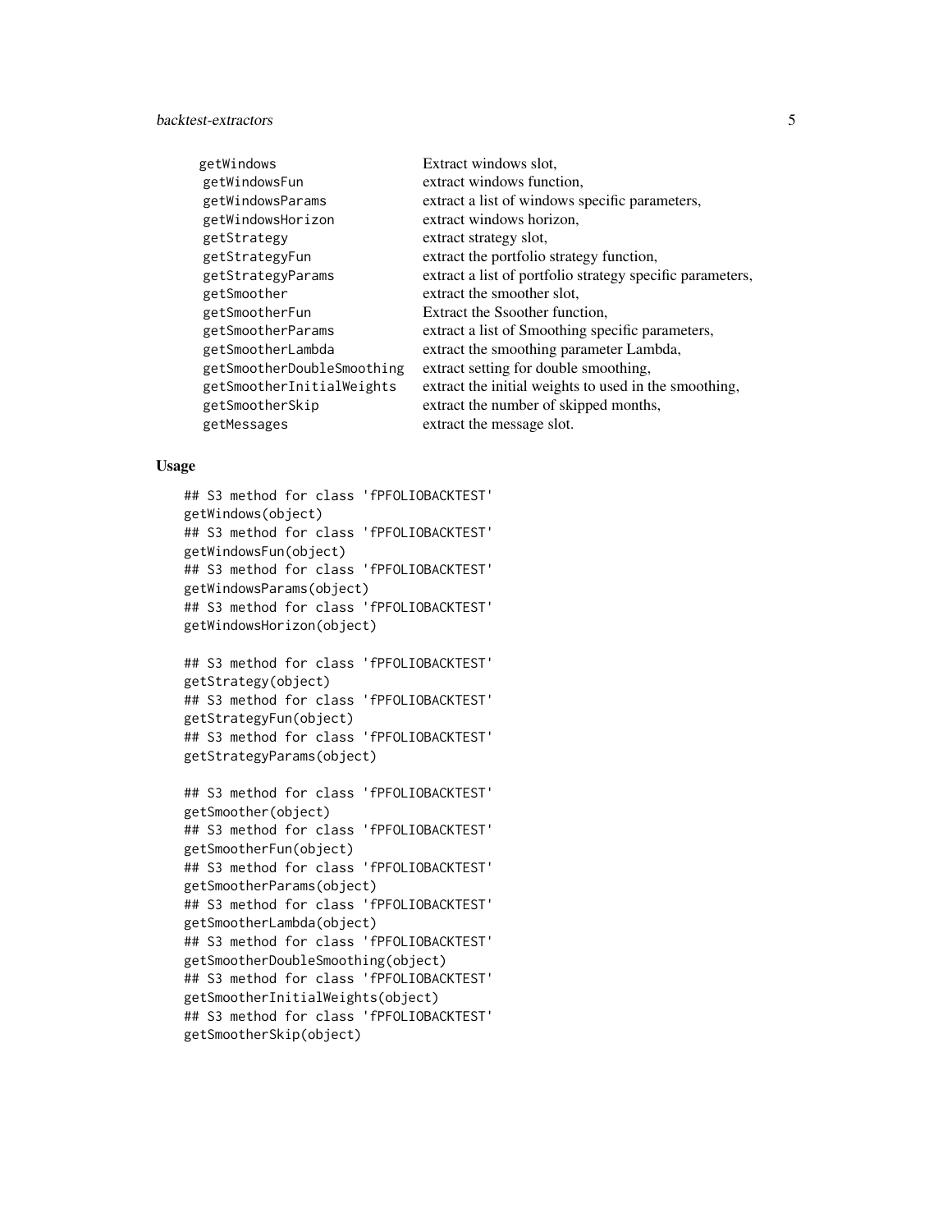| | |
|---|---|
| `getWindows` | Extract windows slot, |
| `getWindowsFun` | extract windows function, |
| `getWindowsParams` | extract a list of windows specific parameters, |
| `getWindowsHorizon` | extract windows horizon, |
| `getStrategy` | extract strategy slot, |
| `getStrategyFun` | extract the portfolio strategy function, |
| `getStrategyParams` | extract a list of portfolio strategy specific parameters, |
| `getSmoother` | extract the smoother slot, |
| `getSmootherFun` | Extract the Ssoother function, |
| `getSmootherParams` | extract a list of Smoothing specific parameters, |
| `getSmootherLambda` | extract the smoothing parameter Lambda, |
| `getSmootherDoubleSmoothing` | extract setting for double smoothing, |
| `getSmootherInitialWeights` | extract the initial weights to used in the smoothing, |
| `getSmootherSkip` | extract the number of skipped months, |
| `getMessages` | extract the message slot. |

### Usage

```
## S3 method for class 'fPFOLIOBACKTEST'
getWindows(object)
## S3 method for class 'fPFOLIOBACKTEST'
getWindowsFun(object)
## S3 method for class 'fPFOLIOBACKTEST'
getWindowsParams(object)
## S3 method for class 'fPFOLIOBACKTEST'
getWindowsHorizon(object)

## S3 method for class 'fPFOLIOBACKTEST'
getStrategy(object)
## S3 method for class 'fPFOLIOBACKTEST'
getStrategyFun(object)
## S3 method for class 'fPFOLIOBACKTEST'
getStrategyParams(object)

## S3 method for class 'fPFOLIOBACKTEST'
getSmoother(object)
## S3 method for class 'fPFOLIOBACKTEST'
getSmootherFun(object)
## S3 method for class 'fPFOLIOBACKTEST'
getSmootherParams(object)
## S3 method for class 'fPFOLIOBACKTEST'
getSmootherLambda(object)
## S3 method for class 'fPFOLIOBACKTEST'
getSmootherDoubleSmoothing(object)
## S3 method for class 'fPFOLIOBACKTEST'
getSmootherInitialWeights(object)
## S3 method for class 'fPFOLIOBACKTEST'
getSmootherSkip(object)
```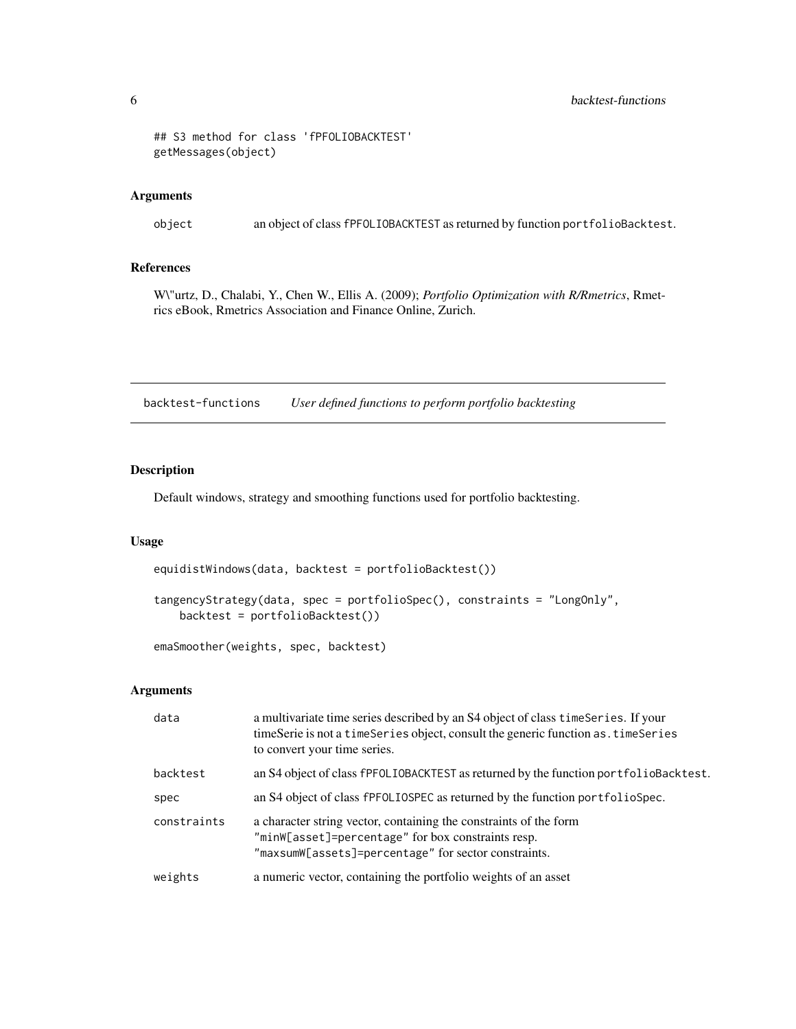```
## S3 method for class 'fPFOLIOBACKTEST'
getMessages(object)
```

### Arguments

| | |
|---|---|
| object | an object of class fPFOLIOBACKTEST as returned by function portfolioBacktest. |

### References

W\"urtz, D., Chalabi, Y., Chen W., Ellis A. (2009); *Portfolio Optimization with R/Rmetrics*, Rmetrics eBook, Rmetrics Association and Finance Online, Zurich.

---

## backtest-functions &nbsp;&nbsp; *User defined functions to perform portfolio backtesting*

---

### Description

Default windows, strategy and smoothing functions used for portfolio backtesting.

### Usage

```
equidistWindows(data, backtest = portfolioBacktest())

tangencyStrategy(data, spec = portfolioSpec(), constraints = "LongOnly",
    backtest = portfolioBacktest())

emaSmoother(weights, spec, backtest)
```

### Arguments

| | |
|---|---|
| data | a multivariate time series described by an S4 object of class timeSeries. If your timeSerie is not a timeSeries object, consult the generic function as.timeSeries to convert your time series. |
| backtest | an S4 object of class fPFOLIOBACKTEST as returned by the function portfolioBacktest. |
| spec | an S4 object of class fPFOLIOSPEC as returned by the function portfolioSpec. |
| constraints | a character string vector, containing the constraints of the form "minW[asset]=percentage" for box constraints resp. "maxsumW[assets]=percentage" for sector constraints. |
| weights | a numeric vector, containing the portfolio weights of an asset |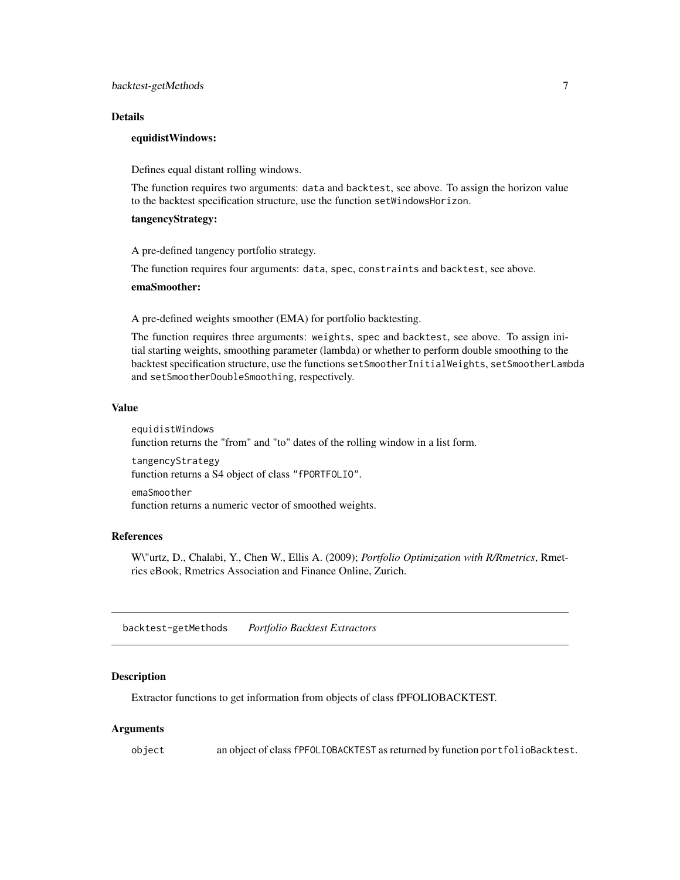## Details

**equidistWindows:**

Defines equal distant rolling windows.

The function requires two arguments: `data` and `backtest`, see above. To assign the horizon value to the backtest specification structure, use the function `setWindowsHorizon`.

**tangencyStrategy:**

A pre-defined tangency portfolio strategy.

The function requires four arguments: `data`, `spec`, `constraints` and `backtest`, see above.

**emaSmoother:**

A pre-defined weights smoother (EMA) for portfolio backtesting.

The function requires three arguments: `weights`, `spec` and `backtest`, see above. To assign initial starting weights, smoothing parameter (lambda) or whether to perform double smoothing to the backtest specification structure, use the functions `setSmootherInitialWeights`, `setSmootherLambda` and `setSmootherDoubleSmoothing`, respectively.

## Value

`equidistWindows`
function returns the "from" and "to" dates of the rolling window in a list form.

`tangencyStrategy`
function returns a S4 object of class `"fPORTFOLIO"`.

`emaSmoother`
function returns a numeric vector of smoothed weights.

## References

W\"urtz, D., Chalabi, Y., Chen W., Ellis A. (2009); *Portfolio Optimization with R/Rmetrics*, Rmetrics eBook, Rmetrics Association and Finance Online, Zurich.

---

# backtest-getMethods *Portfolio Backtest Extractors*

## Description

Extractor functions to get information from objects of class fPFOLIOBACKTEST.

## Arguments

| | |
|---|---|
| `object` | an object of class `fPFOLIOBACKTEST` as returned by function `portfolioBacktest`. |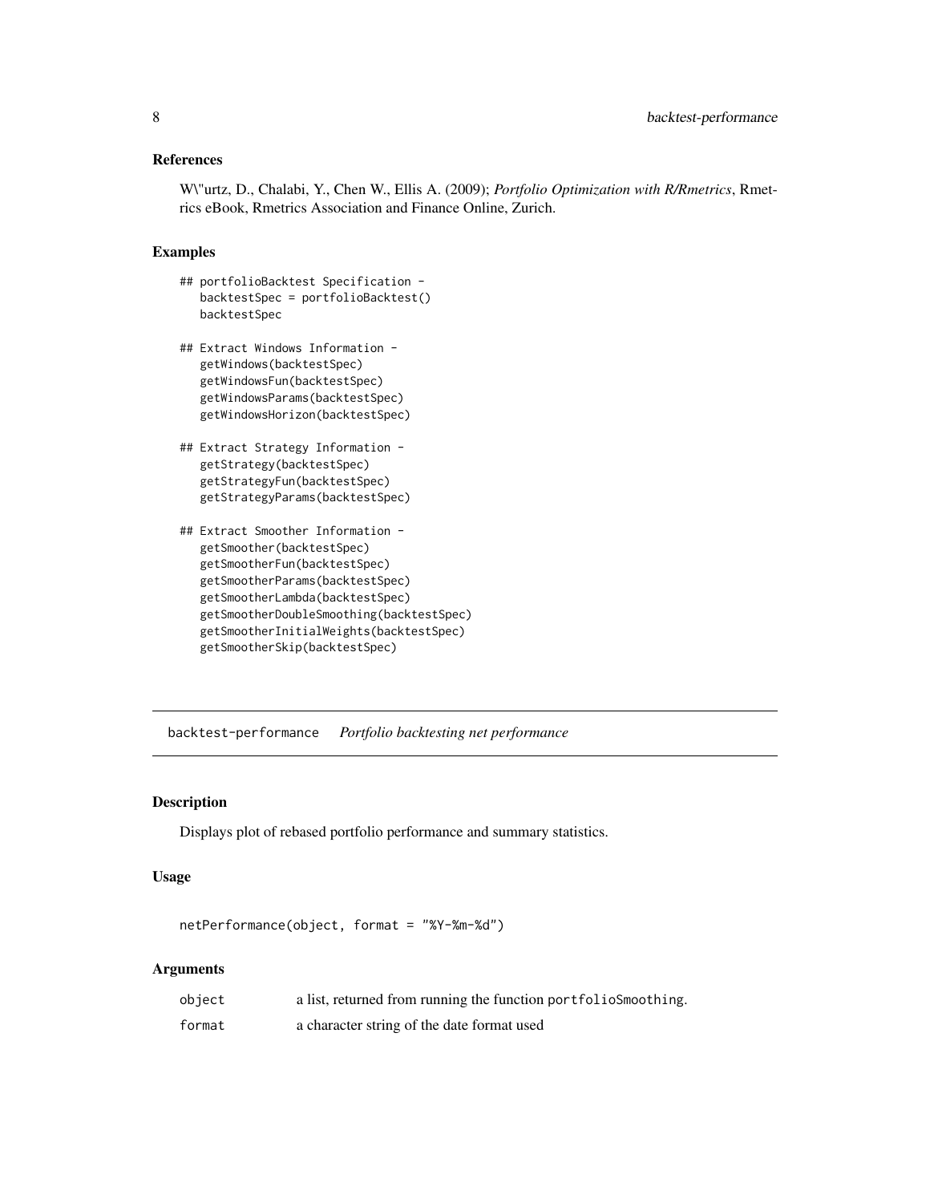### References

W\"urtz, D., Chalabi, Y., Chen W., Ellis A. (2009); *Portfolio Optimization with R/Rmetrics*, Rmetrics eBook, Rmetrics Association and Finance Online, Zurich.

### Examples

```
## portfolioBacktest Specification -
   backtestSpec = portfolioBacktest()
   backtestSpec

## Extract Windows Information -
   getWindows(backtestSpec)
   getWindowsFun(backtestSpec)
   getWindowsParams(backtestSpec)
   getWindowsHorizon(backtestSpec)

## Extract Strategy Information -
   getStrategy(backtestSpec)
   getStrategyFun(backtestSpec)
   getStrategyParams(backtestSpec)

## Extract Smoother Information -
   getSmoother(backtestSpec)
   getSmootherFun(backtestSpec)
   getSmootherParams(backtestSpec)
   getSmootherLambda(backtestSpec)
   getSmootherDoubleSmoothing(backtestSpec)
   getSmootherInitialWeights(backtestSpec)
   getSmootherSkip(backtestSpec)
```

---

## backtest-performance *Portfolio backtesting net performance*

---

### Description

Displays plot of rebased portfolio performance and summary statistics.

### Usage

```
netPerformance(object, format = "%Y-%m-%d")
```

### Arguments

| | |
|---|---|
| object | a list, returned from running the function portfolioSmoothing. |
| format | a character string of the date format used |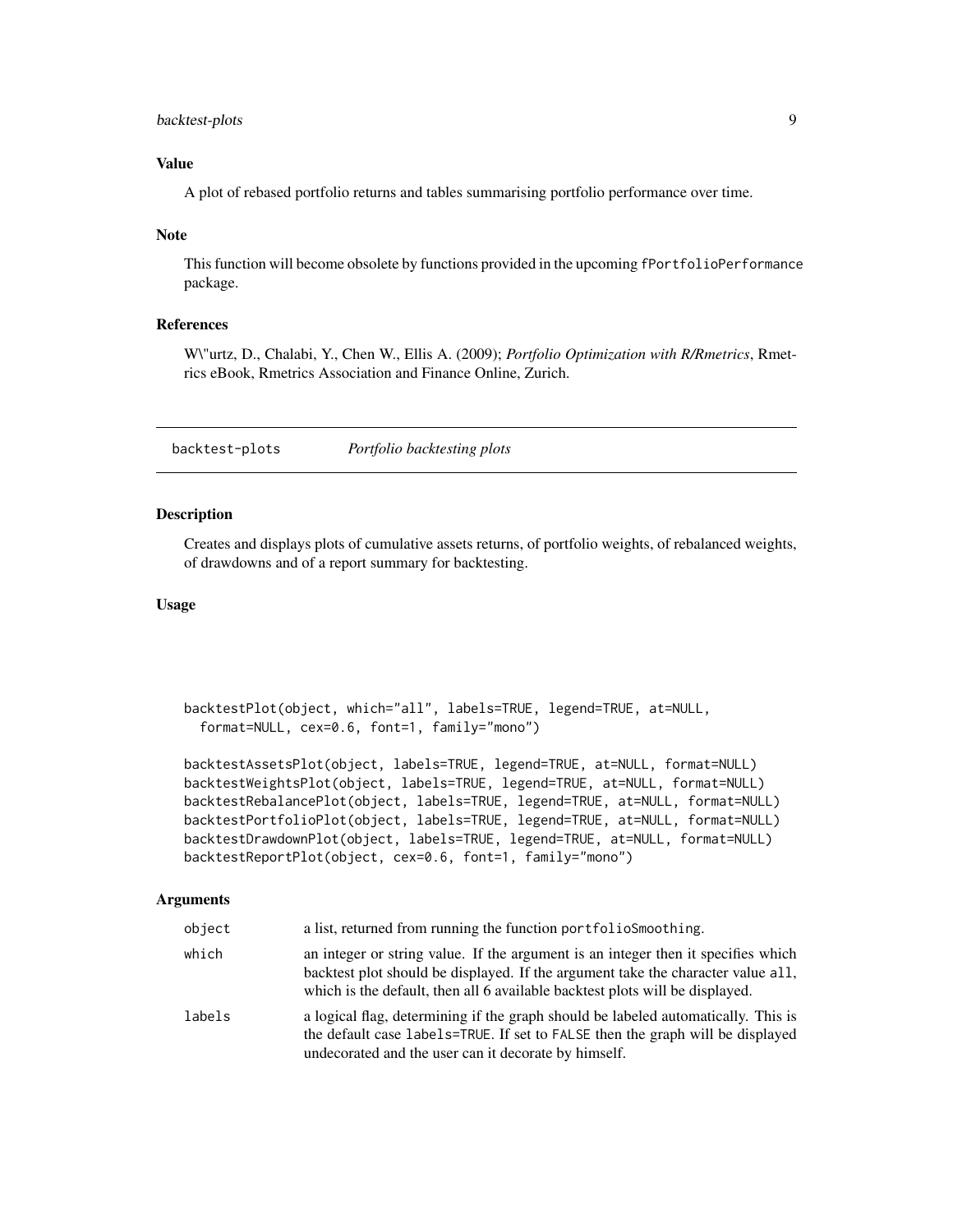### Value

A plot of rebased portfolio returns and tables summarising portfolio performance over time.

### Note

This function will become obsolete by functions provided in the upcoming fPortfolioPerformance package.

### References

W\"urtz, D., Chalabi, Y., Chen W., Ellis A. (2009); *Portfolio Optimization with R/Rmetrics*, Rmetrics eBook, Rmetrics Association and Finance Online, Zurich.

---

## backtest-plots *Portfolio backtesting plots*

### Description

Creates and displays plots of cumulative assets returns, of portfolio weights, of rebalanced weights, of drawdowns and of a report summary for backtesting.

### Usage

```
backtestPlot(object, which="all", labels=TRUE, legend=TRUE, at=NULL,
  format=NULL, cex=0.6, font=1, family="mono")

backtestAssetsPlot(object, labels=TRUE, legend=TRUE, at=NULL, format=NULL)
backtestWeightsPlot(object, labels=TRUE, legend=TRUE, at=NULL, format=NULL)
backtestRebalancePlot(object, labels=TRUE, legend=TRUE, at=NULL, format=NULL)
backtestPortfolioPlot(object, labels=TRUE, legend=TRUE, at=NULL, format=NULL)
backtestDrawdownPlot(object, labels=TRUE, legend=TRUE, at=NULL, format=NULL)
backtestReportPlot(object, cex=0.6, font=1, family="mono")
```

### Arguments

| | |
|---|---|
| object | a list, returned from running the function portfolioSmoothing. |
| which | an integer or string value. If the argument is an integer then it specifies which backtest plot should be displayed. If the argument take the character value all, which is the default, then all 6 available backtest plots will be displayed. |
| labels | a logical flag, determining if the graph should be labeled automatically. This is the default case labels=TRUE. If set to FALSE then the graph will be displayed undecorated and the user can it decorate by himself. |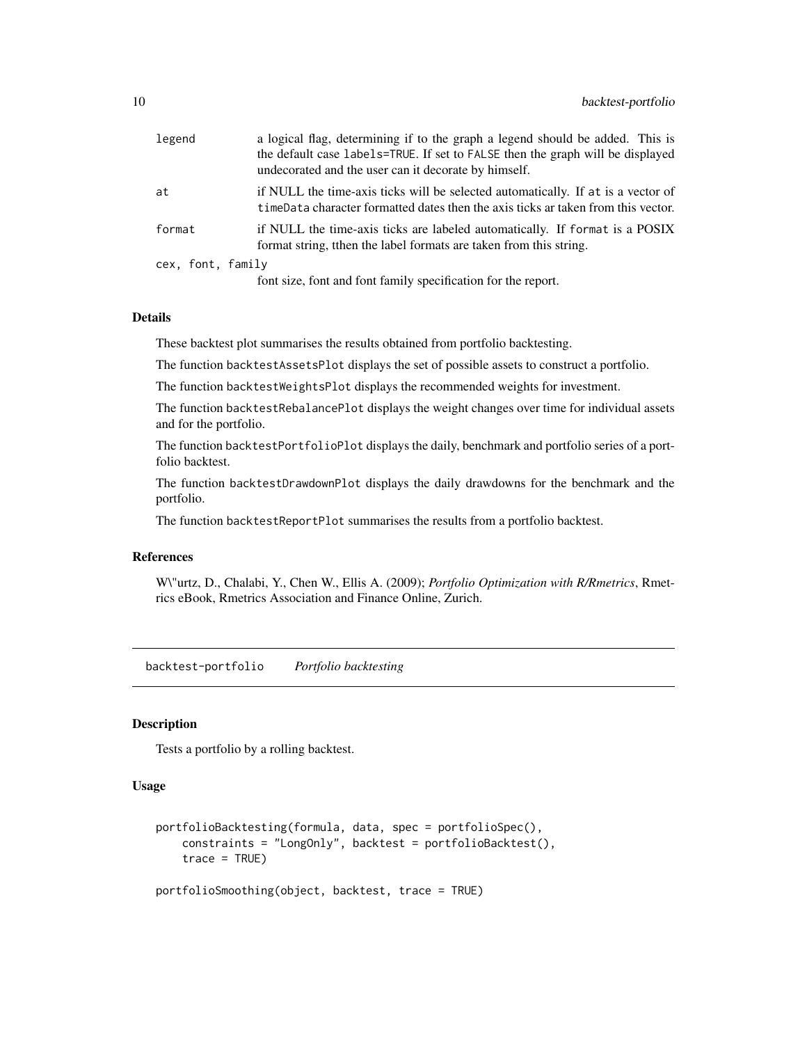| | |
|---|---|
| legend | a logical flag, determining if to the graph a legend should be added. This is the default case labels=TRUE. If set to FALSE then the graph will be displayed undecorated and the user can it decorate by himself. |
| at | if NULL the time-axis ticks will be selected automatically. If at is a vector of timeData character formatted dates then the axis ticks ar taken from this vector. |
| format | if NULL the time-axis ticks are labeled automatically. If format is a POSIX format string, tthen the label formats are taken from this string. |
| cex, font, family | font size, font and font family specification for the report. |

### Details

These backtest plot summarises the results obtained from portfolio backtesting.

The function backtestAssetsPlot displays the set of possible assets to construct a portfolio.

The function backtestWeightsPlot displays the recommended weights for investment.

The function backtestRebalancePlot displays the weight changes over time for individual assets and for the portfolio.

The function backtestPortfolioPlot displays the daily, benchmark and portfolio series of a portfolio backtest.

The function backtestDrawdownPlot displays the daily drawdowns for the benchmark and the portfolio.

The function backtestReportPlot summarises the results from a portfolio backtest.

### References

W\"urtz, D., Chalabi, Y., Chen W., Ellis A. (2009); *Portfolio Optimization with R/Rmetrics*, Rmetrics eBook, Rmetrics Association and Finance Online, Zurich.

## backtest-portfolio *Portfolio backtesting*

### Description

Tests a portfolio by a rolling backtest.

### Usage

```
portfolioBacktesting(formula, data, spec = portfolioSpec(),
    constraints = "LongOnly", backtest = portfolioBacktest(),
    trace = TRUE)

portfolioSmoothing(object, backtest, trace = TRUE)
```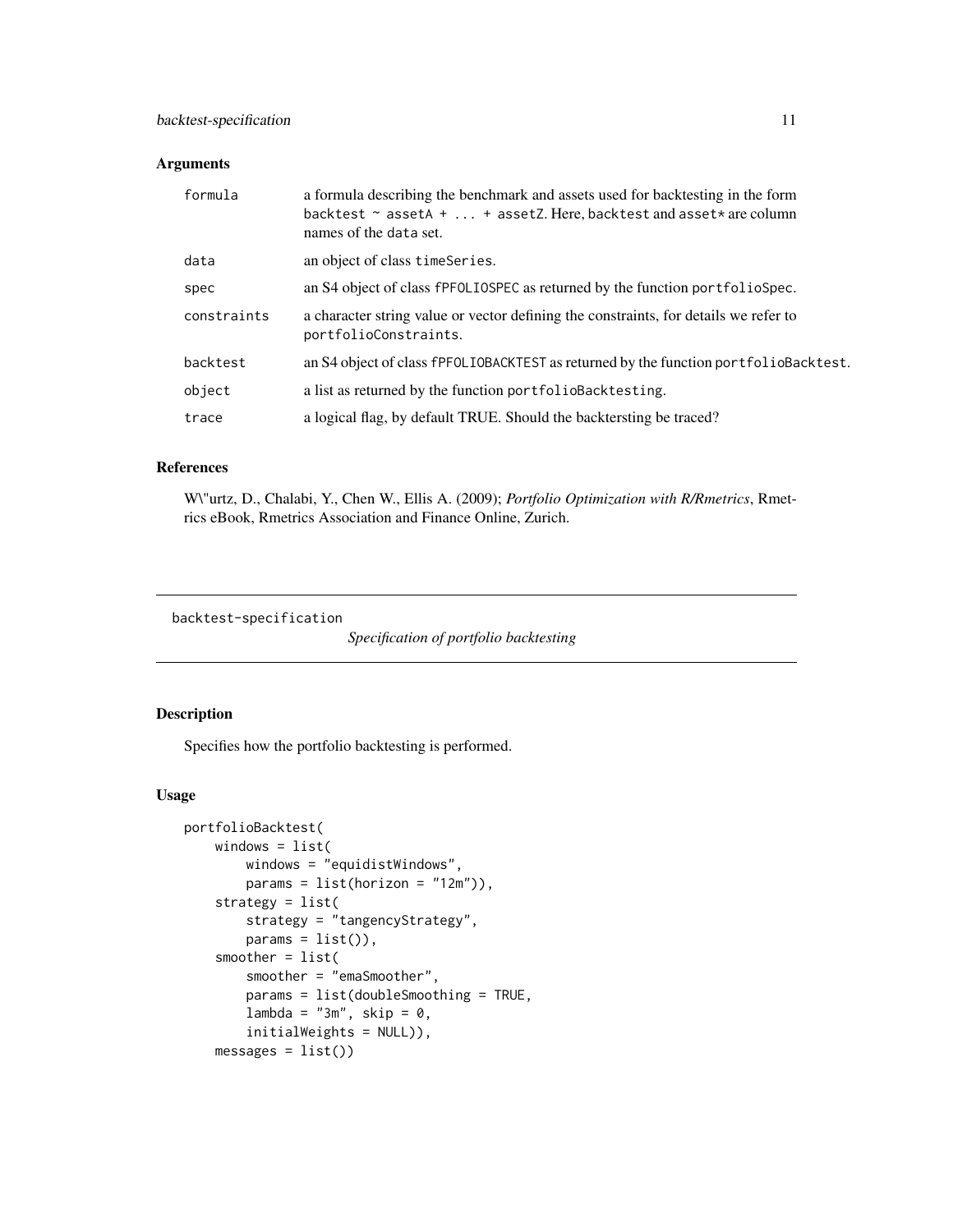## Arguments

| | |
|---|---|
| `formula` | a formula describing the benchmark and assets used for backtesting in the form `backtest ~ assetA + ... + assetZ`. Here, `backtest` and `asset*` are column names of the `data` set. |
| `data` | an object of class `timeSeries`. |
| `spec` | an S4 object of class `fPFOLIOSPEC` as returned by the function `portfolioSpec`. |
| `constraints` | a character string value or vector defining the constraints, for details we refer to `portfolioConstraints`. |
| `backtest` | an S4 object of class `fPFOLIOBACKTEST` as returned by the function `portfolioBacktest`. |
| `object` | a list as returned by the function `portfolioBacktesting`. |
| `trace` | a logical flag, by default TRUE. Should the backtersting be traced? |

## References

W\"urtz, D., Chalabi, Y., Chen W., Ellis A. (2009); *Portfolio Optimization with R/Rmetrics*, Rmetrics eBook, Rmetrics Association and Finance Online, Zurich.

---

`backtest-specification` *Specification of portfolio backtesting*

---

## Description

Specifies how the portfolio backtesting is performed.

## Usage

```
portfolioBacktest(
    windows = list(
        windows = "equidistWindows",
        params = list(horizon = "12m")),
    strategy = list(
        strategy = "tangencyStrategy",
        params = list()),
    smoother = list(
        smoother = "emaSmoother",
        params = list(doubleSmoothing = TRUE,
        lambda = "3m", skip = 0,
        initialWeights = NULL)),
    messages = list())
```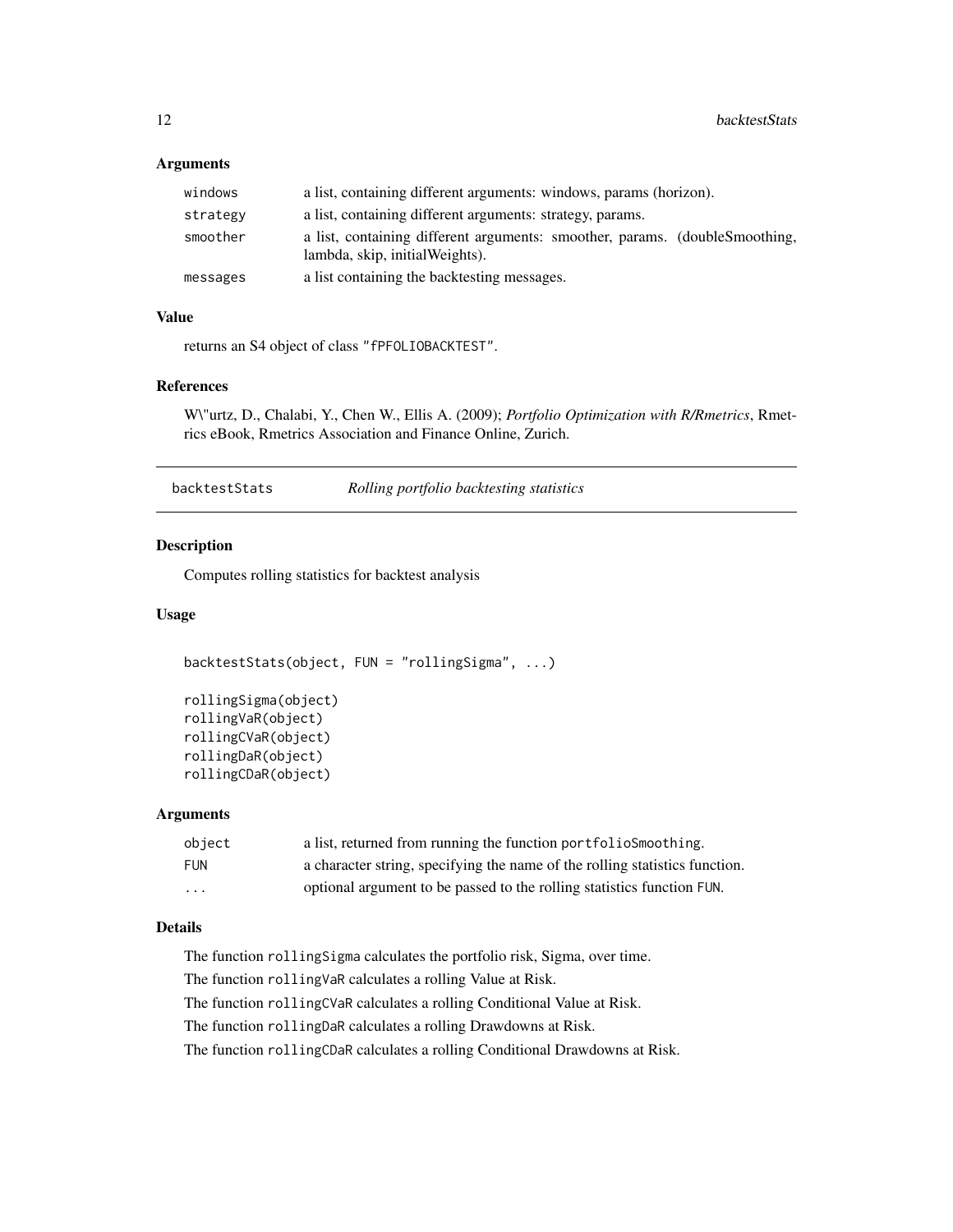### Arguments

| | |
|---|---|
| `windows` | a list, containing different arguments: windows, params (horizon). |
| `strategy` | a list, containing different arguments: strategy, params. |
| `smoother` | a list, containing different arguments: smoother, params. (doubleSmoothing, lambda, skip, initialWeights). |
| `messages` | a list containing the backtesting messages. |

### Value

returns an S4 object of class `"fPFOLIOBACKTEST"`.

### References

W\"urtz, D., Chalabi, Y., Chen W., Ellis A. (2009); *Portfolio Optimization with R/Rmetrics*, Rmetrics eBook, Rmetrics Association and Finance Online, Zurich.

## backtestStats    *Rolling portfolio backtesting statistics*

### Description

Computes rolling statistics for backtest analysis

### Usage

```
backtestStats(object, FUN = "rollingSigma", ...)

rollingSigma(object)
rollingVaR(object)
rollingCVaR(object)
rollingDaR(object)
rollingCDaR(object)
```

### Arguments

| | |
|---|---|
| `object` | a list, returned from running the function `portfolioSmoothing`. |
| `FUN` | a character string, specifying the name of the rolling statistics function. |
| `...` | optional argument to be passed to the rolling statistics function `FUN`. |

### Details

The function `rollingSigma` calculates the portfolio risk, Sigma, over time.

The function `rollingVaR` calculates a rolling Value at Risk.

The function `rollingCVaR` calculates a rolling Conditional Value at Risk.

The function `rollingDaR` calculates a rolling Drawdowns at Risk.

The function `rollingCDaR` calculates a rolling Conditional Drawdowns at Risk.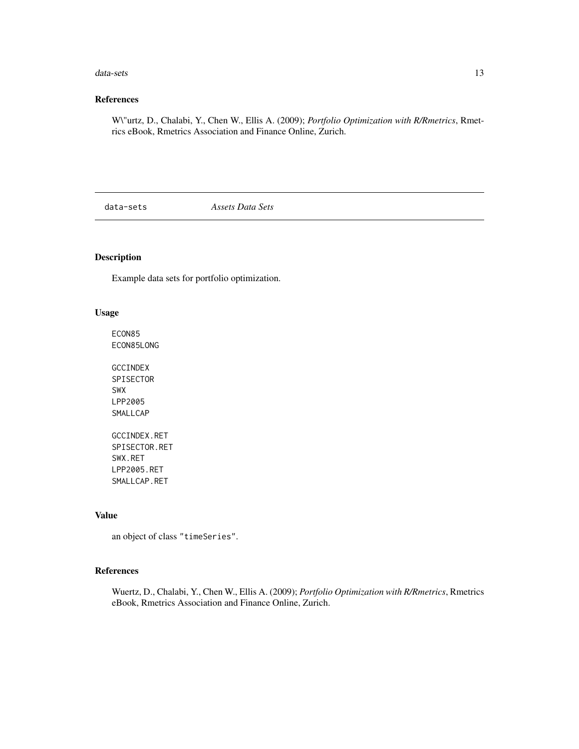## References

W\"urtz, D., Chalabi, Y., Chen W., Ellis A. (2009); *Portfolio Optimization with R/Rmetrics*, Rmetrics eBook, Rmetrics Association and Finance Online, Zurich.

---

data-sets *Assets Data Sets*

---

## Description

Example data sets for portfolio optimization.

## Usage

```
ECON85
ECON85LONG

GCCINDEX
SPISECTOR
SWX
LPP2005
SMALLCAP

GCCINDEX.RET
SPISECTOR.RET
SWX.RET
LPP2005.RET
SMALLCAP.RET
```

## Value

an object of class "timeSeries".

## References

Wuertz, D., Chalabi, Y., Chen W., Ellis A. (2009); *Portfolio Optimization with R/Rmetrics*, Rmetrics eBook, Rmetrics Association and Finance Online, Zurich.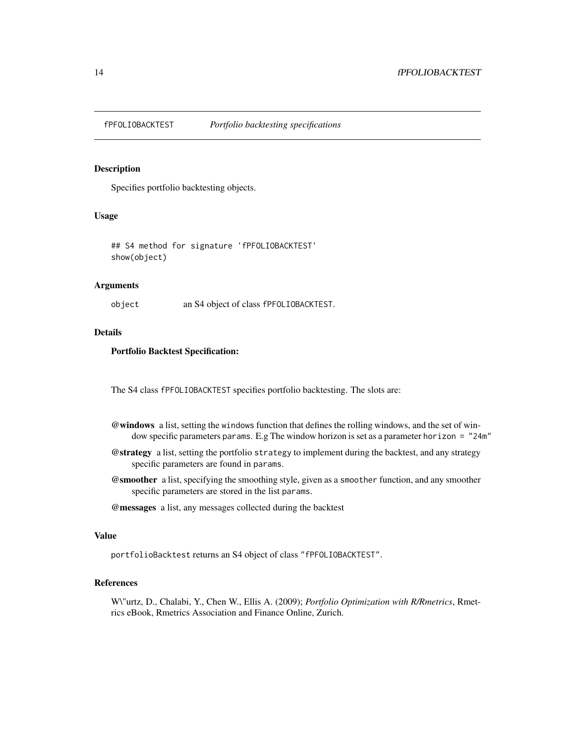fPFOLIOBACKTEST *Portfolio backtesting specifications*

### Description

Specifies portfolio backtesting objects.

### Usage

```
## S4 method for signature 'fPFOLIOBACKTEST'
show(object)
```

### Arguments

`object` an S4 object of class `fPFOLIOBACKTEST`.

### Details

**Portfolio Backtest Specification:**

The S4 class `fPFOLIOBACKTEST` specifies portfolio backtesting. The slots are:

**@windows** a list, setting the `windows` function that defines the rolling windows, and the set of window specific parameters `params`. E.g The window horizon is set as a parameter `horizon = "24m"`

**@strategy** a list, setting the portfolio `strategy` to implement during the backtest, and any strategy specific parameters are found in `params`.

**@smoother** a list, specifying the smoothing style, given as a `smoother` function, and any smoother specific parameters are stored in the list `params`.

**@messages** a list, any messages collected during the backtest

### Value

`portfolioBacktest` returns an S4 object of class `"fPFOLIOBACKTEST"`.

### References

W\"urtz, D., Chalabi, Y., Chen W., Ellis A. (2009); *Portfolio Optimization with R/Rmetrics*, Rmetrics eBook, Rmetrics Association and Finance Online, Zurich.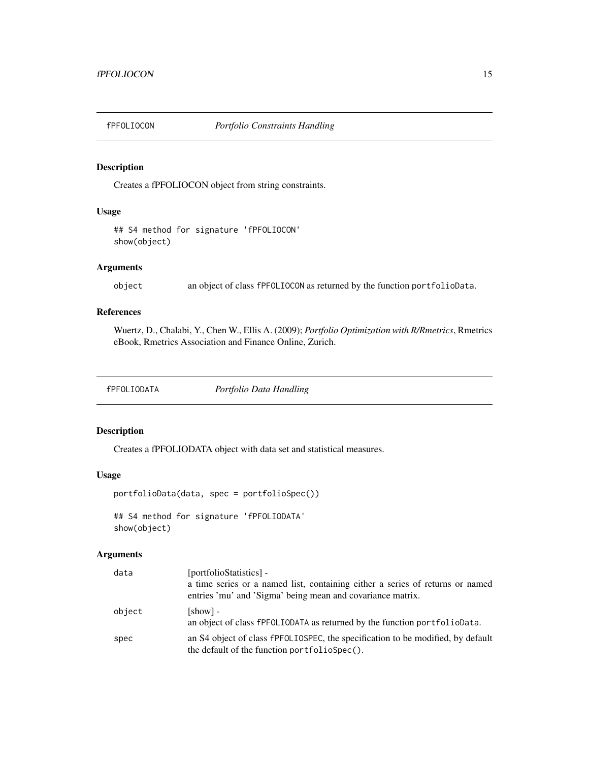## fPFOLIOCON *Portfolio Constraints Handling*

### Description

Creates a fPFOLIOCON object from string constraints.

### Usage

```
## S4 method for signature 'fPFOLIOCON'
show(object)
```

### Arguments

| | |
|---|---|
| object | an object of class fPFOLIOCON as returned by the function portfolioData. |

### References

Wuertz, D., Chalabi, Y., Chen W., Ellis A. (2009); *Portfolio Optimization with R/Rmetrics*, Rmetrics eBook, Rmetrics Association and Finance Online, Zurich.

## fPFOLIODATA *Portfolio Data Handling*

### Description

Creates a fPFOLIODATA object with data set and statistical measures.

### Usage

```
portfolioData(data, spec = portfolioSpec())

## S4 method for signature 'fPFOLIODATA'
show(object)
```

### Arguments

| | |
|---|---|
| data | [portfolioStatistics] - a time series or a named list, containing either a series of returns or named entries 'mu' and 'Sigma' being mean and covariance matrix. |
| object | [show] - an object of class fPFOLIODATA as returned by the function portfolioData. |
| spec | an S4 object of class fPFOLIOSPEC, the specification to be modified, by default the default of the function portfolioSpec(). |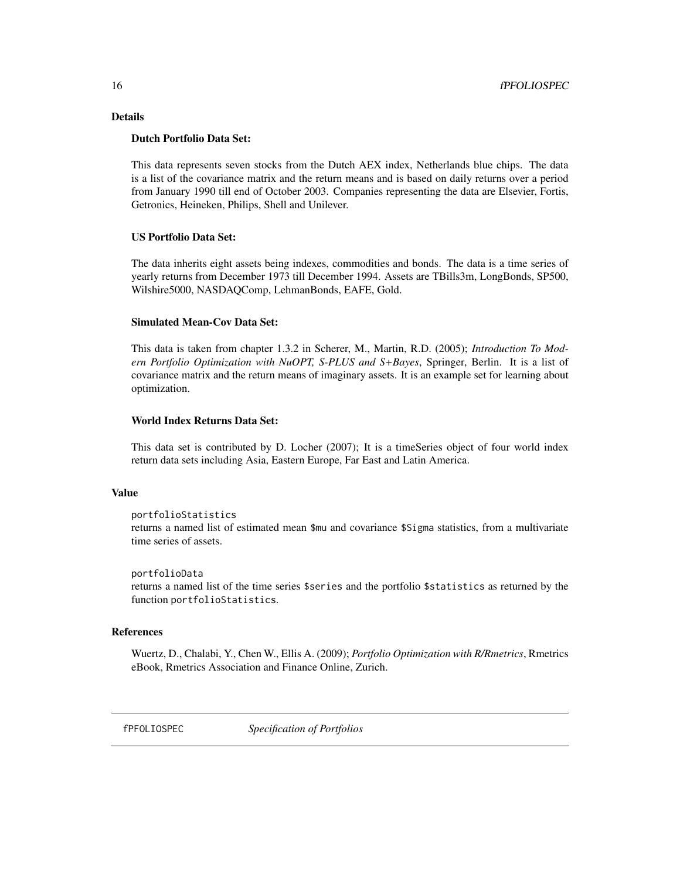## Details

### Dutch Portfolio Data Set:

This data represents seven stocks from the Dutch AEX index, Netherlands blue chips. The data is a list of the covariance matrix and the return means and is based on daily returns over a period from January 1990 till end of October 2003. Companies representing the data are Elsevier, Fortis, Getronics, Heineken, Philips, Shell and Unilever.

### US Portfolio Data Set:

The data inherits eight assets being indexes, commodities and bonds. The data is a time series of yearly returns from December 1973 till December 1994. Assets are TBills3m, LongBonds, SP500, Wilshire5000, NASDAQComp, LehmanBonds, EAFE, Gold.

### Simulated Mean-Cov Data Set:

This data is taken from chapter 1.3.2 in Scherer, M., Martin, R.D. (2005); *Introduction To Modern Portfolio Optimization with NuOPT, S-PLUS and S+Bayes*, Springer, Berlin. It is a list of covariance matrix and the return means of imaginary assets. It is an example set for learning about optimization.

### World Index Returns Data Set:

This data set is contributed by D. Locher (2007); It is a timeSeries object of four world index return data sets including Asia, Eastern Europe, Far East and Latin America.

## Value

`portfolioStatistics`
returns a named list of estimated mean `$mu` and covariance `$Sigma` statistics, from a multivariate time series of assets.

`portfolioData`
returns a named list of the time series `$series` and the portfolio `$statistics` as returned by the function `portfolioStatistics`.

## References

Wuertz, D., Chalabi, Y., Chen W., Ellis A. (2009); *Portfolio Optimization with R/Rmetrics*, Rmetrics eBook, Rmetrics Association and Finance Online, Zurich.

---

# fPFOLIOSPEC — *Specification of Portfolios*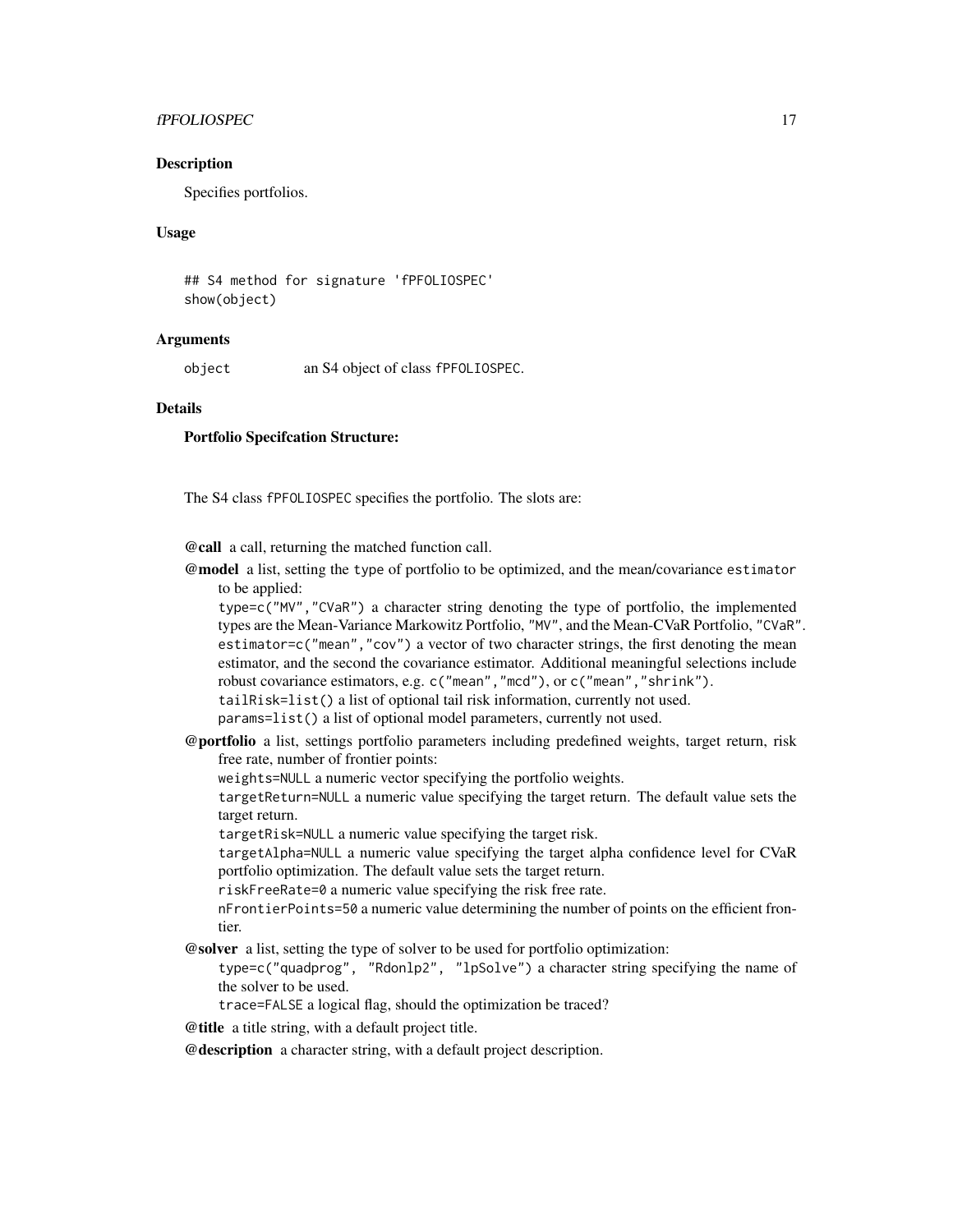## Description

Specifies portfolios.

## Usage

```
## S4 method for signature 'fPFOLIOSPEC'
show(object)
```

## Arguments

`object` an S4 object of class `fPFOLIOSPEC`.

## Details

**Portfolio Specifcation Structure:**

The S4 class `fPFOLIOSPEC` specifies the portfolio. The slots are:

**@call** a call, returning the matched function call.

**@model** a list, setting the `type` of portfolio to be optimized, and the mean/covariance `estimator` to be applied:
`type=c("MV","CVaR")` a character string denoting the type of portfolio, the implemented types are the Mean-Variance Markowitz Portfolio, `"MV"`, and the Mean-CVaR Portfolio, `"CVaR"`.
`estimator=c("mean","cov")` a vector of two character strings, the first denoting the mean estimator, and the second the covariance estimator. Additional meaningful selections include robust covariance estimators, e.g. `c("mean","mcd")`, or `c("mean","shrink")`.
`tailRisk=list()` a list of optional tail risk information, currently not used.
`params=list()` a list of optional model parameters, currently not used.

**@portfolio** a list, settings portfolio parameters including predefined weights, target return, risk free rate, number of frontier points:
`weights=NULL` a numeric vector specifying the portfolio weights.
`targetReturn=NULL` a numeric value specifying the target return. The default value sets the target return.
`targetRisk=NULL` a numeric value specifying the target risk.
`targetAlpha=NULL` a numeric value specifying the target alpha confidence level for CVaR portfolio optimization. The default value sets the target return.
`riskFreeRate=0` a numeric value specifying the risk free rate.
`nFrontierPoints=50` a numeric value determining the number of points on the efficient frontier.

**@solver** a list, setting the type of solver to be used for portfolio optimization:
`type=c("quadprog", "Rdonlp2", "lpSolve")` a character string specifying the name of the solver to be used.
`trace=FALSE` a logical flag, should the optimization be traced?

**@title** a title string, with a default project title.

**@description** a character string, with a default project description.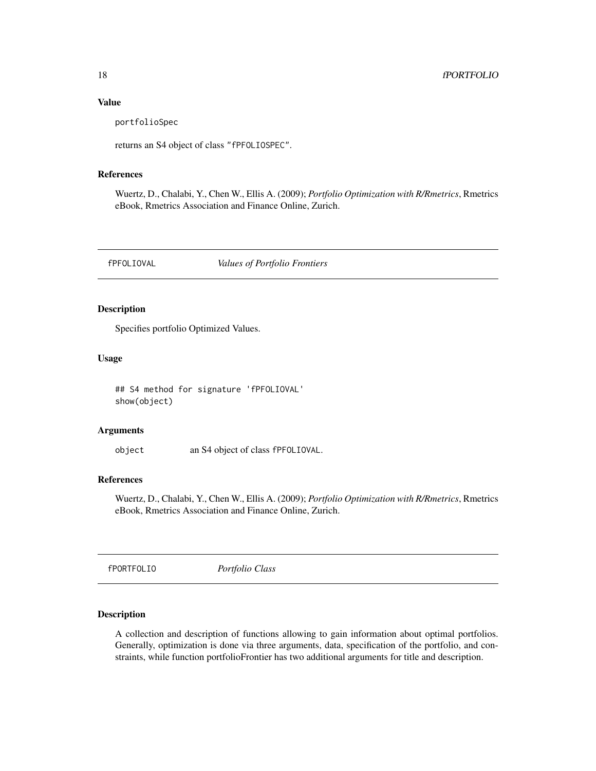### Value

portfolioSpec

returns an S4 object of class "fPFOLIOSPEC".

### References

Wuertz, D., Chalabi, Y., Chen W., Ellis A. (2009); *Portfolio Optimization with R/Rmetrics*, Rmetrics eBook, Rmetrics Association and Finance Online, Zurich.

---

## fPFOLIOVAL — *Values of Portfolio Frontiers*

### Description

Specifies portfolio Optimized Values.

### Usage

```
## S4 method for signature 'fPFOLIOVAL'
show(object)
```

### Arguments

object — an S4 object of class fPFOLIOVAL.

### References

Wuertz, D., Chalabi, Y., Chen W., Ellis A. (2009); *Portfolio Optimization with R/Rmetrics*, Rmetrics eBook, Rmetrics Association and Finance Online, Zurich.

---

## fPORTFOLIO — *Portfolio Class*

### Description

A collection and description of functions allowing to gain information about optimal portfolios. Generally, optimization is done via three arguments, data, specification of the portfolio, and constraints, while function portfolioFrontier has two additional arguments for title and description.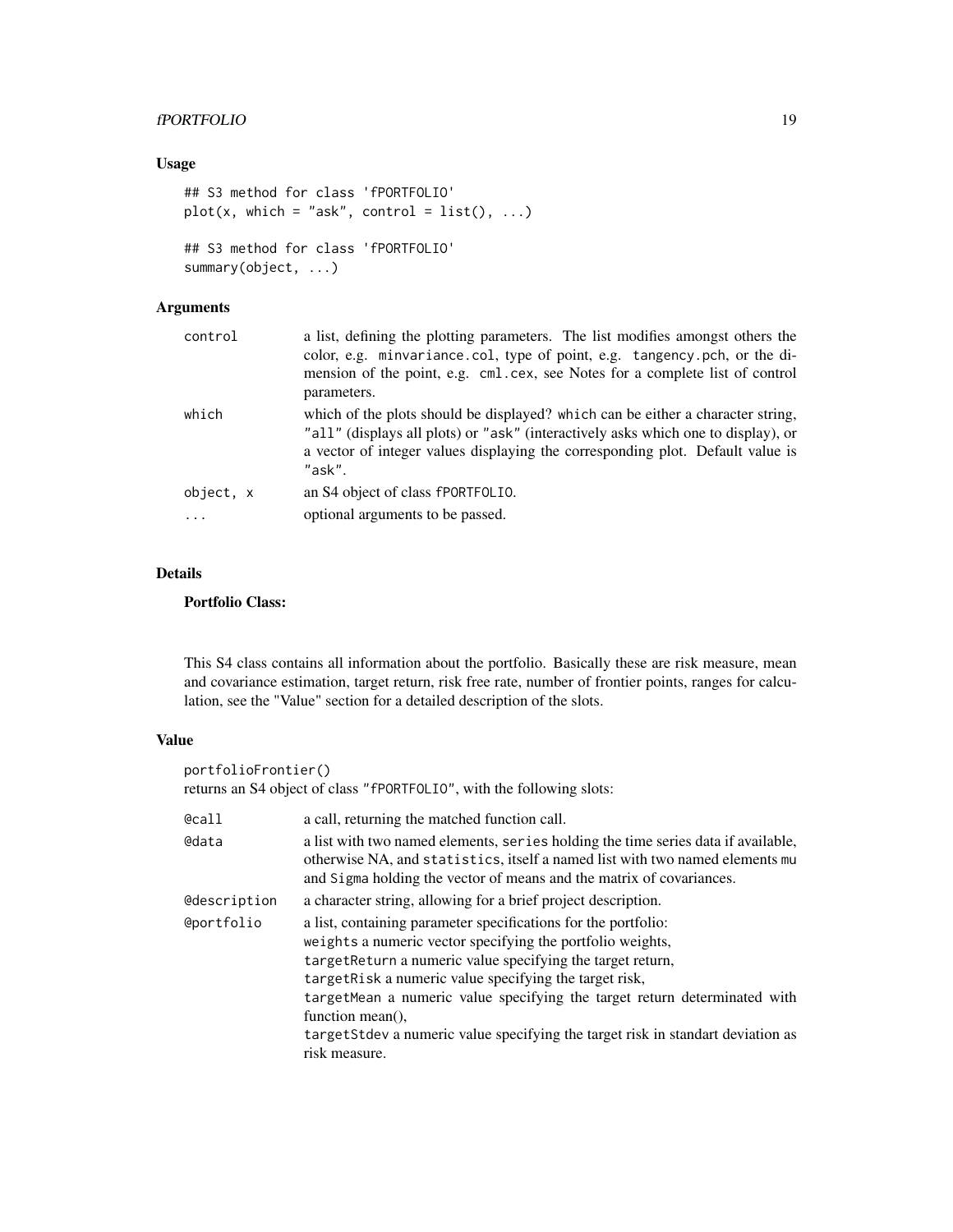## Usage

```
## S3 method for class 'fPORTFOLIO'
plot(x, which = "ask", control = list(), ...)

## S3 method for class 'fPORTFOLIO'
summary(object, ...)
```

## Arguments

| | |
|---|---|
| control | a list, defining the plotting parameters. The list modifies amongst others the color, e.g. `minvariance.col`, type of point, e.g. `tangency.pch`, or the dimension of the point, e.g. `cml.cex`, see Notes for a complete list of control parameters. |
| which | which of the plots should be displayed? `which` can be either a character string, `"all"` (displays all plots) or `"ask"` (interactively asks which one to display), or a vector of integer values displaying the corresponding plot. Default value is `"ask"`. |
| object, x | an S4 object of class `fPORTFOLIO`. |
| ... | optional arguments to be passed. |

## Details

**Portfolio Class:**

This S4 class contains all information about the portfolio. Basically these are risk measure, mean and covariance estimation, target return, risk free rate, number of frontier points, ranges for calculation, see the "Value" section for a detailed description of the slots.

## Value

`portfolioFrontier()`
returns an S4 object of class `"fPORTFOLIO"`, with the following slots:

| | |
|---|---|
| @call | a call, returning the matched function call. |
| @data | a list with two named elements, `series` holding the time series data if available, otherwise NA, and `statistics`, itself a named list with two named elements `mu` and `Sigma` holding the vector of means and the matrix of covariances. |
| @description | a character string, allowing for a brief project description. |
| @portfolio | a list, containing parameter specifications for the portfolio:<br>`weights` a numeric vector specifying the portfolio weights,<br>`targetReturn` a numeric value specifying the target return,<br>`targetRisk` a numeric value specifying the target risk,<br>`targetMean` a numeric value specifying the target return determinated with function mean(),<br>`targetStdev` a numeric value specifying the target risk in standart deviation as risk measure. |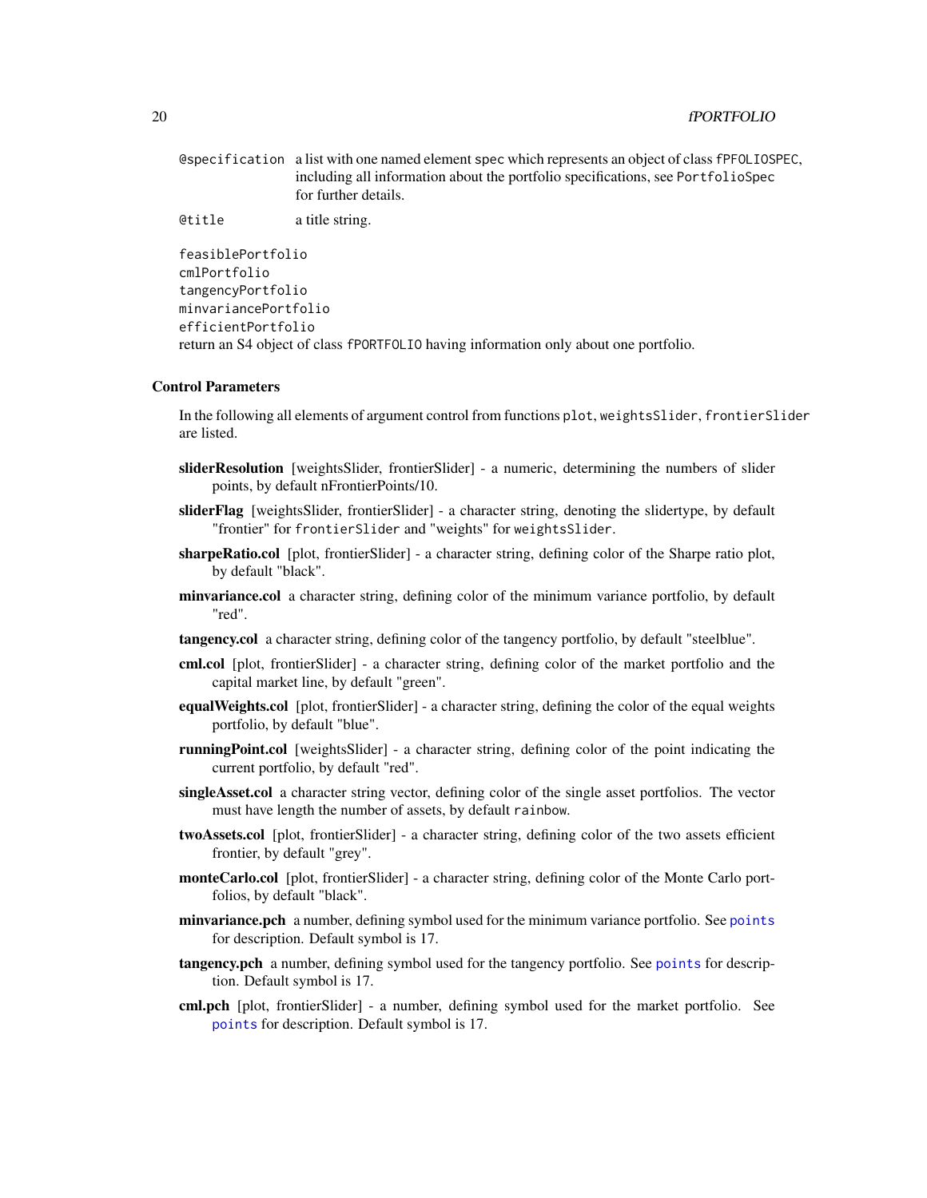`@specification` a list with one named element `spec` which represents an object of class `fPFOLIOSPEC`, including all information about the portfolio specifications, see `PortfolioSpec` for further details.

`@title` a title string.

`feasiblePortfolio`
`cmlPortfolio`
`tangencyPortfolio`
`minvariancePortfolio`
`efficientPortfolio`
return an S4 object of class `fPORTFOLIO` having information only about one portfolio.

### Control Parameters

In the following all elements of argument control from functions `plot`, `weightsSlider`, `frontierSlider` are listed.

**sliderResolution** [weightsSlider, frontierSlider] - a numeric, determining the numbers of slider points, by default nFrontierPoints/10.

**sliderFlag** [weightsSlider, frontierSlider] - a character string, denoting the slidertype, by default "frontier" for `frontierSlider` and "weights" for `weightsSlider`.

**sharpeRatio.col** [plot, frontierSlider] - a character string, defining color of the Sharpe ratio plot, by default "black".

**minvariance.col** a character string, defining color of the minimum variance portfolio, by default "red".

**tangency.col** a character string, defining color of the tangency portfolio, by default "steelblue".

**cml.col** [plot, frontierSlider] - a character string, defining color of the market portfolio and the capital market line, by default "green".

**equalWeights.col** [plot, frontierSlider] - a character string, defining the color of the equal weights portfolio, by default "blue".

**runningPoint.col** [weightsSlider] - a character string, defining color of the point indicating the current portfolio, by default "red".

**singleAsset.col** a character string vector, defining color of the single asset portfolios. The vector must have length the number of assets, by default `rainbow`.

**twoAssets.col** [plot, frontierSlider] - a character string, defining color of the two assets efficient frontier, by default "grey".

**monteCarlo.col** [plot, frontierSlider] - a character string, defining color of the Monte Carlo portfolios, by default "black".

**minvariance.pch** a number, defining symbol used for the minimum variance portfolio. See `points` for description. Default symbol is 17.

**tangency.pch** a number, defining symbol used for the tangency portfolio. See `points` for description. Default symbol is 17.

**cml.pch** [plot, frontierSlider] - a number, defining symbol used for the market portfolio. See `points` for description. Default symbol is 17.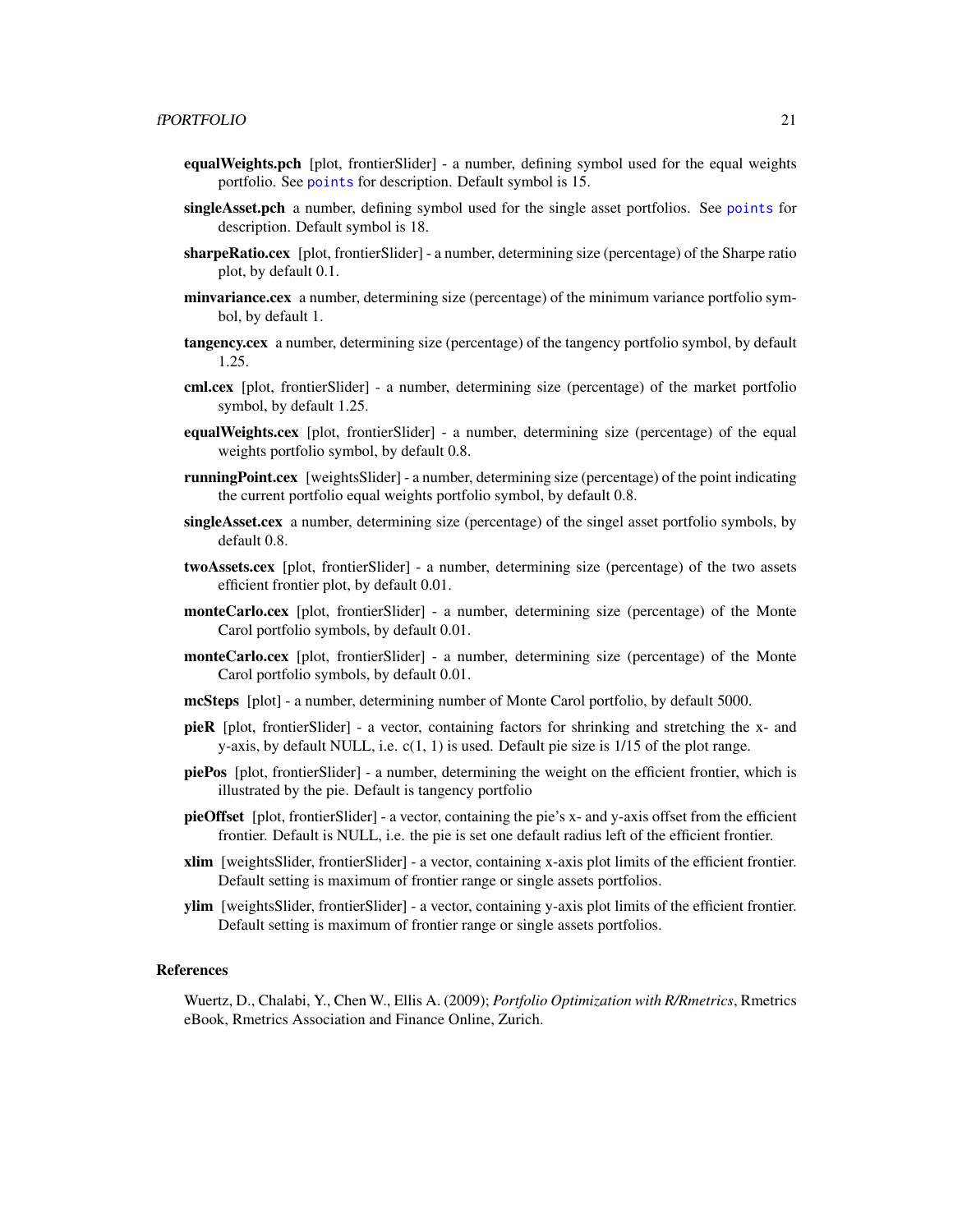**equalWeights.pch** [plot, frontierSlider] - a number, defining symbol used for the equal weights portfolio. See `points` for description. Default symbol is 15.

**singleAsset.pch** a number, defining symbol used for the single asset portfolios. See `points` for description. Default symbol is 18.

**sharpeRatio.cex** [plot, frontierSlider] - a number, determining size (percentage) of the Sharpe ratio plot, by default 0.1.

**minvariance.cex** a number, determining size (percentage) of the minimum variance portfolio symbol, by default 1.

**tangency.cex** a number, determining size (percentage) of the tangency portfolio symbol, by default 1.25.

**cml.cex** [plot, frontierSlider] - a number, determining size (percentage) of the market portfolio symbol, by default 1.25.

**equalWeights.cex** [plot, frontierSlider] - a number, determining size (percentage) of the equal weights portfolio symbol, by default 0.8.

**runningPoint.cex** [weightsSlider] - a number, determining size (percentage) of the point indicating the current portfolio equal weights portfolio symbol, by default 0.8.

**singleAsset.cex** a number, determining size (percentage) of the singel asset portfolio symbols, by default 0.8.

**twoAssets.cex** [plot, frontierSlider] - a number, determining size (percentage) of the two assets efficient frontier plot, by default 0.01.

**monteCarlo.cex** [plot, frontierSlider] - a number, determining size (percentage) of the Monte Carol portfolio symbols, by default 0.01.

**monteCarlo.cex** [plot, frontierSlider] - a number, determining size (percentage) of the Monte Carol portfolio symbols, by default 0.01.

**mcSteps** [plot] - a number, determining number of Monte Carol portfolio, by default 5000.

**pieR** [plot, frontierSlider] - a vector, containing factors for shrinking and stretching the x- and y-axis, by default NULL, i.e. c(1, 1) is used. Default pie size is 1/15 of the plot range.

**piePos** [plot, frontierSlider] - a number, determining the weight on the efficient frontier, which is illustrated by the pie. Default is tangency portfolio

**pieOffset** [plot, frontierSlider] - a vector, containing the pie's x- and y-axis offset from the efficient frontier. Default is NULL, i.e. the pie is set one default radius left of the efficient frontier.

**xlim** [weightsSlider, frontierSlider] - a vector, containing x-axis plot limits of the efficient frontier. Default setting is maximum of frontier range or single assets portfolios.

**ylim** [weightsSlider, frontierSlider] - a vector, containing y-axis plot limits of the efficient frontier. Default setting is maximum of frontier range or single assets portfolios.

## References

Wuertz, D., Chalabi, Y., Chen W., Ellis A. (2009); *Portfolio Optimization with R/Rmetrics*, Rmetrics eBook, Rmetrics Association and Finance Online, Zurich.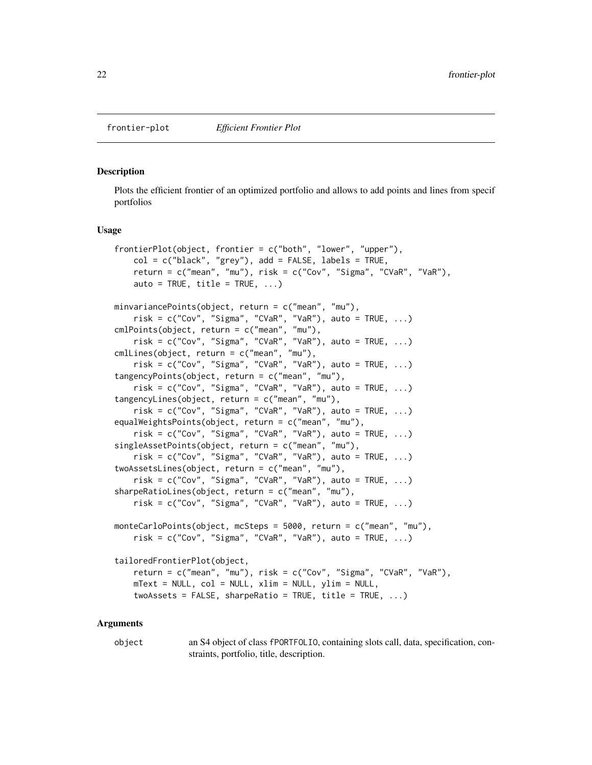frontier-plot    *Efficient Frontier Plot*

## Description

Plots the efficient frontier of an optimized portfolio and allows to add points and lines from specif portfolios

## Usage

```
frontierPlot(object, frontier = c("both", "lower", "upper"),
    col = c("black", "grey"), add = FALSE, labels = TRUE,
    return = c("mean", "mu"), risk = c("Cov", "Sigma", "CVaR", "VaR"),
    auto = TRUE, title = TRUE, ...)

minvariancePoints(object, return = c("mean", "mu"),
    risk = c("Cov", "Sigma", "CVaR", "VaR"), auto = TRUE, ...)
cmlPoints(object, return = c("mean", "mu"),
    risk = c("Cov", "Sigma", "CVaR", "VaR"), auto = TRUE, ...)
cmlLines(object, return = c("mean", "mu"),
    risk = c("Cov", "Sigma", "CVaR", "VaR"), auto = TRUE, ...)
tangencyPoints(object, return = c("mean", "mu"),
    risk = c("Cov", "Sigma", "CVaR", "VaR"), auto = TRUE, ...)
tangencyLines(object, return = c("mean", "mu"),
    risk = c("Cov", "Sigma", "CVaR", "VaR"), auto = TRUE, ...)
equalWeightsPoints(object, return = c("mean", "mu"),
    risk = c("Cov", "Sigma", "CVaR", "VaR"), auto = TRUE, ...)
singleAssetPoints(object, return = c("mean", "mu"),
    risk = c("Cov", "Sigma", "CVaR", "VaR"), auto = TRUE, ...)
twoAssetsLines(object, return = c("mean", "mu"),
    risk = c("Cov", "Sigma", "CVaR", "VaR"), auto = TRUE, ...)
sharpeRatioLines(object, return = c("mean", "mu"),
    risk = c("Cov", "Sigma", "CVaR", "VaR"), auto = TRUE, ...)

monteCarloPoints(object, mcSteps = 5000, return = c("mean", "mu"),
    risk = c("Cov", "Sigma", "CVaR", "VaR"), auto = TRUE, ...)

tailoredFrontierPlot(object,
    return = c("mean", "mu"), risk = c("Cov", "Sigma", "CVaR", "VaR"),
    mText = NULL, col = NULL, xlim = NULL, ylim = NULL,
    twoAssets = FALSE, sharpeRatio = TRUE, title = TRUE, ...)
```

## Arguments

| | |
|---|---|
| object | an S4 object of class fPORTFOLIO, containing slots call, data, specification, constraints, portfolio, title, description. |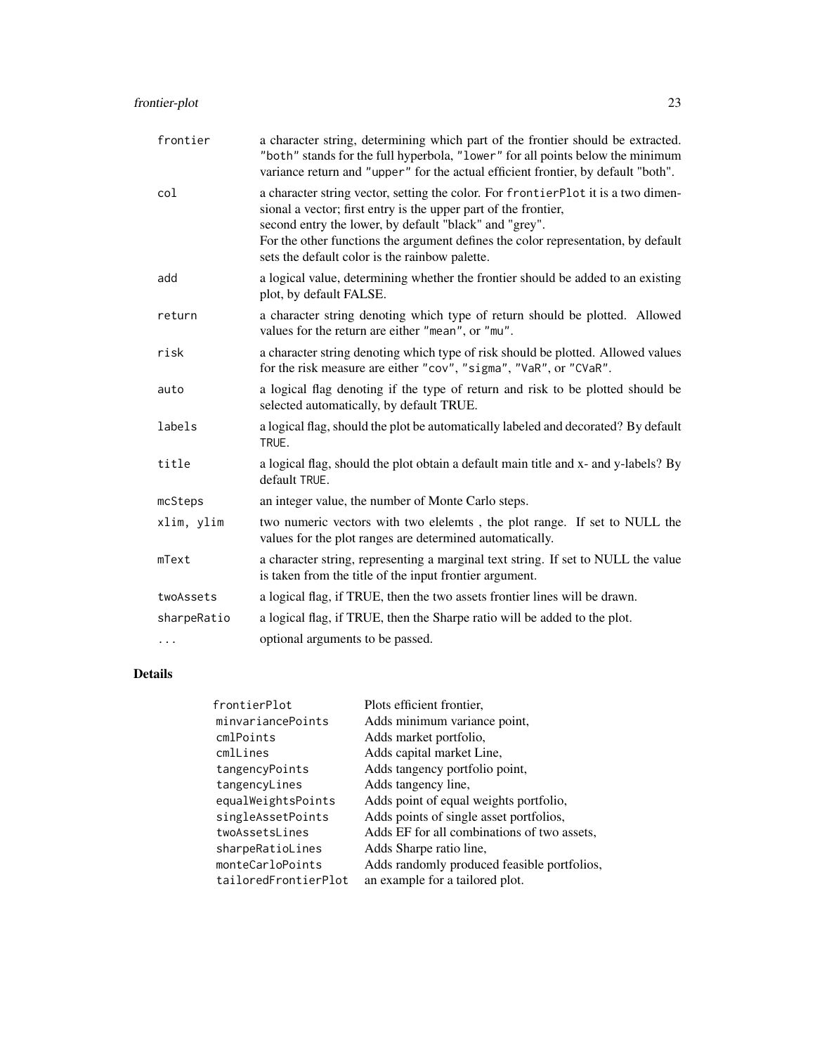| | |
|---|---|
| `frontier` | a character string, determining which part of the frontier should be extracted. `"both"` stands for the full hyperbola, `"lower"` for all points below the minimum variance return and `"upper"` for the actual efficient frontier, by default "both". |
| `col` | a character string vector, setting the color. For `frontierPlot` it is a two dimensional a vector; first entry is the upper part of the frontier, second entry the lower, by default "black" and "grey". For the other functions the argument defines the color representation, by default sets the default color is the rainbow palette. |
| `add` | a logical value, determining whether the frontier should be added to an existing plot, by default FALSE. |
| `return` | a character string denoting which type of return should be plotted. Allowed values for the return are either `"mean"`, or `"mu"`. |
| `risk` | a character string denoting which type of risk should be plotted. Allowed values for the risk measure are either `"cov"`, `"sigma"`, `"VaR"`, or `"CVaR"`. |
| `auto` | a logical flag denoting if the type of return and risk to be plotted should be selected automatically, by default TRUE. |
| `labels` | a logical flag, should the plot be automatically labeled and decorated? By default `TRUE`. |
| `title` | a logical flag, should the plot obtain a default main title and x- and y-labels? By default `TRUE`. |
| `mcSteps` | an integer value, the number of Monte Carlo steps. |
| `xlim, ylim` | two numeric vectors with two elelemts , the plot range. If set to NULL the values for the plot ranges are determined automatically. |
| `mText` | a character string, representing a marginal text string. If set to NULL the value is taken from the title of the input frontier argument. |
| `twoAssets` | a logical flag, if TRUE, then the two assets frontier lines will be drawn. |
| `sharpeRatio` | a logical flag, if TRUE, then the Sharpe ratio will be added to the plot. |
| `...` | optional arguments to be passed. |

## Details

| | |
|---|---|
| `frontierPlot` | Plots efficient frontier, |
| `minvariancePoints` | Adds minimum variance point, |
| `cmlPoints` | Adds market portfolio, |
| `cmlLines` | Adds capital market Line, |
| `tangencyPoints` | Adds tangency portfolio point, |
| `tangencyLines` | Adds tangency line, |
| `equalWeightsPoints` | Adds point of equal weights portfolio, |
| `singleAssetPoints` | Adds points of single asset portfolios, |
| `twoAssetsLines` | Adds EF for all combinations of two assets, |
| `sharpeRatioLines` | Adds Sharpe ratio line, |
| `monteCarloPoints` | Adds randomly produced feasible portfolios, |
| `tailoredFrontierPlot` | an example for a tailored plot. |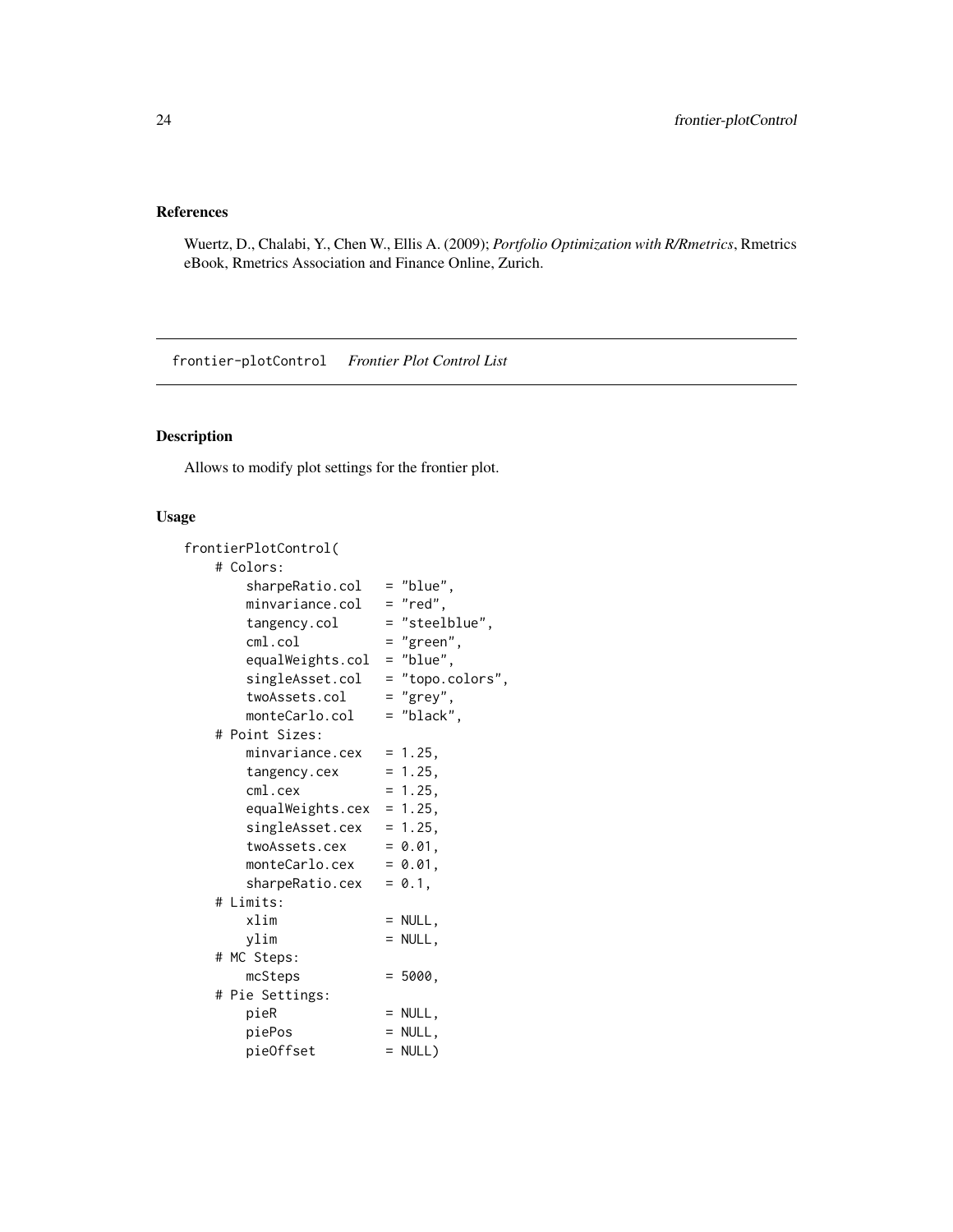### References

Wuertz, D., Chalabi, Y., Chen W., Ellis A. (2009); *Portfolio Optimization with R/Rmetrics*, Rmetrics eBook, Rmetrics Association and Finance Online, Zurich.

---

## frontier-plotControl *Frontier Plot Control List*

---

### Description

Allows to modify plot settings for the frontier plot.

### Usage

```
frontierPlotControl(
    # Colors:
        sharpeRatio.col   = "blue",
        minvariance.col   = "red",
        tangency.col      = "steelblue",
        cml.col           = "green",
        equalWeights.col  = "blue",
        singleAsset.col   = "topo.colors",
        twoAssets.col     = "grey",
        monteCarlo.col    = "black",
    # Point Sizes:
        minvariance.cex   = 1.25,
        tangency.cex      = 1.25,
        cml.cex           = 1.25,
        equalWeights.cex  = 1.25,
        singleAsset.cex   = 1.25,
        twoAssets.cex     = 0.01,
        monteCarlo.cex    = 0.01,
        sharpeRatio.cex   = 0.1,
    # Limits:
        xlim              = NULL,
        ylim              = NULL,
    # MC Steps:
        mcSteps           = 5000,
    # Pie Settings:
        pieR              = NULL,
        piePos            = NULL,
        pieOffset         = NULL)
```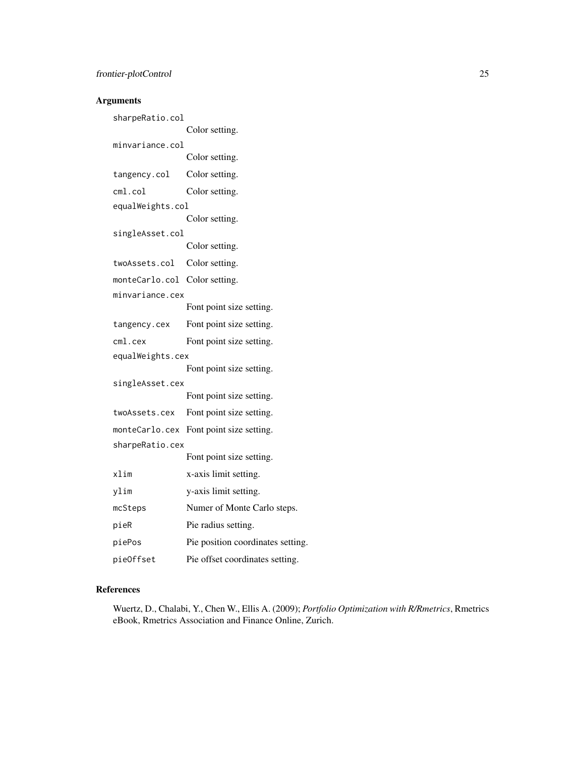## Arguments

| | |
|---|---|
| `sharpeRatio.col` | Color setting. |
| `minvariance.col` | Color setting. |
| `tangency.col` | Color setting. |
| `cml.col` | Color setting. |
| `equalWeights.col` | Color setting. |
| `singleAsset.col` | Color setting. |
| `twoAssets.col` | Color setting. |
| `monteCarlo.col` | Color setting. |
| `minvariance.cex` | Font point size setting. |
| `tangency.cex` | Font point size setting. |
| `cml.cex` | Font point size setting. |
| `equalWeights.cex` | Font point size setting. |
| `singleAsset.cex` | Font point size setting. |
| `twoAssets.cex` | Font point size setting. |
| `monteCarlo.cex` | Font point size setting. |
| `sharpeRatio.cex` | Font point size setting. |
| `xlim` | x-axis limit setting. |
| `ylim` | y-axis limit setting. |
| `mcSteps` | Numer of Monte Carlo steps. |
| `pieR` | Pie radius setting. |
| `piePos` | Pie position coordinates setting. |
| `pieOffset` | Pie offset coordinates setting. |

## References

Wuertz, D., Chalabi, Y., Chen W., Ellis A. (2009); *Portfolio Optimization with R/Rmetrics*, Rmetrics eBook, Rmetrics Association and Finance Online, Zurich.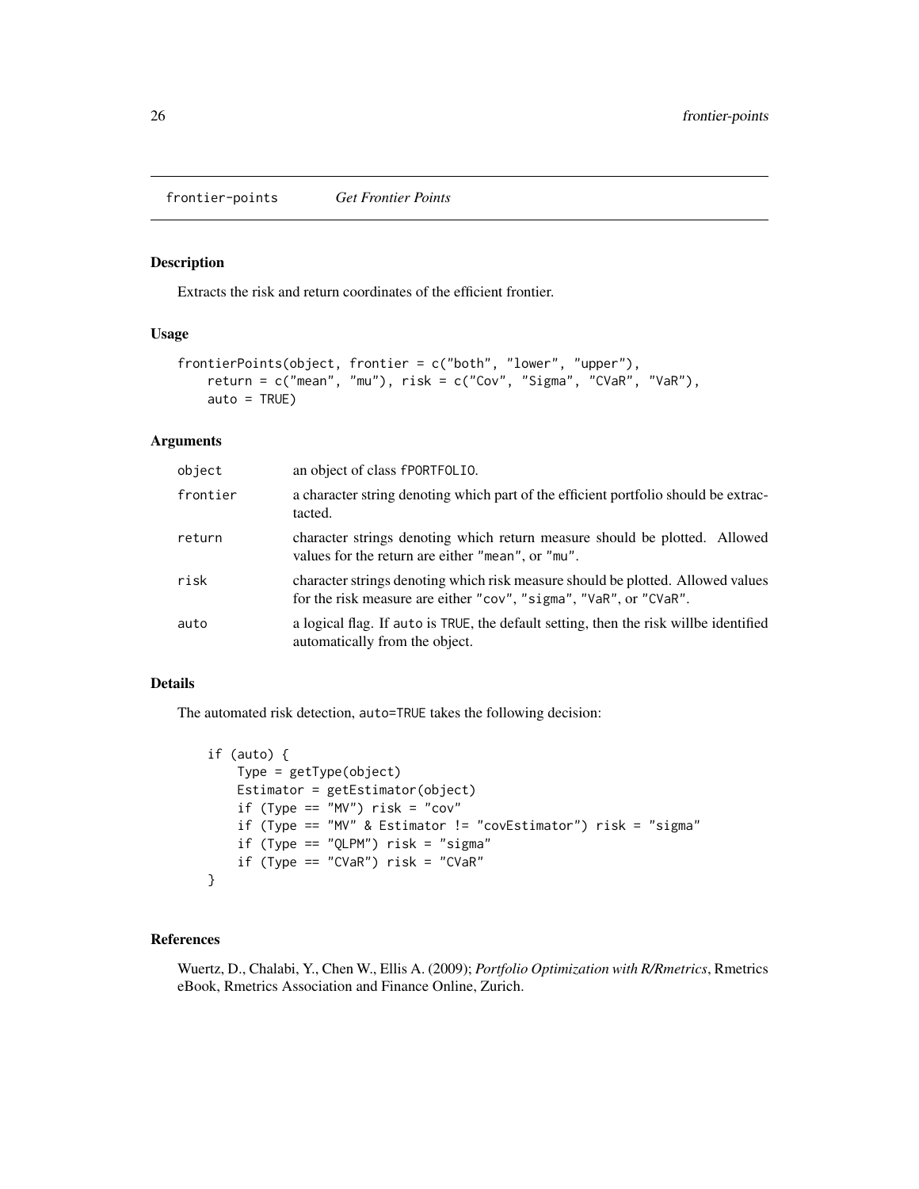## frontier-points *Get Frontier Points*

### Description

Extracts the risk and return coordinates of the efficient frontier.

### Usage

```
frontierPoints(object, frontier = c("both", "lower", "upper"),
    return = c("mean", "mu"), risk = c("Cov", "Sigma", "CVaR", "VaR"),
    auto = TRUE)
```

### Arguments

| | |
|---|---|
| `object` | an object of class `fPORTFOLIO`. |
| `frontier` | a character string denoting which part of the efficient portfolio should be extractacted. |
| `return` | character strings denoting which return measure should be plotted. Allowed values for the return are either `"mean"`, or `"mu"`. |
| `risk` | character strings denoting which risk measure should be plotted. Allowed values for the risk measure are either `"cov"`, `"sigma"`, `"VaR"`, or `"CVaR"`. |
| `auto` | a logical flag. If `auto` is `TRUE`, the default setting, then the risk willbe identified automatically from the object. |

### Details

The automated risk detection, `auto=TRUE` takes the following decision:

```
if (auto) {
    Type = getType(object)
    Estimator = getEstimator(object)
    if (Type == "MV") risk = "cov"
    if (Type == "MV" & Estimator != "covEstimator") risk = "sigma"
    if (Type == "QLPM") risk = "sigma"
    if (Type == "CVaR") risk = "CVaR"
}
```

### References

Wuertz, D., Chalabi, Y., Chen W., Ellis A. (2009); *Portfolio Optimization with R/Rmetrics*, Rmetrics eBook, Rmetrics Association and Finance Online, Zurich.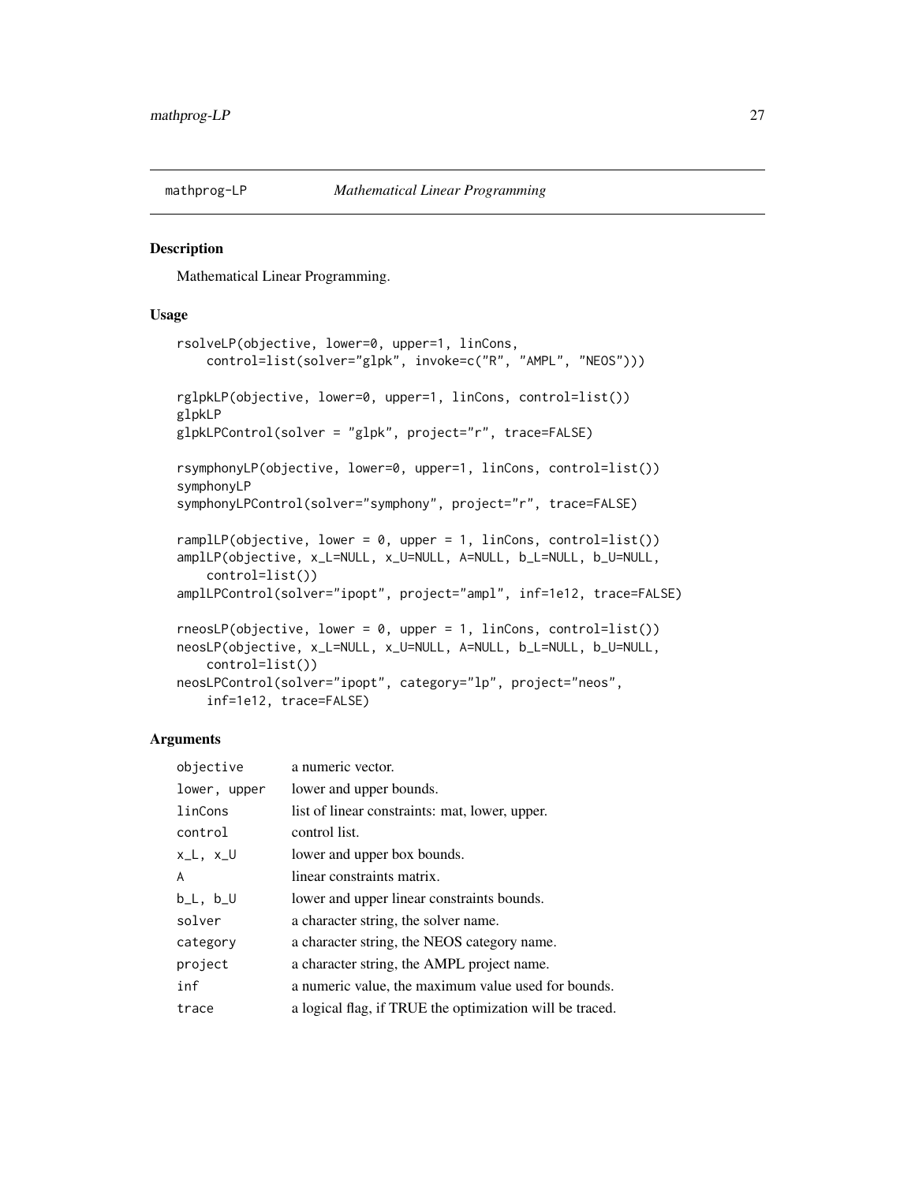## mathprog-LP *Mathematical Linear Programming*

### Description

Mathematical Linear Programming.

### Usage

```
rsolveLP(objective, lower=0, upper=1, linCons,
    control=list(solver="glpk", invoke=c("R", "AMPL", "NEOS")))

rglpkLP(objective, lower=0, upper=1, linCons, control=list())
glpkLP
glpkLPControl(solver = "glpk", project="r", trace=FALSE)

rsymphonyLP(objective, lower=0, upper=1, linCons, control=list())
symphonyLP
symphonyLPControl(solver="symphony", project="r", trace=FALSE)

ramplLP(objective, lower = 0, upper = 1, linCons, control=list())
amplLP(objective, x_L=NULL, x_U=NULL, A=NULL, b_L=NULL, b_U=NULL,
    control=list())
amplLPControl(solver="ipopt", project="ampl", inf=1e12, trace=FALSE)

rneosLP(objective, lower = 0, upper = 1, linCons, control=list())
neosLP(objective, x_L=NULL, x_U=NULL, A=NULL, b_L=NULL, b_U=NULL,
    control=list())
neosLPControl(solver="ipopt", category="lp", project="neos",
    inf=1e12, trace=FALSE)
```

### Arguments

| | |
|---|---|
| `objective` | a numeric vector. |
| `lower, upper` | lower and upper bounds. |
| `linCons` | list of linear constraints: mat, lower, upper. |
| `control` | control list. |
| `x_L, x_U` | lower and upper box bounds. |
| `A` | linear constraints matrix. |
| `b_L, b_U` | lower and upper linear constraints bounds. |
| `solver` | a character string, the solver name. |
| `category` | a character string, the NEOS category name. |
| `project` | a character string, the AMPL project name. |
| `inf` | a numeric value, the maximum value used for bounds. |
| `trace` | a logical flag, if TRUE the optimization will be traced. |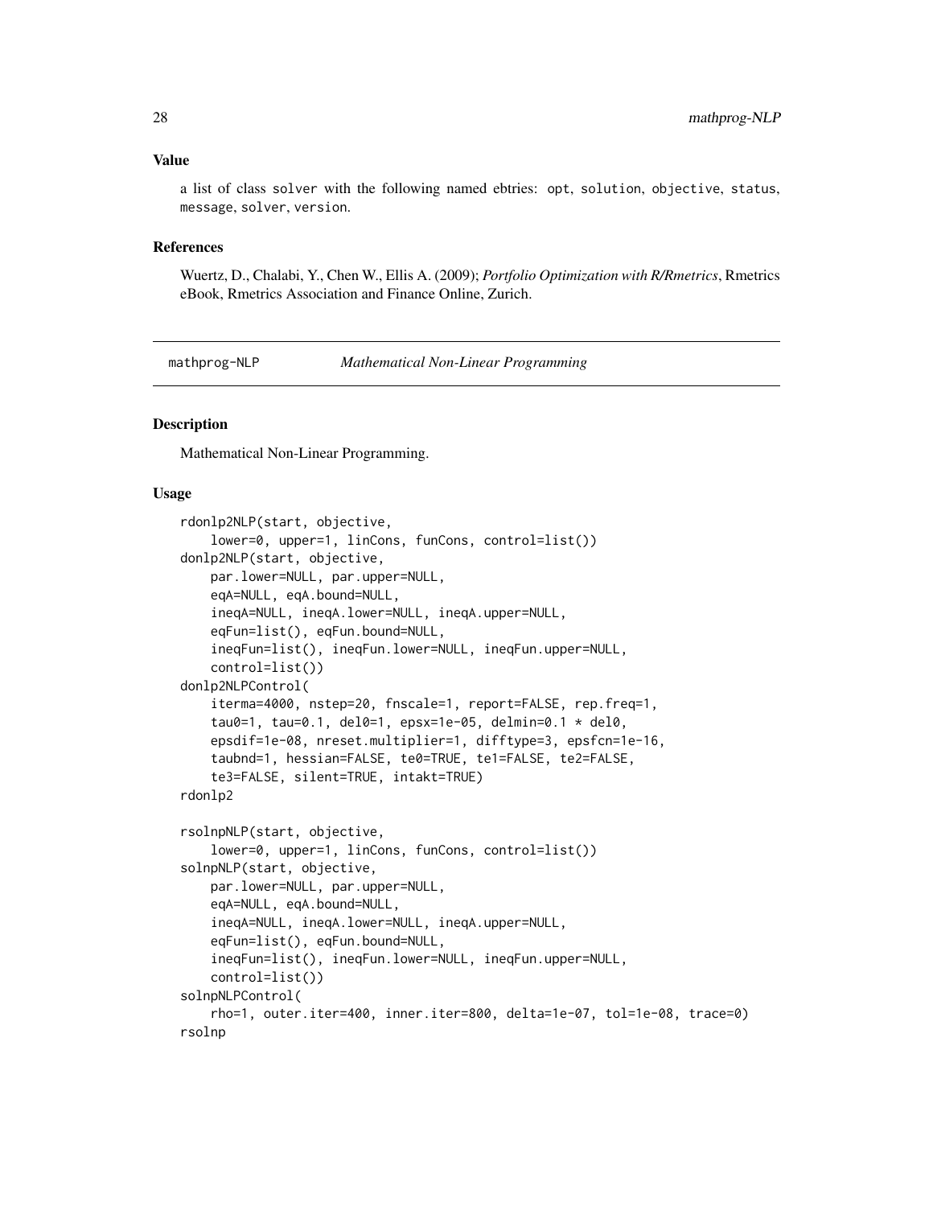### Value

a list of class solver with the following named ebtries: opt, solution, objective, status, message, solver, version.

### References

Wuertz, D., Chalabi, Y., Chen W., Ellis A. (2009); *Portfolio Optimization with R/Rmetrics*, Rmetrics eBook, Rmetrics Association and Finance Online, Zurich.

---

## mathprog-NLP *Mathematical Non-Linear Programming*

---

### Description

Mathematical Non-Linear Programming.

### Usage

```
rdonlp2NLP(start, objective,
    lower=0, upper=1, linCons, funCons, control=list())
donlp2NLP(start, objective,
    par.lower=NULL, par.upper=NULL,
    eqA=NULL, eqA.bound=NULL,
    ineqA=NULL, ineqA.lower=NULL, ineqA.upper=NULL,
    eqFun=list(), eqFun.bound=NULL,
    ineqFun=list(), ineqFun.lower=NULL, ineqFun.upper=NULL,
    control=list())
donlp2NLPControl(
    iterma=4000, nstep=20, fnscale=1, report=FALSE, rep.freq=1,
    tau0=1, tau=0.1, del0=1, epsx=1e-05, delmin=0.1 * del0,
    epsdif=1e-08, nreset.multiplier=1, difftype=3, epsfcn=1e-16,
    taubnd=1, hessian=FALSE, te0=TRUE, te1=FALSE, te2=FALSE,
    te3=FALSE, silent=TRUE, intakt=TRUE)
rdonlp2

rsolnpNLP(start, objective,
    lower=0, upper=1, linCons, funCons, control=list())
solnpNLP(start, objective,
    par.lower=NULL, par.upper=NULL,
    eqA=NULL, eqA.bound=NULL,
    ineqA=NULL, ineqA.lower=NULL, ineqA.upper=NULL,
    eqFun=list(), eqFun.bound=NULL,
    ineqFun=list(), ineqFun.lower=NULL, ineqFun.upper=NULL,
    control=list())
solnpNLPControl(
    rho=1, outer.iter=400, inner.iter=800, delta=1e-07, tol=1e-08, trace=0)
rsolnp
```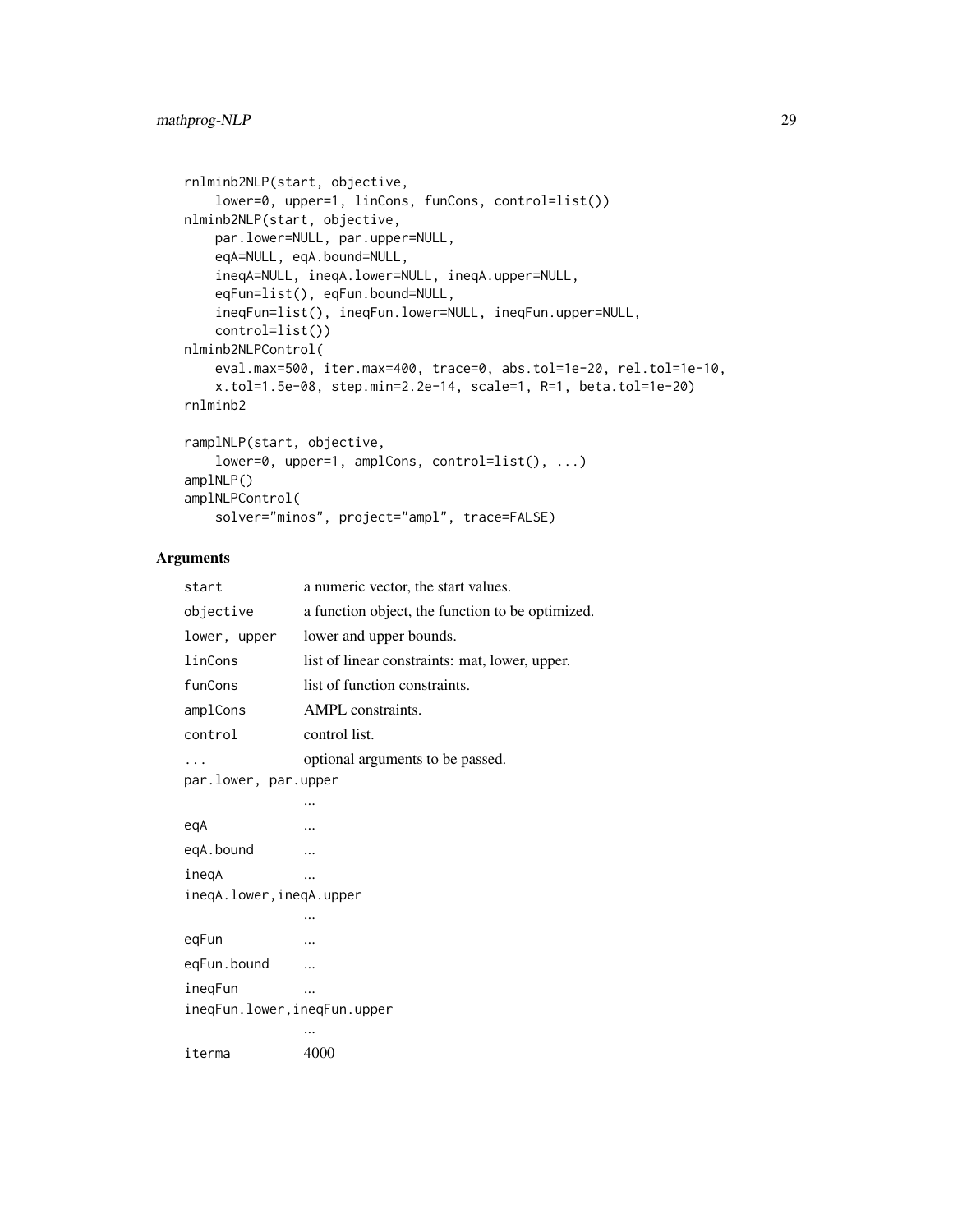```
rnlminb2NLP(start, objective,
    lower=0, upper=1, linCons, funCons, control=list())
nlminb2NLP(start, objective,
    par.lower=NULL, par.upper=NULL,
    eqA=NULL, eqA.bound=NULL,
    ineqA=NULL, ineqA.lower=NULL, ineqA.upper=NULL,
    eqFun=list(), eqFun.bound=NULL,
    ineqFun=list(), ineqFun.lower=NULL, ineqFun.upper=NULL,
    control=list())
nlminb2NLPControl(
    eval.max=500, iter.max=400, trace=0, abs.tol=1e-20, rel.tol=1e-10,
    x.tol=1.5e-08, step.min=2.2e-14, scale=1, R=1, beta.tol=1e-20)
rnlminb2

ramplNLP(start, objective,
    lower=0, upper=1, amplCons, control=list(), ...)
amplNLP()
amplNLPControl(
    solver="minos", project="ampl", trace=FALSE)
```

## Arguments

| | |
|---|---|
| `start` | a numeric vector, the start values. |
| `objective` | a function object, the function to be optimized. |
| `lower, upper` | lower and upper bounds. |
| `linCons` | list of linear constraints: mat, lower, upper. |
| `funCons` | list of function constraints. |
| `amplCons` | AMPL constraints. |
| `control` | control list. |
| `...` | optional arguments to be passed. |
| `par.lower, par.upper` | ... |
| `eqA` | ... |
| `eqA.bound` | ... |
| `ineqA` | ... |
| `ineqA.lower,ineqA.upper` | ... |
| `eqFun` | ... |
| `eqFun.bound` | ... |
| `ineqFun` | ... |
| `ineqFun.lower,ineqFun.upper` | ... |
| `iterma` | 4000 |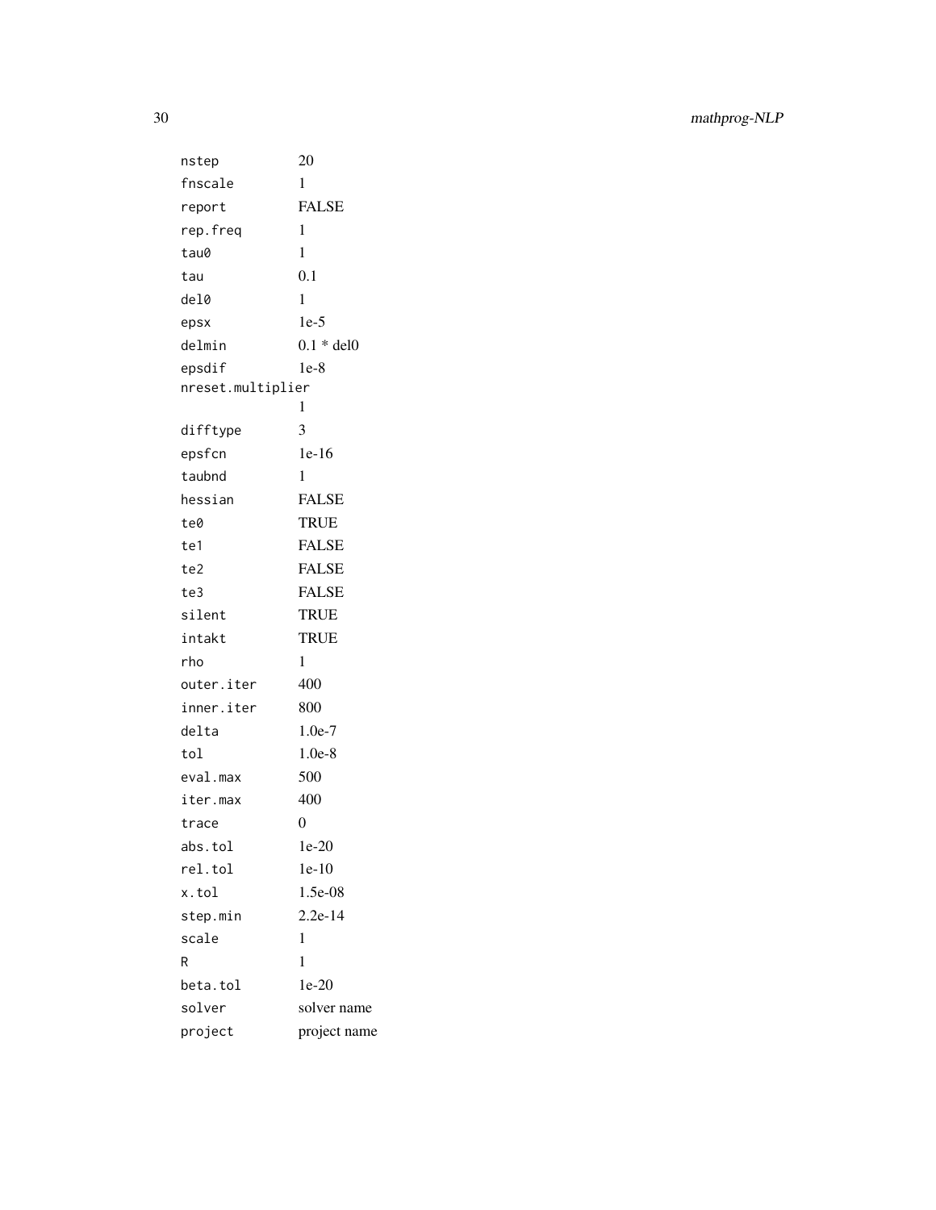| | |
|---|---|
| `nstep` | 20 |
| `fnscale` | 1 |
| `report` | FALSE |
| `rep.freq` | 1 |
| `tau0` | 1 |
| `tau` | 0.1 |
| `del0` | 1 |
| `epsx` | 1e-5 |
| `delmin` | 0.1 * del0 |
| `epsdif` | 1e-8 |
| `nreset.multiplier` | 1 |
| `difftype` | 3 |
| `epsfcn` | 1e-16 |
| `taubnd` | 1 |
| `hessian` | FALSE |
| `te0` | TRUE |
| `te1` | FALSE |
| `te2` | FALSE |
| `te3` | FALSE |
| `silent` | TRUE |
| `intakt` | TRUE |
| `rho` | 1 |
| `outer.iter` | 400 |
| `inner.iter` | 800 |
| `delta` | 1.0e-7 |
| `tol` | 1.0e-8 |
| `eval.max` | 500 |
| `iter.max` | 400 |
| `trace` | 0 |
| `abs.tol` | 1e-20 |
| `rel.tol` | 1e-10 |
| `x.tol` | 1.5e-08 |
| `step.min` | 2.2e-14 |
| `scale` | 1 |
| `R` | 1 |
| `beta.tol` | 1e-20 |
| `solver` | solver name |
| `project` | project name |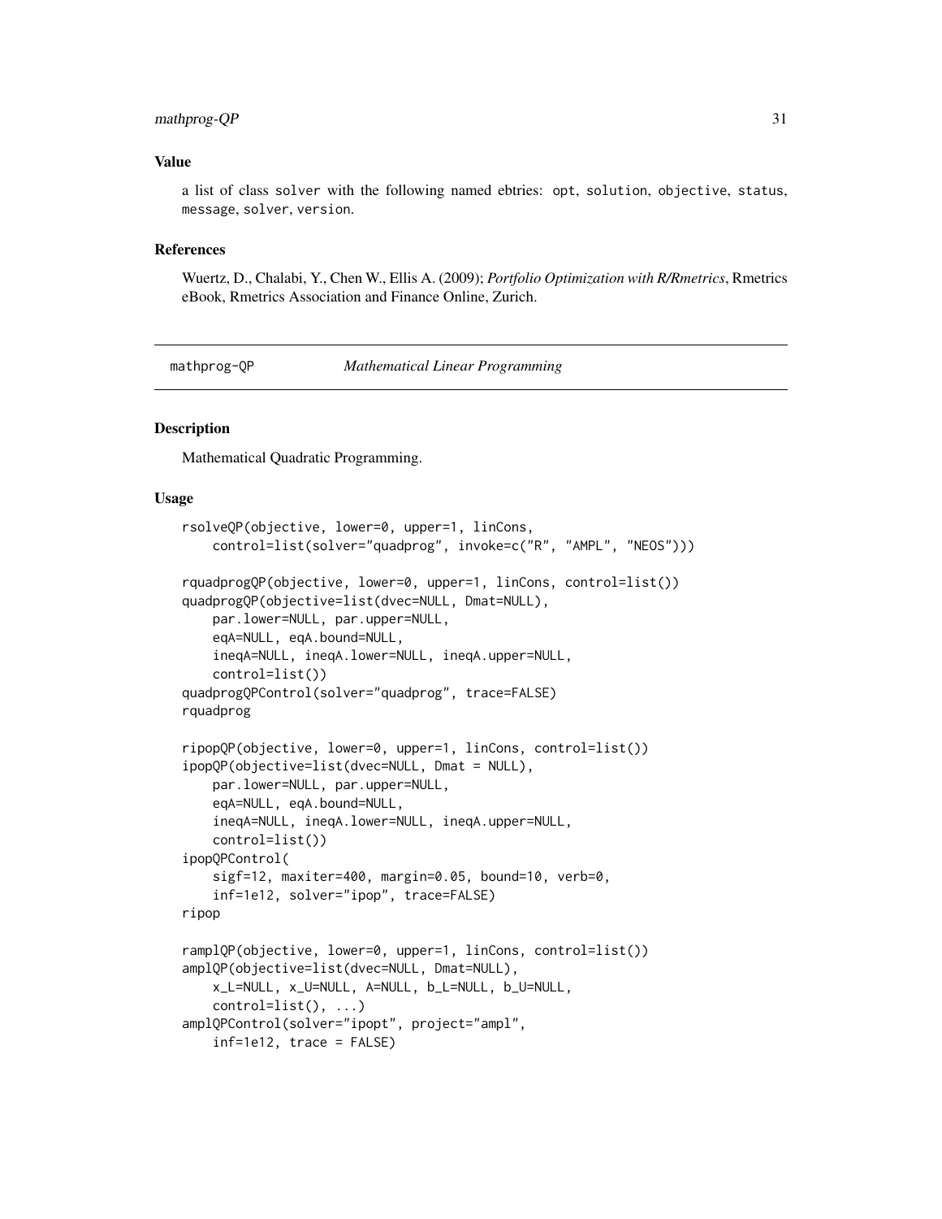### Value

a list of class solver with the following named ebtries: opt, solution, objective, status, message, solver, version.

### References

Wuertz, D., Chalabi, Y., Chen W., Ellis A. (2009); *Portfolio Optimization with R/Rmetrics*, Rmetrics eBook, Rmetrics Association and Finance Online, Zurich.

---

## mathprog-QP *Mathematical Linear Programming*

### Description

Mathematical Quadratic Programming.

### Usage

```
rsolveQP(objective, lower=0, upper=1, linCons,
    control=list(solver="quadprog", invoke=c("R", "AMPL", "NEOS")))

rquadprogQP(objective, lower=0, upper=1, linCons, control=list())
quadprogQP(objective=list(dvec=NULL, Dmat=NULL),
    par.lower=NULL, par.upper=NULL,
    eqA=NULL, eqA.bound=NULL,
    ineqA=NULL, ineqA.lower=NULL, ineqA.upper=NULL,
    control=list())
quadprogQPControl(solver="quadprog", trace=FALSE)
rquadprog

ripopQP(objective, lower=0, upper=1, linCons, control=list())
ipopQP(objective=list(dvec=NULL, Dmat = NULL),
    par.lower=NULL, par.upper=NULL,
    eqA=NULL, eqA.bound=NULL,
    ineqA=NULL, ineqA.lower=NULL, ineqA.upper=NULL,
    control=list())
ipopQPControl(
    sigf=12, maxiter=400, margin=0.05, bound=10, verb=0,
    inf=1e12, solver="ipop", trace=FALSE)
ripop

ramplQP(objective, lower=0, upper=1, linCons, control=list())
amplQP(objective=list(dvec=NULL, Dmat=NULL),
    x_L=NULL, x_U=NULL, A=NULL, b_L=NULL, b_U=NULL,
    control=list(), ...)
amplQPControl(solver="ipopt", project="ampl",
    inf=1e12, trace = FALSE)
```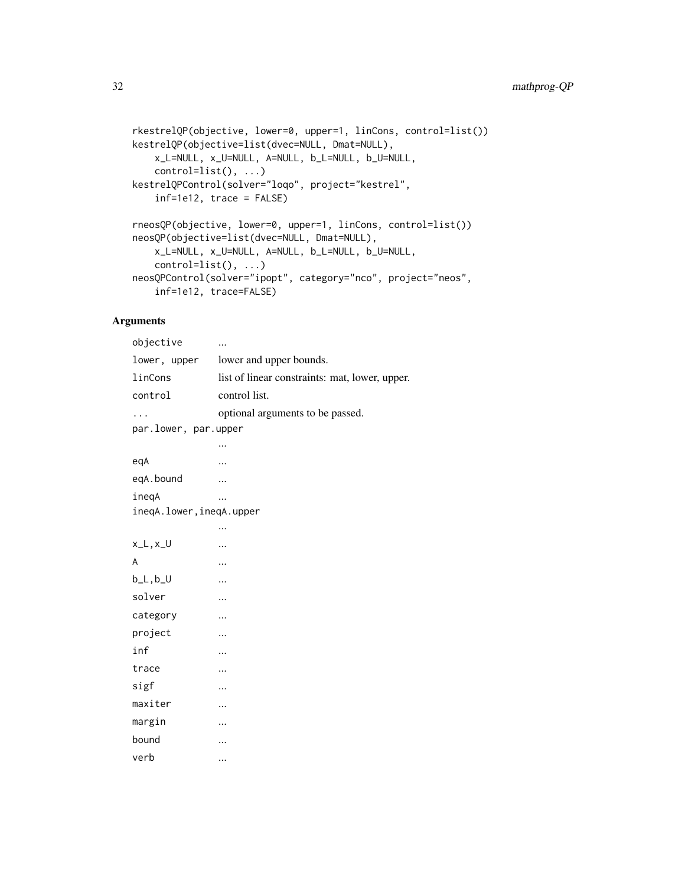```
rkestrelQP(objective, lower=0, upper=1, linCons, control=list())
kestrelQP(objective=list(dvec=NULL, Dmat=NULL),
    x_L=NULL, x_U=NULL, A=NULL, b_L=NULL, b_U=NULL,
    control=list(), ...)
kestrelQPControl(solver="loqo", project="kestrel",
    inf=1e12, trace = FALSE)

rneosQP(objective, lower=0, upper=1, linCons, control=list())
neosQP(objective=list(dvec=NULL, Dmat=NULL),
    x_L=NULL, x_U=NULL, A=NULL, b_L=NULL, b_U=NULL,
    control=list(), ...)
neosQPControl(solver="ipopt", category="nco", project="neos",
    inf=1e12, trace=FALSE)
```

## Arguments

| | |
|---|---|
| objective | ... |
| lower, upper | lower and upper bounds. |
| linCons | list of linear constraints: mat, lower, upper. |
| control | control list. |
| ... | optional arguments to be passed. |
| par.lower, par.upper | ... |
| eqA | ... |
| eqA.bound | ... |
| ineqA | ... |
| ineqA.lower,ineqA.upper | ... |
| x_L,x_U | ... |
| A | ... |
| b_L,b_U | ... |
| solver | ... |
| category | ... |
| project | ... |
| inf | ... |
| trace | ... |
| sigf | ... |
| maxiter | ... |
| margin | ... |
| bound | ... |
| verb | ... |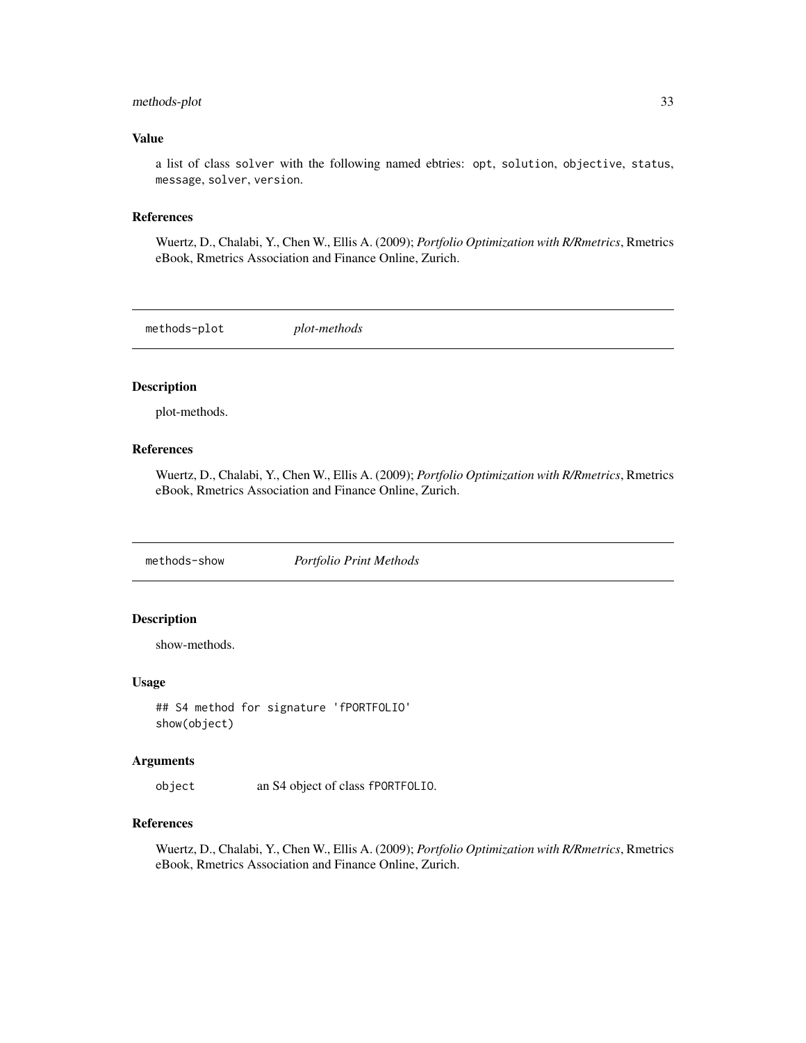### Value

a list of class solver with the following named ebtries: opt, solution, objective, status, message, solver, version.

### References

Wuertz, D., Chalabi, Y., Chen W., Ellis A. (2009); *Portfolio Optimization with R/Rmetrics*, Rmetrics eBook, Rmetrics Association and Finance Online, Zurich.

---

## methods-plot *plot-methods*

---

### Description

plot-methods.

### References

Wuertz, D., Chalabi, Y., Chen W., Ellis A. (2009); *Portfolio Optimization with R/Rmetrics*, Rmetrics eBook, Rmetrics Association and Finance Online, Zurich.

---

## methods-show *Portfolio Print Methods*

---

### Description

show-methods.

### Usage

```
## S4 method for signature 'fPORTFOLIO'
show(object)
```

### Arguments

| | |
|---|---|
| object | an S4 object of class fPORTFOLIO. |

### References

Wuertz, D., Chalabi, Y., Chen W., Ellis A. (2009); *Portfolio Optimization with R/Rmetrics*, Rmetrics eBook, Rmetrics Association and Finance Online, Zurich.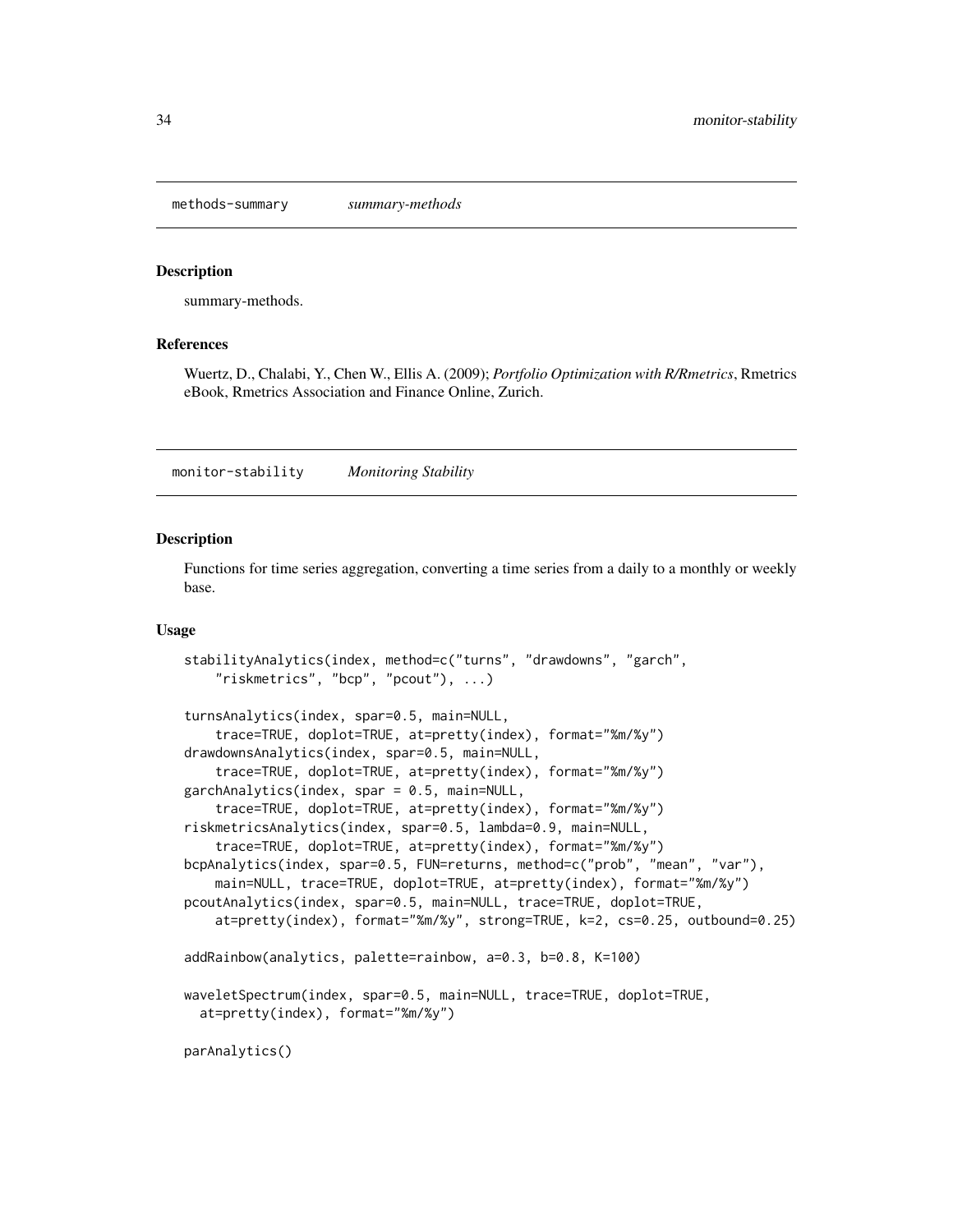## methods-summary *summary-methods*

### Description

summary-methods.

### References

Wuertz, D., Chalabi, Y., Chen W., Ellis A. (2009); *Portfolio Optimization with R/Rmetrics*, Rmetrics eBook, Rmetrics Association and Finance Online, Zurich.

## monitor-stability *Monitoring Stability*

### Description

Functions for time series aggregation, converting a time series from a daily to a monthly or weekly base.

### Usage

```
stabilityAnalytics(index, method=c("turns", "drawdowns", "garch",
    "riskmetrics", "bcp", "pcout"), ...)

turnsAnalytics(index, spar=0.5, main=NULL,
    trace=TRUE, doplot=TRUE, at=pretty(index), format="%m/%y")
drawdownsAnalytics(index, spar=0.5, main=NULL,
    trace=TRUE, doplot=TRUE, at=pretty(index), format="%m/%y")
garchAnalytics(index, spar = 0.5, main=NULL,
    trace=TRUE, doplot=TRUE, at=pretty(index), format="%m/%y")
riskmetricsAnalytics(index, spar=0.5, lambda=0.9, main=NULL,
    trace=TRUE, doplot=TRUE, at=pretty(index), format="%m/%y")
bcpAnalytics(index, spar=0.5, FUN=returns, method=c("prob", "mean", "var"),
    main=NULL, trace=TRUE, doplot=TRUE, at=pretty(index), format="%m/%y")
pcoutAnalytics(index, spar=0.5, main=NULL, trace=TRUE, doplot=TRUE,
    at=pretty(index), format="%m/%y", strong=TRUE, k=2, cs=0.25, outbound=0.25)

addRainbow(analytics, palette=rainbow, a=0.3, b=0.8, K=100)

waveletSpectrum(index, spar=0.5, main=NULL, trace=TRUE, doplot=TRUE,
  at=pretty(index), format="%m/%y")

parAnalytics()
```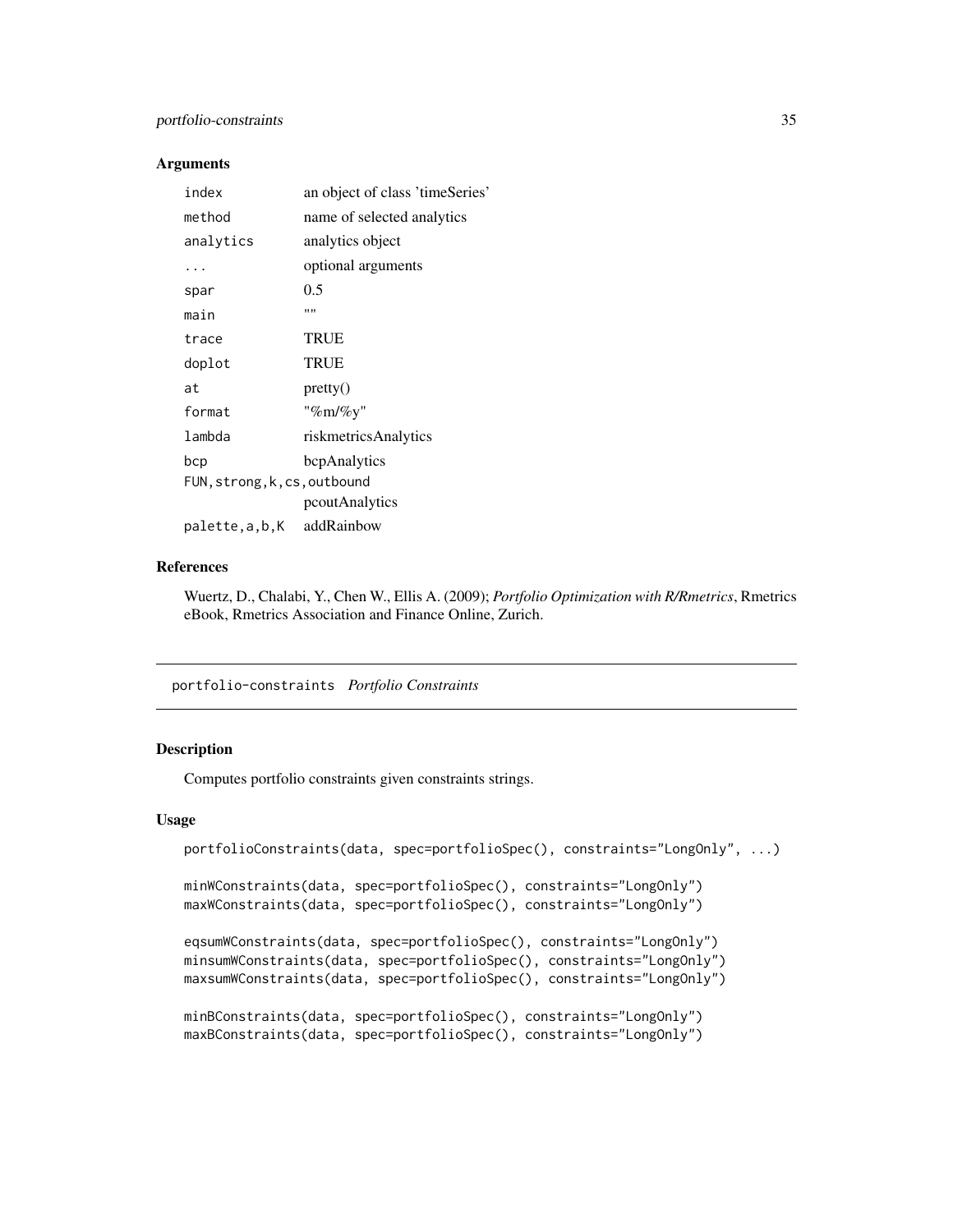### Arguments

| | |
|---|---|
| `index` | an object of class 'timeSeries' |
| `method` | name of selected analytics |
| `analytics` | analytics object |
| `...` | optional arguments |
| `spar` | 0.5 |
| `main` | "" |
| `trace` | TRUE |
| `doplot` | TRUE |
| `at` | pretty() |
| `format` | "%m/%y" |
| `lambda` | riskmetricsAnalytics |
| `bcp` | bcpAnalytics |
| `FUN,strong,k,cs,outbound` | pcoutAnalytics |
| `palette,a,b,K` | addRainbow |

### References

Wuertz, D., Chalabi, Y., Chen W., Ellis A. (2009); *Portfolio Optimization with R/Rmetrics*, Rmetrics eBook, Rmetrics Association and Finance Online, Zurich.

---

## portfolio-constraints *Portfolio Constraints*

### Description

Computes portfolio constraints given constraints strings.

### Usage

```
portfolioConstraints(data, spec=portfolioSpec(), constraints="LongOnly", ...)

minWConstraints(data, spec=portfolioSpec(), constraints="LongOnly")
maxWConstraints(data, spec=portfolioSpec(), constraints="LongOnly")

eqsumWConstraints(data, spec=portfolioSpec(), constraints="LongOnly")
minsumWConstraints(data, spec=portfolioSpec(), constraints="LongOnly")
maxsumWConstraints(data, spec=portfolioSpec(), constraints="LongOnly")

minBConstraints(data, spec=portfolioSpec(), constraints="LongOnly")
maxBConstraints(data, spec=portfolioSpec(), constraints="LongOnly")
```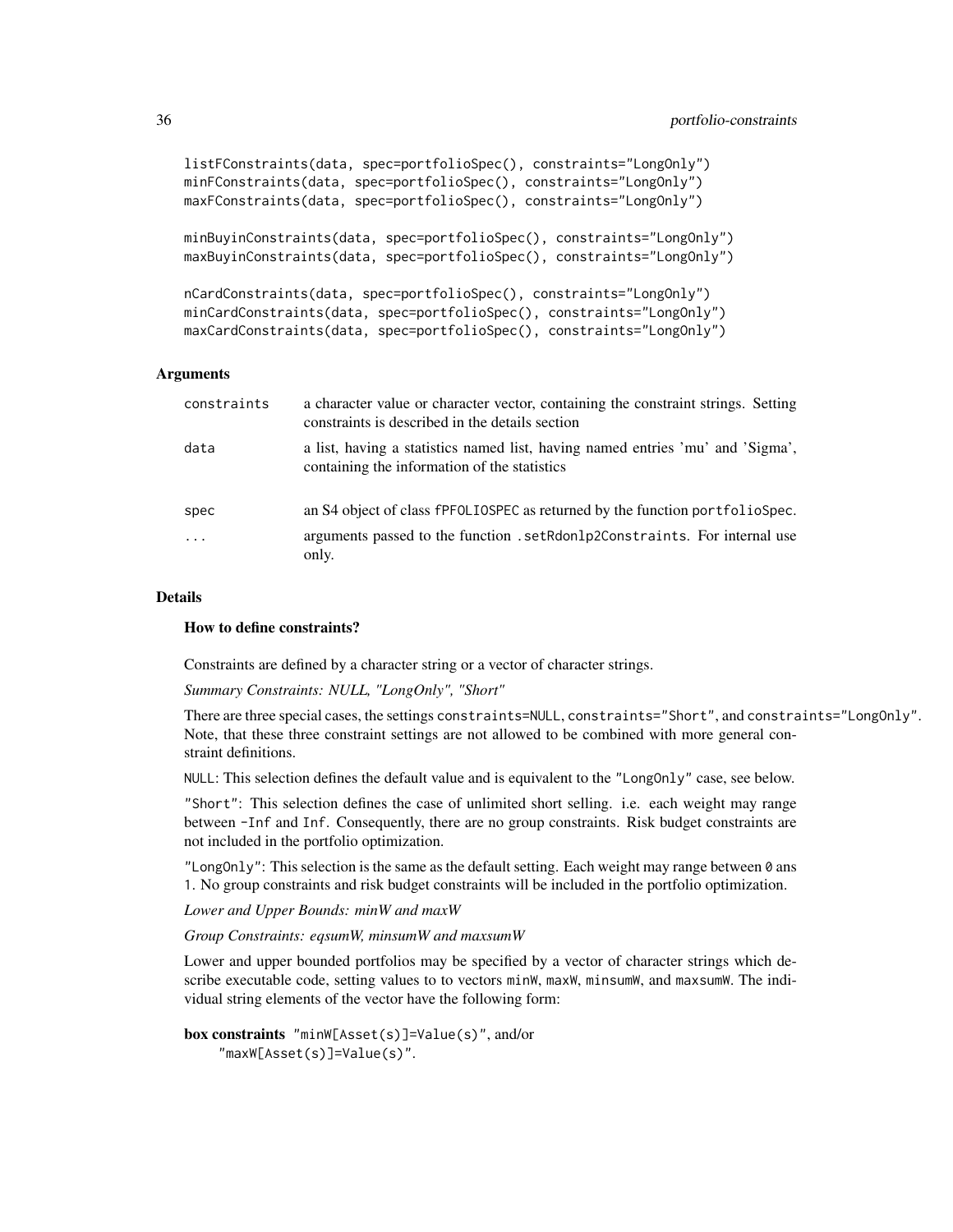```
listFConstraints(data, spec=portfolioSpec(), constraints="LongOnly")
minFConstraints(data, spec=portfolioSpec(), constraints="LongOnly")
maxFConstraints(data, spec=portfolioSpec(), constraints="LongOnly")

minBuyinConstraints(data, spec=portfolioSpec(), constraints="LongOnly")
maxBuyinConstraints(data, spec=portfolioSpec(), constraints="LongOnly")

nCardConstraints(data, spec=portfolioSpec(), constraints="LongOnly")
minCardConstraints(data, spec=portfolioSpec(), constraints="LongOnly")
maxCardConstraints(data, spec=portfolioSpec(), constraints="LongOnly")
```

## Arguments

| | |
|---|---|
| constraints | a character value or character vector, containing the constraint strings. Setting constraints is described in the details section |
| data | a list, having a statistics named list, having named entries 'mu' and 'Sigma', containing the information of the statistics |
| spec | an S4 object of class fPFOLIOSPEC as returned by the function portfolioSpec. |
| ... | arguments passed to the function .setRdonlp2Constraints. For internal use only. |

## Details

**How to define constraints?**

Constraints are defined by a character string or a vector of character strings.

*Summary Constraints: NULL, "LongOnly", "Short"*

There are three special cases, the settings constraints=NULL, constraints="Short", and constraints="LongOnly". Note, that these three constraint settings are not allowed to be combined with more general constraint definitions.

NULL: This selection defines the default value and is equivalent to the "LongOnly" case, see below.

"Short": This selection defines the case of unlimited short selling. i.e. each weight may range between -Inf and Inf. Consequently, there are no group constraints. Risk budget constraints are not included in the portfolio optimization.

"LongOnly": This selection is the same as the default setting. Each weight may range between 0 ans 1. No group constraints and risk budget constraints will be included in the portfolio optimization.

*Lower and Upper Bounds: minW and maxW*

*Group Constraints: eqsumW, minsumW and maxsumW*

Lower and upper bounded portfolios may be specified by a vector of character strings which describe executable code, setting values to to vectors minW, maxW, minsumW, and maxsumW. The individual string elements of the vector have the following form:

**box constraints** "minW[Asset(s)]=Value(s)", and/or
"maxW[Asset(s)]=Value(s)".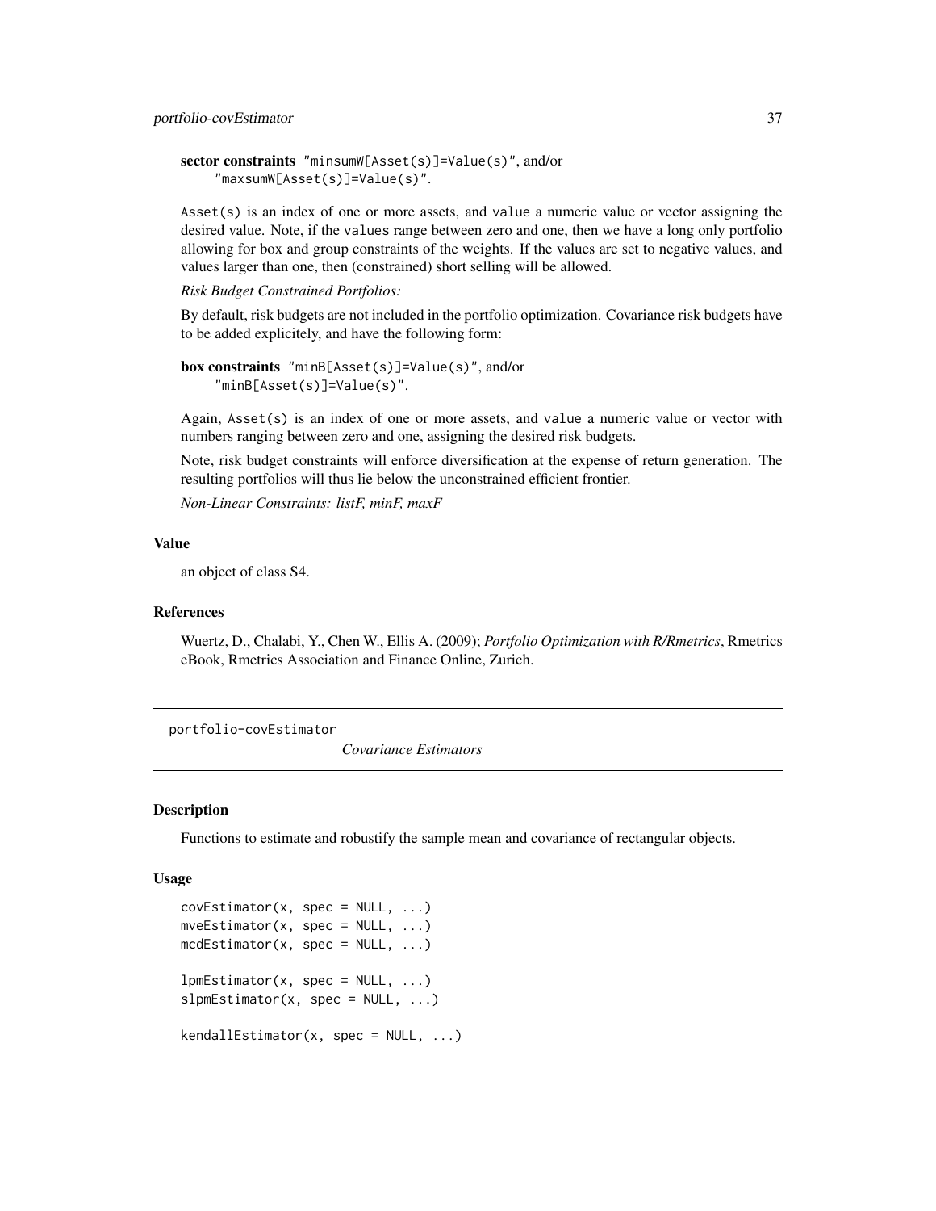**sector constraints** "minsumW[Asset(s)]=Value(s)", and/or
    "maxsumW[Asset(s)]=Value(s)".

Asset(s) is an index of one or more assets, and value a numeric value or vector assigning the desired value. Note, if the values range between zero and one, then we have a long only portfolio allowing for box and group constraints of the weights. If the values are set to negative values, and values larger than one, then (constrained) short selling will be allowed.

*Risk Budget Constrained Portfolios:*

By default, risk budgets are not included in the portfolio optimization. Covariance risk budgets have to be added explicitely, and have the following form:

**box constraints** "minB[Asset(s)]=Value(s)", and/or
    "minB[Asset(s)]=Value(s)".

Again, Asset(s) is an index of one or more assets, and value a numeric value or vector with numbers ranging between zero and one, assigning the desired risk budgets.

Note, risk budget constraints will enforce diversification at the expense of return generation. The resulting portfolios will thus lie below the unconstrained efficient frontier.

*Non-Linear Constraints: listF, minF, maxF*

### Value

an object of class S4.

### References

Wuertz, D., Chalabi, Y., Chen W., Ellis A. (2009); *Portfolio Optimization with R/Rmetrics*, Rmetrics eBook, Rmetrics Association and Finance Online, Zurich.

---

## portfolio-covEstimator    *Covariance Estimators*

### Description

Functions to estimate and robustify the sample mean and covariance of rectangular objects.

### Usage

```
covEstimator(x, spec = NULL, ...)
mveEstimator(x, spec = NULL, ...)
mcdEstimator(x, spec = NULL, ...)

lpmEstimator(x, spec = NULL, ...)
slpmEstimator(x, spec = NULL, ...)

kendallEstimator(x, spec = NULL, ...)
```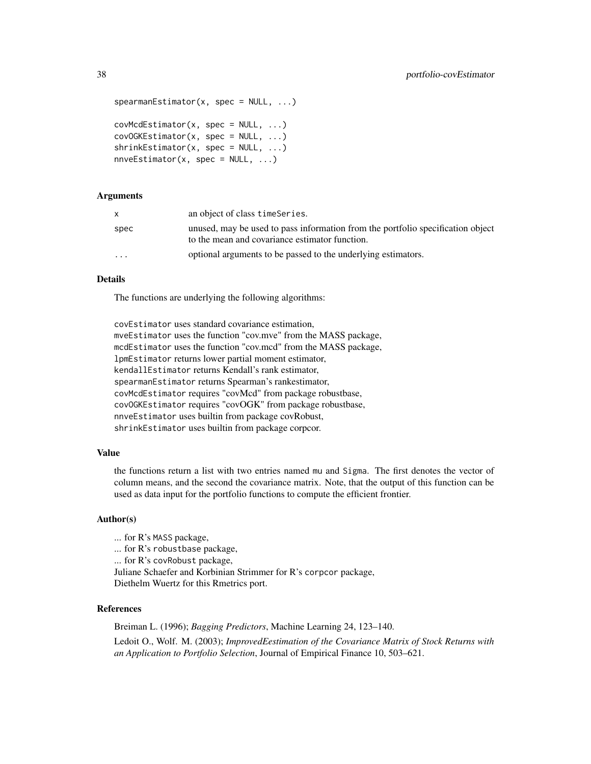```
spearmanEstimator(x, spec = NULL, ...)

covMcdEstimator(x, spec = NULL, ...)
covOGKEstimator(x, spec = NULL, ...)
shrinkEstimator(x, spec = NULL, ...)
nnveEstimator(x, spec = NULL, ...)
```

### Arguments

| | |
|---|---|
| x | an object of class timeSeries. |
| spec | unused, may be used to pass information from the portfolio specification object to the mean and covariance estimator function. |
| ... | optional arguments to be passed to the underlying estimators. |

### Details

The functions are underlying the following algorithms:

covEstimator uses standard covariance estimation,
mveEstimator uses the function "cov.mve" from the MASS package,
mcdEstimator uses the function "cov.mcd" from the MASS package,
lpmEstimator returns lower partial moment estimator,
kendallEstimator returns Kendall's rank estimator,
spearmanEstimator returns Spearman's rankestimator,
covMcdEstimator requires "covMcd" from package robustbase,
covOGKEstimator requires "covOGK" from package robustbase,
nnveEstimator uses builtin from package covRobust,
shrinkEstimator uses builtin from package corpcor.

### Value

the functions return a list with two entries named mu and Sigma. The first denotes the vector of column means, and the second the covariance matrix. Note, that the output of this function can be used as data input for the portfolio functions to compute the efficient frontier.

### Author(s)

... for R's MASS package,
... for R's robustbase package,
... for R's covRobust package,
Juliane Schaefer and Korbinian Strimmer for R's corpcor package,
Diethelm Wuertz for this Rmetrics port.

### References

Breiman L. (1996); *Bagging Predictors*, Machine Learning 24, 123–140.

Ledoit O., Wolf. M. (2003); *ImprovedEestimation of the Covariance Matrix of Stock Returns with an Application to Portfolio Selection*, Journal of Empirical Finance 10, 503–621.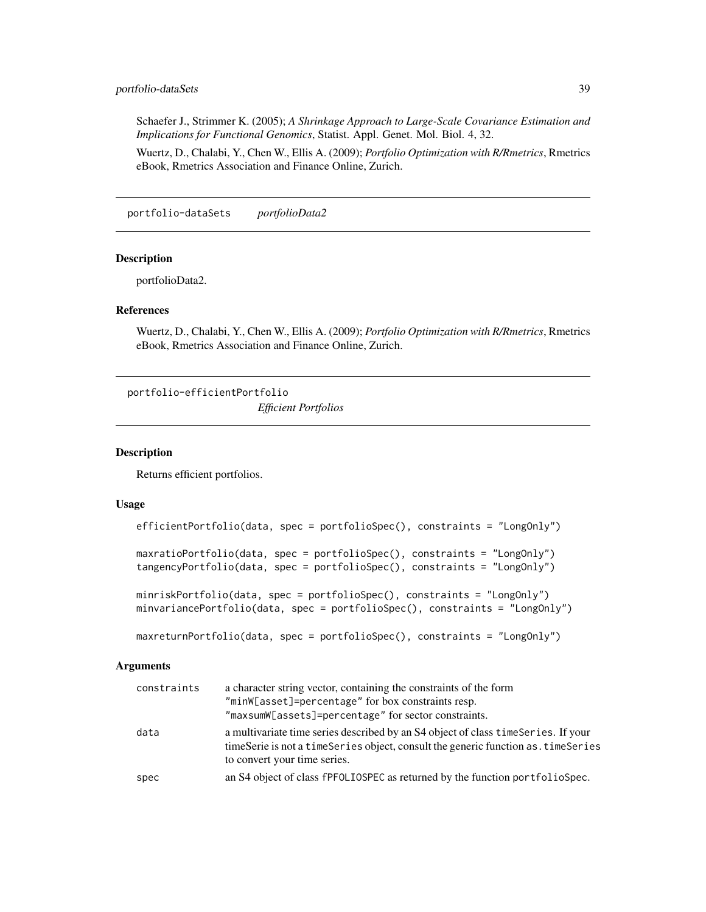Schaefer J., Strimmer K. (2005); *A Shrinkage Approach to Large-Scale Covariance Estimation and Implications for Functional Genomics*, Statist. Appl. Genet. Mol. Biol. 4, 32.

Wuertz, D., Chalabi, Y., Chen W., Ellis A. (2009); *Portfolio Optimization with R/Rmetrics*, Rmetrics eBook, Rmetrics Association and Finance Online, Zurich.

## portfolio-dataSets *portfolioData2*

### Description

portfolioData2.

### References

Wuertz, D., Chalabi, Y., Chen W., Ellis A. (2009); *Portfolio Optimization with R/Rmetrics*, Rmetrics eBook, Rmetrics Association and Finance Online, Zurich.

## portfolio-efficientPortfolio *Efficient Portfolios*

### Description

Returns efficient portfolios.

### Usage

```
efficientPortfolio(data, spec = portfolioSpec(), constraints = "LongOnly")

maxratioPortfolio(data, spec = portfolioSpec(), constraints = "LongOnly")
tangencyPortfolio(data, spec = portfolioSpec(), constraints = "LongOnly")

minriskPortfolio(data, spec = portfolioSpec(), constraints = "LongOnly")
minvariancePortfolio(data, spec = portfolioSpec(), constraints = "LongOnly")

maxreturnPortfolio(data, spec = portfolioSpec(), constraints = "LongOnly")
```

### Arguments

| | |
|---|---|
| constraints | a character string vector, containing the constraints of the form "minW[asset]=percentage" for box constraints resp. "maxsumW[assets]=percentage" for sector constraints. |
| data | a multivariate time series described by an S4 object of class timeSeries. If your timeSerie is not a timeSeries object, consult the generic function as.timeSeries to convert your time series. |
| spec | an S4 object of class fPFOLIOSPEC as returned by the function portfolioSpec. |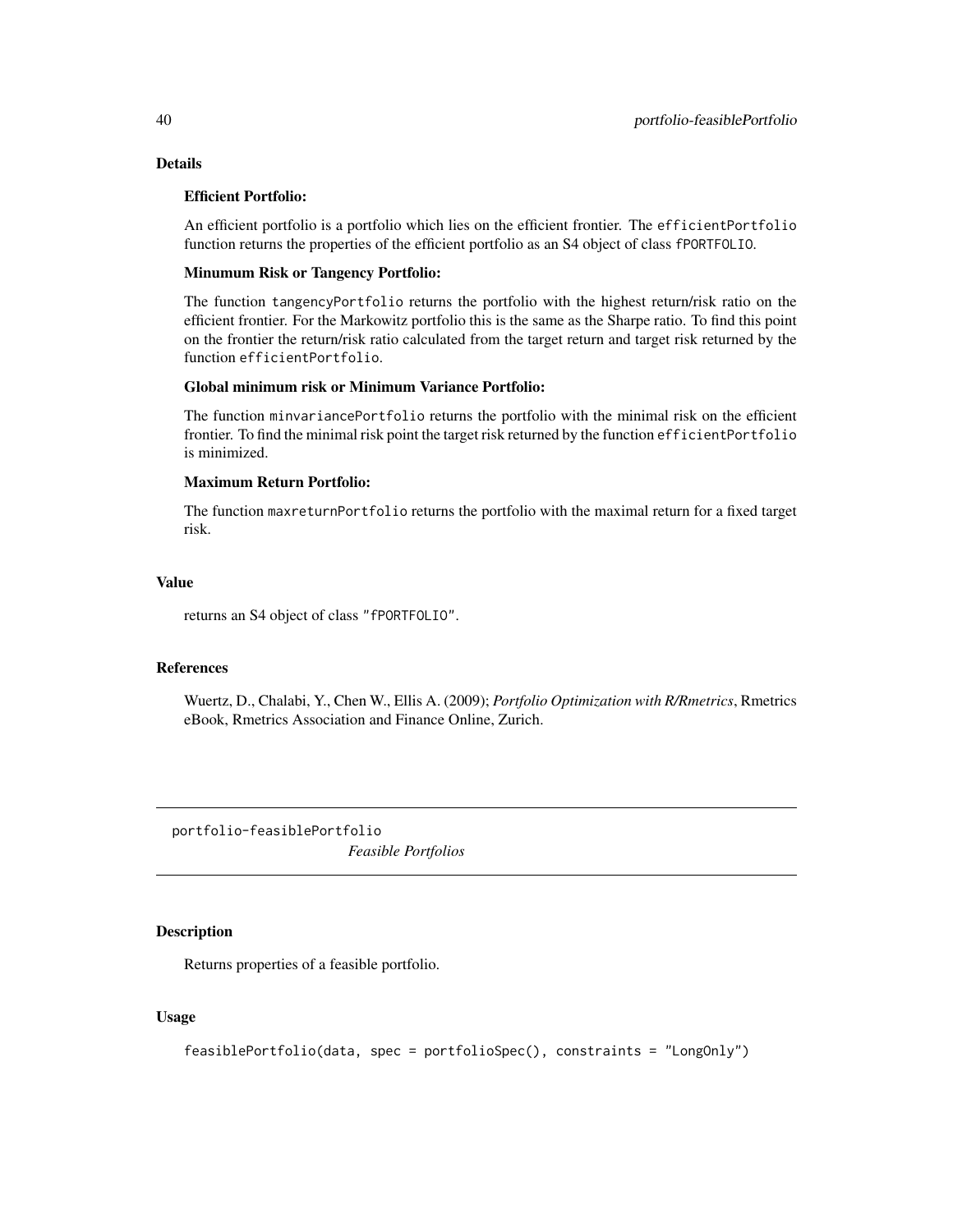## Details

**Efficient Portfolio:**

An efficient portfolio is a portfolio which lies on the efficient frontier. The `efficientPortfolio` function returns the properties of the efficient portfolio as an S4 object of class `fPORTFOLIO`.

**Minumum Risk or Tangency Portfolio:**

The function `tangencyPortfolio` returns the portfolio with the highest return/risk ratio on the efficient frontier. For the Markowitz portfolio this is the same as the Sharpe ratio. To find this point on the frontier the return/risk ratio calculated from the target return and target risk returned by the function `efficientPortfolio`.

**Global minimum risk or Minimum Variance Portfolio:**

The function `minvariancePortfolio` returns the portfolio with the minimal risk on the efficient frontier. To find the minimal risk point the target risk returned by the function `efficientPortfolio` is minimized.

**Maximum Return Portfolio:**

The function `maxreturnPortfolio` returns the portfolio with the maximal return for a fixed target risk.

## Value

returns an S4 object of class `"fPORTFOLIO"`.

## References

Wuertz, D., Chalabi, Y., Chen W., Ellis A. (2009); *Portfolio Optimization with R/Rmetrics*, Rmetrics eBook, Rmetrics Association and Finance Online, Zurich.

---

# portfolio-feasiblePortfolio

*Feasible Portfolios*

---

## Description

Returns properties of a feasible portfolio.

## Usage

```
feasiblePortfolio(data, spec = portfolioSpec(), constraints = "LongOnly")
```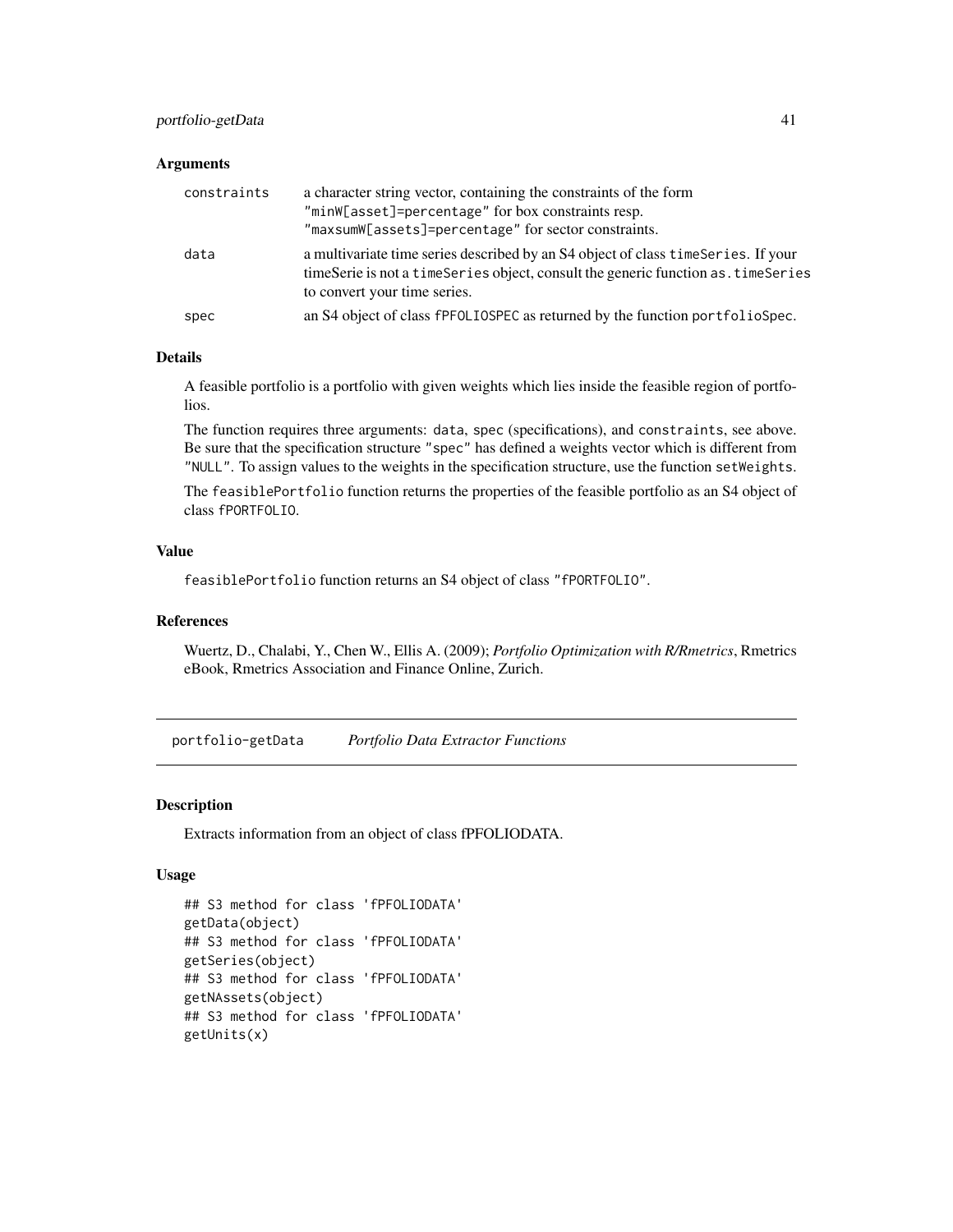### Arguments

| | |
|---|---|
| constraints | a character string vector, containing the constraints of the form `"minW[asset]=percentage"` for box constraints resp. `"maxsumW[assets]=percentage"` for sector constraints. |
| data | a multivariate time series described by an S4 object of class `timeSeries`. If your timeSerie is not a `timeSeries` object, consult the generic function `as.timeSeries` to convert your time series. |
| spec | an S4 object of class `fPFOLIOSPEC` as returned by the function `portfolioSpec`. |

### Details

A feasible portfolio is a portfolio with given weights which lies inside the feasible region of portfolios.

The function requires three arguments: `data`, `spec` (specifications), and `constraints`, see above. Be sure that the specification structure `"spec"` has defined a weights vector which is different from `"NULL"`. To assign values to the weights in the specification structure, use the function `setWeights`.

The `feasiblePortfolio` function returns the properties of the feasible portfolio as an S4 object of class `fPORTFOLIO`.

### Value

`feasiblePortfolio` function returns an S4 object of class `"fPORTFOLIO"`.

### References

Wuertz, D., Chalabi, Y., Chen W., Ellis A. (2009); *Portfolio Optimization with R/Rmetrics*, Rmetrics eBook, Rmetrics Association and Finance Online, Zurich.

---

## portfolio-getData    *Portfolio Data Extractor Functions*

### Description

Extracts information from an object of class fPFOLIODATA.

### Usage

```
## S3 method for class 'fPFOLIODATA'
getData(object)
## S3 method for class 'fPFOLIODATA'
getSeries(object)
## S3 method for class 'fPFOLIODATA'
getNAssets(object)
## S3 method for class 'fPFOLIODATA'
getUnits(x)
```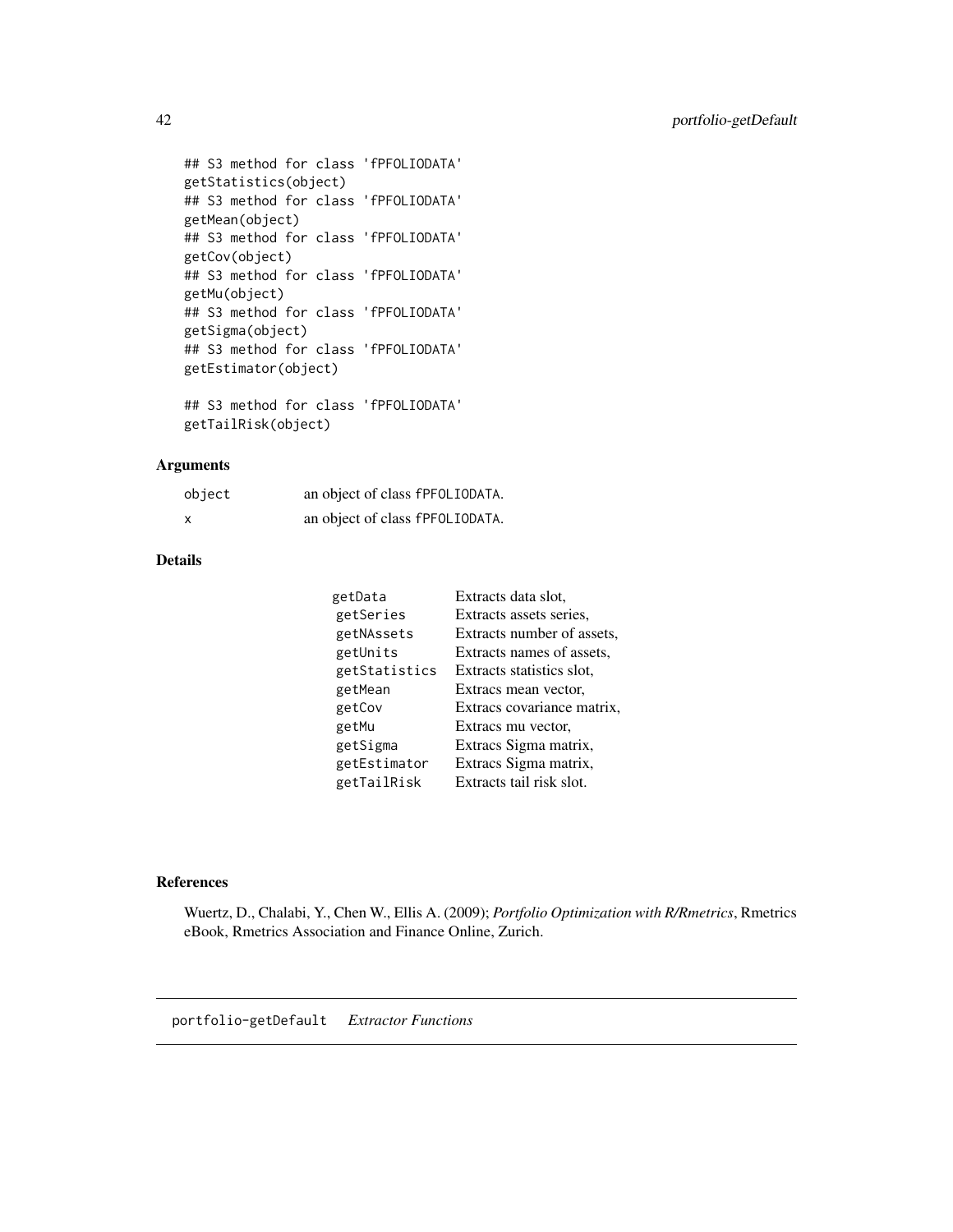```
## S3 method for class 'fPFOLIODATA'
getStatistics(object)
## S3 method for class 'fPFOLIODATA'
getMean(object)
## S3 method for class 'fPFOLIODATA'
getCov(object)
## S3 method for class 'fPFOLIODATA'
getMu(object)
## S3 method for class 'fPFOLIODATA'
getSigma(object)
## S3 method for class 'fPFOLIODATA'
getEstimator(object)

## S3 method for class 'fPFOLIODATA'
getTailRisk(object)
```

### Arguments

| | |
|---|---|
| `object` | an object of class `fPFOLIODATA`. |
| `x` | an object of class `fPFOLIODATA`. |

### Details

| | |
|---|---|
| `getData` | Extracts data slot, |
| `getSeries` | Extracts assets series, |
| `getNAssets` | Extracts number of assets, |
| `getUnits` | Extracts names of assets, |
| `getStatistics` | Extracts statistics slot, |
| `getMean` | Extracs mean vector, |
| `getCov` | Extracs covariance matrix, |
| `getMu` | Extracs mu vector, |
| `getSigma` | Extracs Sigma matrix, |
| `getEstimator` | Extracs Sigma matrix, |
| `getTailRisk` | Extracts tail risk slot. |

### References

Wuertz, D., Chalabi, Y., Chen W., Ellis A. (2009); *Portfolio Optimization with R/Rmetrics*, Rmetrics eBook, Rmetrics Association and Finance Online, Zurich.

---

## portfolio-getDefault *Extractor Functions*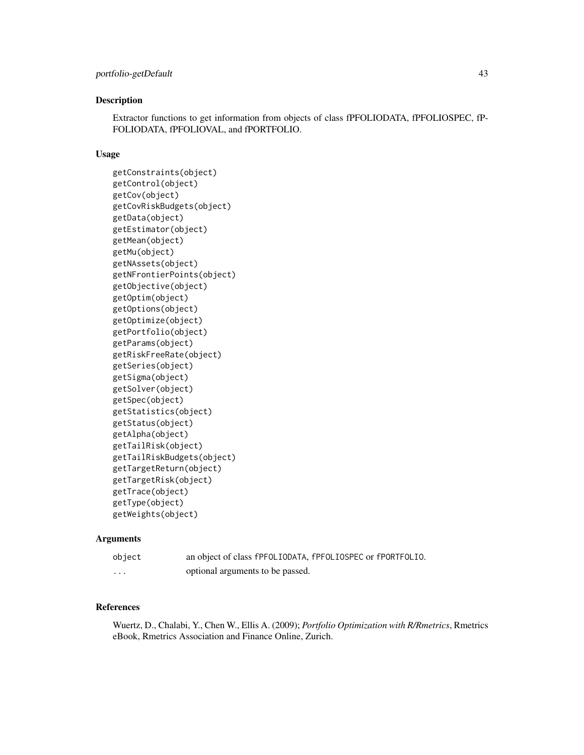## Description

Extractor functions to get information from objects of class fPFOLIODATA, fPFOLIOSPEC, fP-FOLIODATA, fPFOLIOVAL, and fPORTFOLIO.

## Usage

```
getConstraints(object)
getControl(object)
getCov(object)
getCovRiskBudgets(object)
getData(object)
getEstimator(object)
getMean(object)
getMu(object)
getNAssets(object)
getNFrontierPoints(object)
getObjective(object)
getOptim(object)
getOptions(object)
getOptimize(object)
getPortfolio(object)
getParams(object)
getRiskFreeRate(object)
getSeries(object)
getSigma(object)
getSolver(object)
getSpec(object)
getStatistics(object)
getStatus(object)
getAlpha(object)
getTailRisk(object)
getTailRiskBudgets(object)
getTargetReturn(object)
getTargetRisk(object)
getTrace(object)
getType(object)
getWeights(object)
```

## Arguments

| | |
|---|---|
| `object` | an object of class `fPFOLIODATA`, `fPFOLIOSPEC` or `fPORTFOLIO`. |
| `...` | optional arguments to be passed. |

## References

Wuertz, D., Chalabi, Y., Chen W., Ellis A. (2009); *Portfolio Optimization with R/Rmetrics*, Rmetrics eBook, Rmetrics Association and Finance Online, Zurich.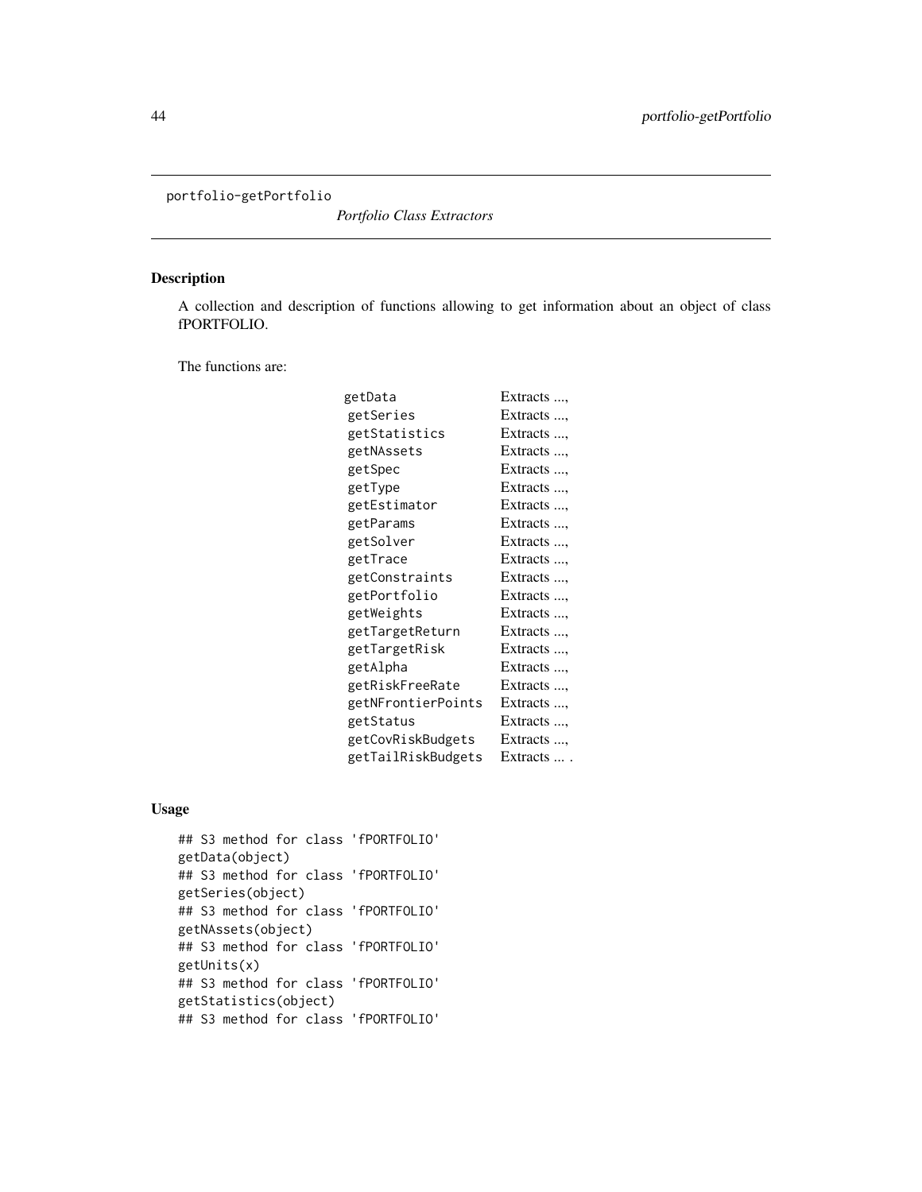portfolio-getPortfolio

*Portfolio Class Extractors*

## Description

A collection and description of functions allowing to get information about an object of class fPORTFOLIO.

The functions are:

| | |
|---|---|
| `getData` | Extracts ..., |
| `getSeries` | Extracts ..., |
| `getStatistics` | Extracts ..., |
| `getNAssets` | Extracts ..., |
| `getSpec` | Extracts ..., |
| `getType` | Extracts ..., |
| `getEstimator` | Extracts ..., |
| `getParams` | Extracts ..., |
| `getSolver` | Extracts ..., |
| `getTrace` | Extracts ..., |
| `getConstraints` | Extracts ..., |
| `getPortfolio` | Extracts ..., |
| `getWeights` | Extracts ..., |
| `getTargetReturn` | Extracts ..., |
| `getTargetRisk` | Extracts ..., |
| `getAlpha` | Extracts ..., |
| `getRiskFreeRate` | Extracts ..., |
| `getNFrontierPoints` | Extracts ..., |
| `getStatus` | Extracts ..., |
| `getCovRiskBudgets` | Extracts ..., |
| `getTailRiskBudgets` | Extracts ... . |

## Usage

```
## S3 method for class 'fPORTFOLIO'
getData(object)
## S3 method for class 'fPORTFOLIO'
getSeries(object)
## S3 method for class 'fPORTFOLIO'
getNAssets(object)
## S3 method for class 'fPORTFOLIO'
getUnits(x)
## S3 method for class 'fPORTFOLIO'
getStatistics(object)
## S3 method for class 'fPORTFOLIO'
```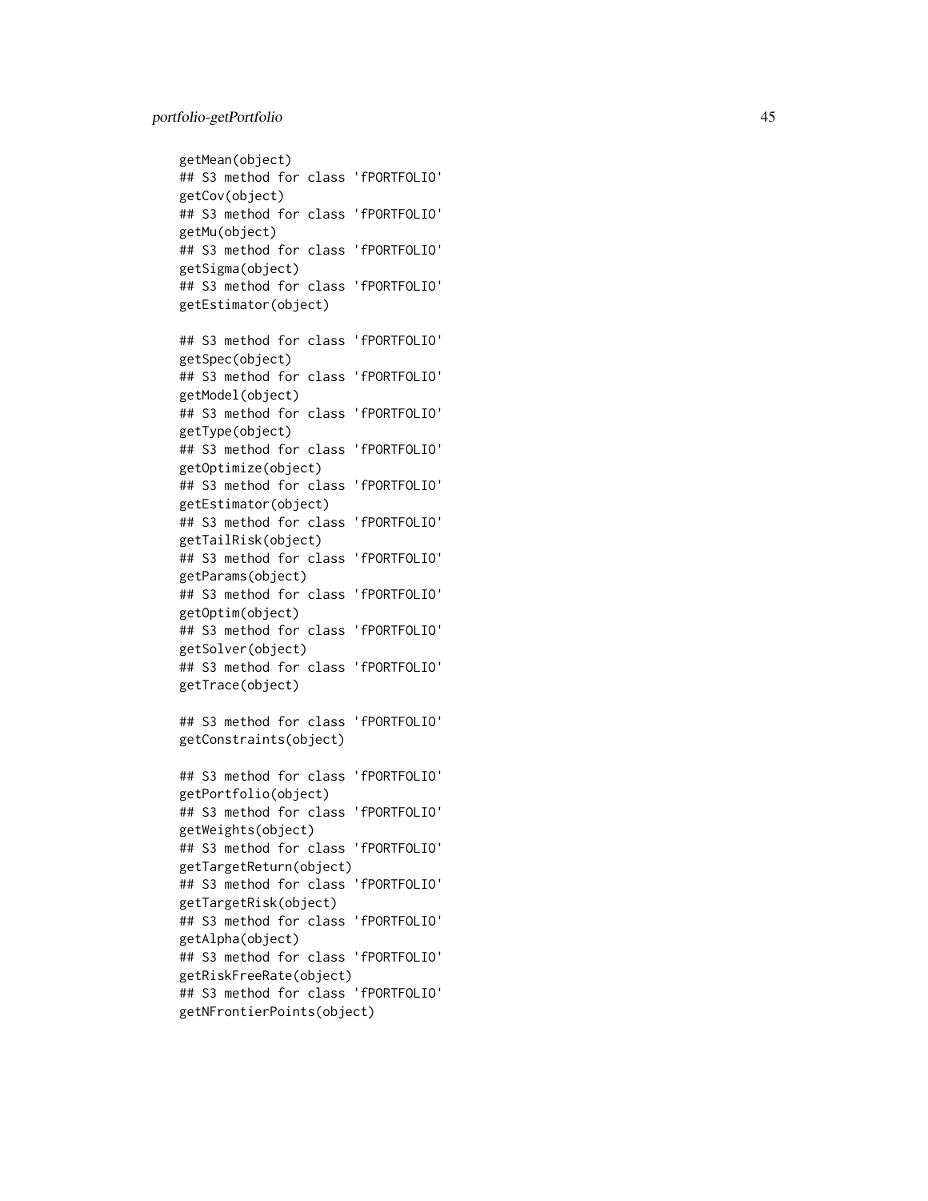```
getMean(object)
## S3 method for class 'fPORTFOLIO'
getCov(object)
## S3 method for class 'fPORTFOLIO'
getMu(object)
## S3 method for class 'fPORTFOLIO'
getSigma(object)
## S3 method for class 'fPORTFOLIO'
getEstimator(object)

## S3 method for class 'fPORTFOLIO'
getSpec(object)
## S3 method for class 'fPORTFOLIO'
getModel(object)
## S3 method for class 'fPORTFOLIO'
getType(object)
## S3 method for class 'fPORTFOLIO'
getOptimize(object)
## S3 method for class 'fPORTFOLIO'
getEstimator(object)
## S3 method for class 'fPORTFOLIO'
getTailRisk(object)
## S3 method for class 'fPORTFOLIO'
getParams(object)
## S3 method for class 'fPORTFOLIO'
getOptim(object)
## S3 method for class 'fPORTFOLIO'
getSolver(object)
## S3 method for class 'fPORTFOLIO'
getTrace(object)

## S3 method for class 'fPORTFOLIO'
getConstraints(object)

## S3 method for class 'fPORTFOLIO'
getPortfolio(object)
## S3 method for class 'fPORTFOLIO'
getWeights(object)
## S3 method for class 'fPORTFOLIO'
getTargetReturn(object)
## S3 method for class 'fPORTFOLIO'
getTargetRisk(object)
## S3 method for class 'fPORTFOLIO'
getAlpha(object)
## S3 method for class 'fPORTFOLIO'
getRiskFreeRate(object)
## S3 method for class 'fPORTFOLIO'
getNFrontierPoints(object)
```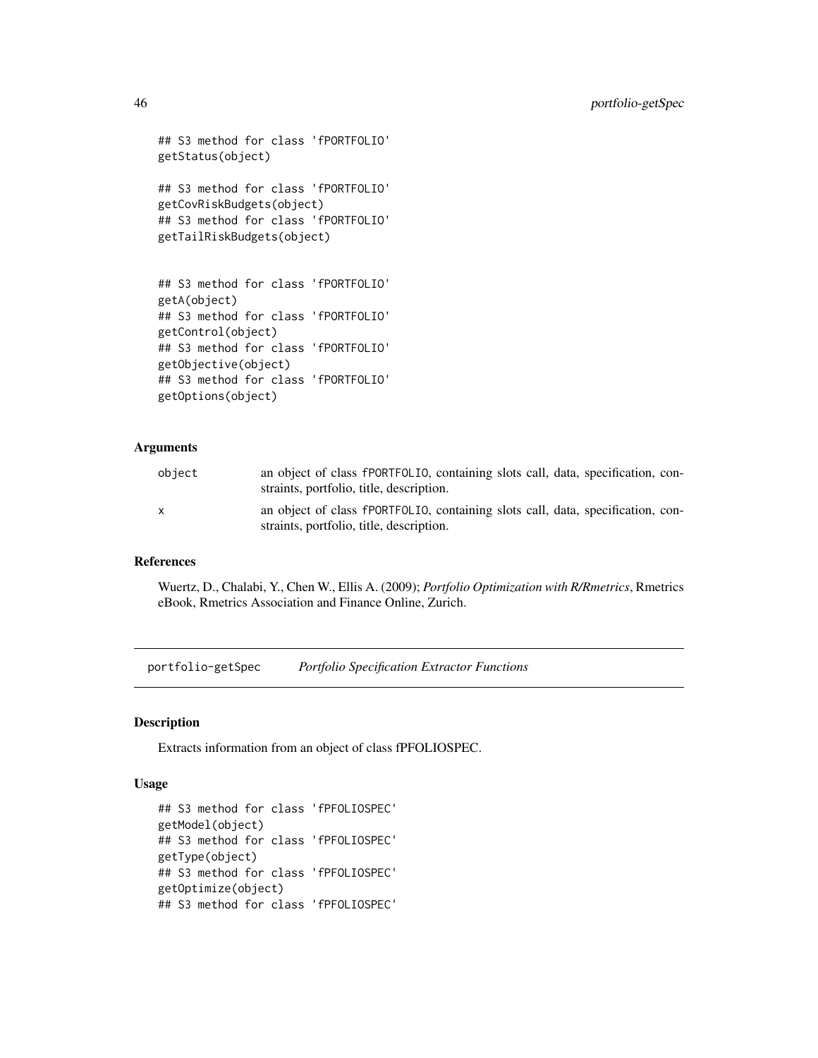```
## S3 method for class 'fPORTFOLIO'
getStatus(object)

## S3 method for class 'fPORTFOLIO'
getCovRiskBudgets(object)
## S3 method for class 'fPORTFOLIO'
getTailRiskBudgets(object)


## S3 method for class 'fPORTFOLIO'
getA(object)
## S3 method for class 'fPORTFOLIO'
getControl(object)
## S3 method for class 'fPORTFOLIO'
getObjective(object)
## S3 method for class 'fPORTFOLIO'
getOptions(object)
```

### Arguments

| | |
|---|---|
| `object` | an object of class `fPORTFOLIO`, containing slots call, data, specification, constraints, portfolio, title, description. |
| `x` | an object of class `fPORTFOLIO`, containing slots call, data, specification, constraints, portfolio, title, description. |

### References

Wuertz, D., Chalabi, Y., Chen W., Ellis A. (2009); *Portfolio Optimization with R/Rmetrics*, Rmetrics eBook, Rmetrics Association and Finance Online, Zurich.

---

## `portfolio-getSpec` *Portfolio Specification Extractor Functions*

### Description

Extracts information from an object of class fPFOLIOSPEC.

### Usage

```
## S3 method for class 'fPFOLIOSPEC'
getModel(object)
## S3 method for class 'fPFOLIOSPEC'
getType(object)
## S3 method for class 'fPFOLIOSPEC'
getOptimize(object)
## S3 method for class 'fPFOLIOSPEC'
```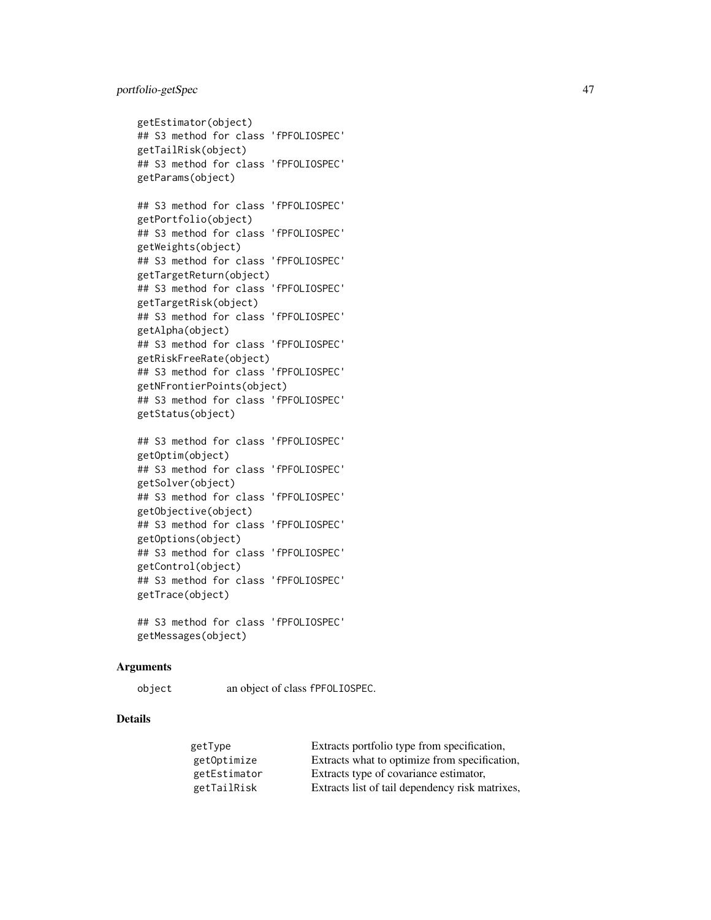```
getEstimator(object)
## S3 method for class 'fPFOLIOSPEC'
getTailRisk(object)
## S3 method for class 'fPFOLIOSPEC'
getParams(object)

## S3 method for class 'fPFOLIOSPEC'
getPortfolio(object)
## S3 method for class 'fPFOLIOSPEC'
getWeights(object)
## S3 method for class 'fPFOLIOSPEC'
getTargetReturn(object)
## S3 method for class 'fPFOLIOSPEC'
getTargetRisk(object)
## S3 method for class 'fPFOLIOSPEC'
getAlpha(object)
## S3 method for class 'fPFOLIOSPEC'
getRiskFreeRate(object)
## S3 method for class 'fPFOLIOSPEC'
getNFrontierPoints(object)
## S3 method for class 'fPFOLIOSPEC'
getStatus(object)

## S3 method for class 'fPFOLIOSPEC'
getOptim(object)
## S3 method for class 'fPFOLIOSPEC'
getSolver(object)
## S3 method for class 'fPFOLIOSPEC'
getObjective(object)
## S3 method for class 'fPFOLIOSPEC'
getOptions(object)
## S3 method for class 'fPFOLIOSPEC'
getControl(object)
## S3 method for class 'fPFOLIOSPEC'
getTrace(object)

## S3 method for class 'fPFOLIOSPEC'
getMessages(object)
```

## Arguments

| | |
|---|---|
| `object` | an object of class `fPFOLIOSPEC`. |

## Details

| | |
|---|---|
| `getType` | Extracts portfolio type from specification, |
| `getOptimize` | Extracts what to optimize from specification, |
| `getEstimator` | Extracts type of covariance estimator, |
| `getTailRisk` | Extracts list of tail dependency risk matrixes, |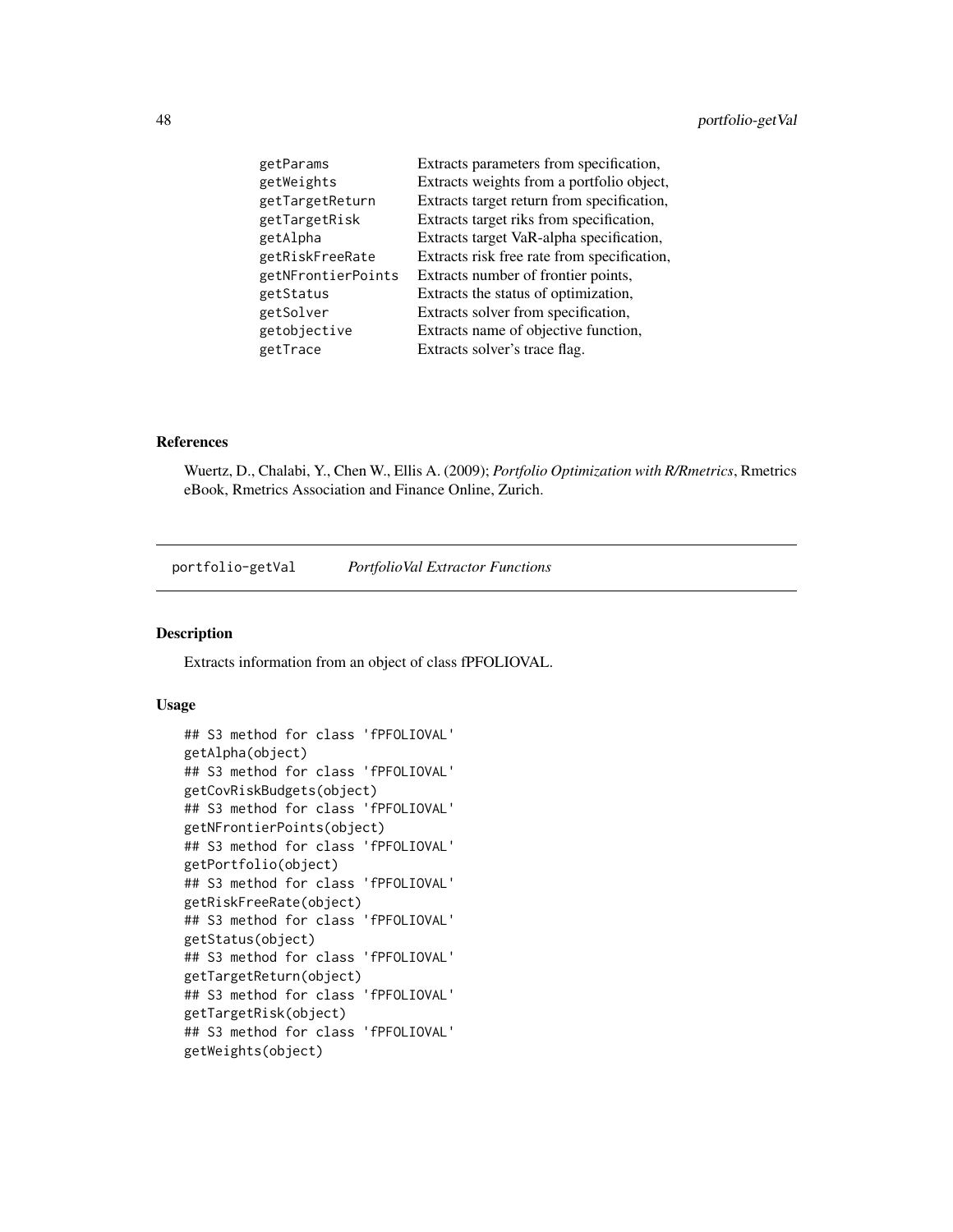| | |
|---|---|
| getParams | Extracts parameters from specification, |
| getWeights | Extracts weights from a portfolio object, |
| getTargetReturn | Extracts target return from specification, |
| getTargetRisk | Extracts target riks from specification, |
| getAlpha | Extracts target VaR-alpha specification, |
| getRiskFreeRate | Extracts risk free rate from specification, |
| getNFrontierPoints | Extracts number of frontier points, |
| getStatus | Extracts the status of optimization, |
| getSolver | Extracts solver from specification, |
| getobjective | Extracts name of objective function, |
| getTrace | Extracts solver's trace flag. |

## References

Wuertz, D., Chalabi, Y., Chen W., Ellis A. (2009); *Portfolio Optimization with R/Rmetrics*, Rmetrics eBook, Rmetrics Association and Finance Online, Zurich.

---

# portfolio-getVal &nbsp;&nbsp;&nbsp; *PortfolioVal Extractor Functions*

## Description

Extracts information from an object of class fPFOLIOVAL.

## Usage

```
## S3 method for class 'fPFOLIOVAL'
getAlpha(object)
## S3 method for class 'fPFOLIOVAL'
getCovRiskBudgets(object)
## S3 method for class 'fPFOLIOVAL'
getNFrontierPoints(object)
## S3 method for class 'fPFOLIOVAL'
getPortfolio(object)
## S3 method for class 'fPFOLIOVAL'
getRiskFreeRate(object)
## S3 method for class 'fPFOLIOVAL'
getStatus(object)
## S3 method for class 'fPFOLIOVAL'
getTargetReturn(object)
## S3 method for class 'fPFOLIOVAL'
getTargetRisk(object)
## S3 method for class 'fPFOLIOVAL'
getWeights(object)
```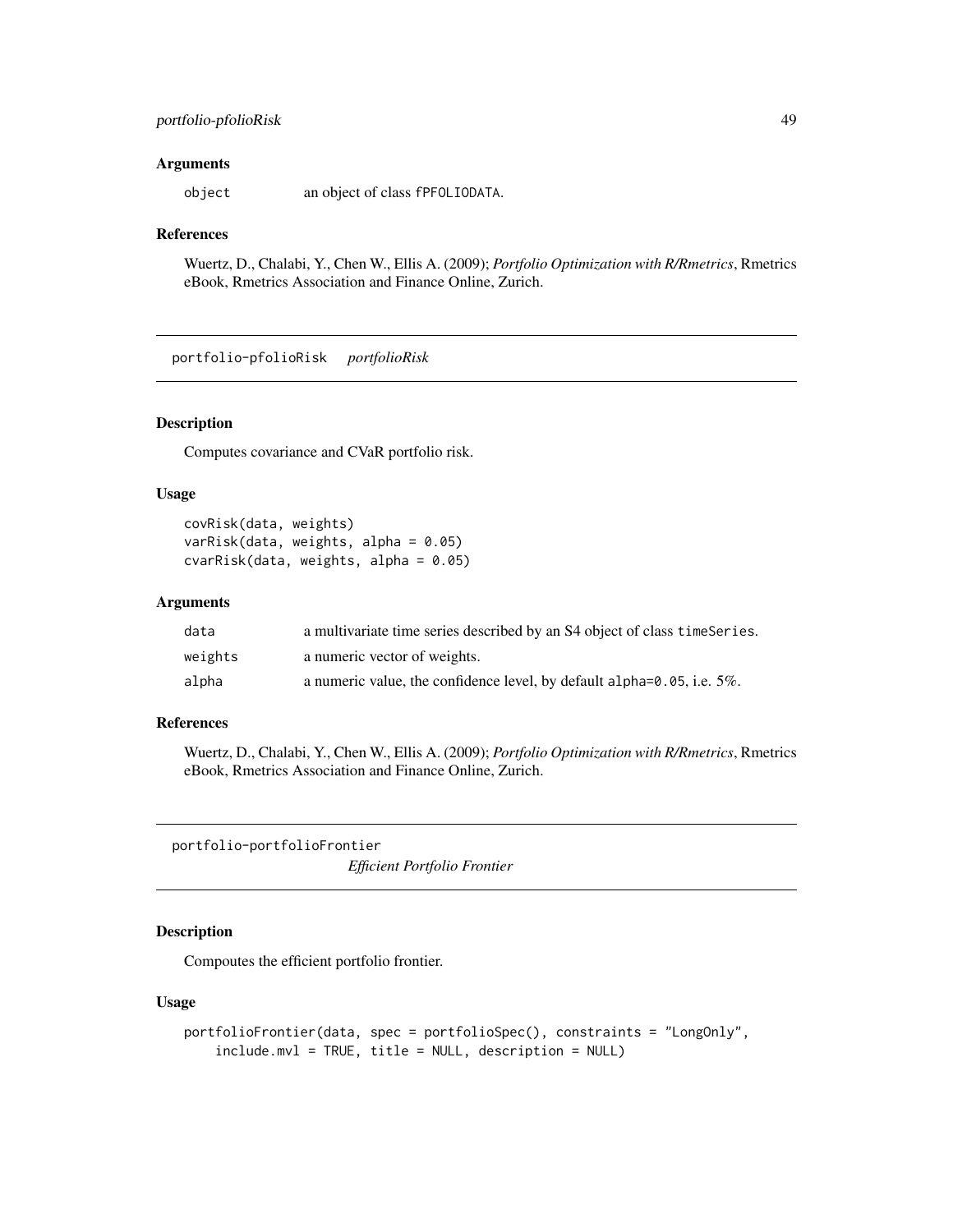### Arguments

| | |
|---|---|
| `object` | an object of class `fPFOLIODATA`. |

### References

Wuertz, D., Chalabi, Y., Chen W., Ellis A. (2009); *Portfolio Optimization with R/Rmetrics*, Rmetrics eBook, Rmetrics Association and Finance Online, Zurich.

---

## portfolio-pfolioRisk *portfolioRisk*

### Description

Computes covariance and CVaR portfolio risk.

### Usage

```
covRisk(data, weights)
varRisk(data, weights, alpha = 0.05)
cvarRisk(data, weights, alpha = 0.05)
```

### Arguments

| | |
|---|---|
| `data` | a multivariate time series described by an S4 object of class `timeSeries`. |
| `weights` | a numeric vector of weights. |
| `alpha` | a numeric value, the confidence level, by default `alpha=0.05`, i.e. 5%. |

### References

Wuertz, D., Chalabi, Y., Chen W., Ellis A. (2009); *Portfolio Optimization with R/Rmetrics*, Rmetrics eBook, Rmetrics Association and Finance Online, Zurich.

---

## portfolio-portfolioFrontier *Efficient Portfolio Frontier*

### Description

Compoutes the efficient portfolio frontier.

### Usage

```
portfolioFrontier(data, spec = portfolioSpec(), constraints = "LongOnly",
    include.mvl = TRUE, title = NULL, description = NULL)
```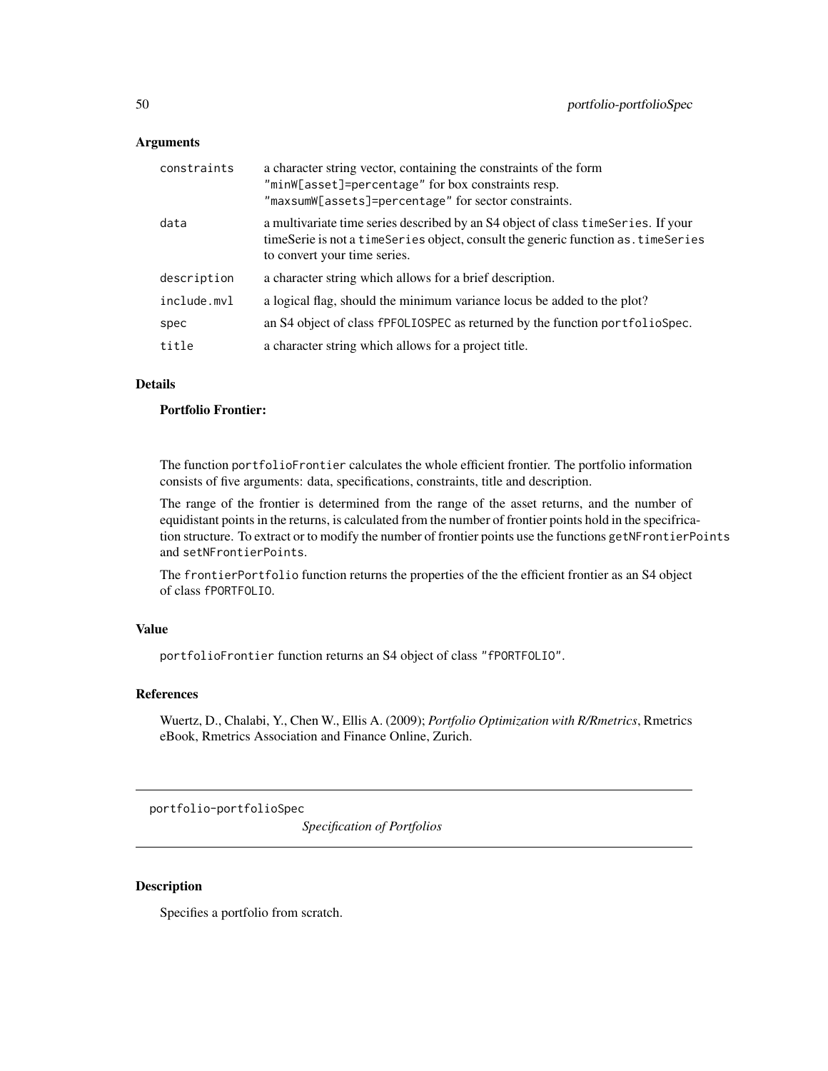## Arguments

| | |
|---|---|
| `constraints` | a character string vector, containing the constraints of the form `"minW[asset]=percentage"` for box constraints resp. `"maxsumW[assets]=percentage"` for sector constraints. |
| `data` | a multivariate time series described by an S4 object of class `timeSeries`. If your timeSerie is not a `timeSeries` object, consult the generic function `as.timeSeries` to convert your time series. |
| `description` | a character string which allows for a brief description. |
| `include.mvl` | a logical flag, should the minimum variance locus be added to the plot? |
| `spec` | an S4 object of class `fPFOLIOSPEC` as returned by the function `portfolioSpec`. |
| `title` | a character string which allows for a project title. |

## Details

**Portfolio Frontier:**

The function `portfolioFrontier` calculates the whole efficient frontier. The portfolio information consists of five arguments: data, specifications, constraints, title and description.

The range of the frontier is determined from the range of the asset returns, and the number of equidistant points in the returns, is calculated from the number of frontier points hold in the specifrication structure. To extract or to modify the number of frontier points use the functions `getNFrontierPoints` and `setNFrontierPoints`.

The `frontierPortfolio` function returns the properties of the the efficient frontier as an S4 object of class `fPORTFOLIO`.

## Value

`portfolioFrontier` function returns an S4 object of class `"fPORTFOLIO"`.

## References

Wuertz, D., Chalabi, Y., Chen W., Ellis A. (2009); *Portfolio Optimization with R/Rmetrics*, Rmetrics eBook, Rmetrics Association and Finance Online, Zurich.

---

portfolio-portfolioSpec *Specification of Portfolios*

---

## Description

Specifies a portfolio from scratch.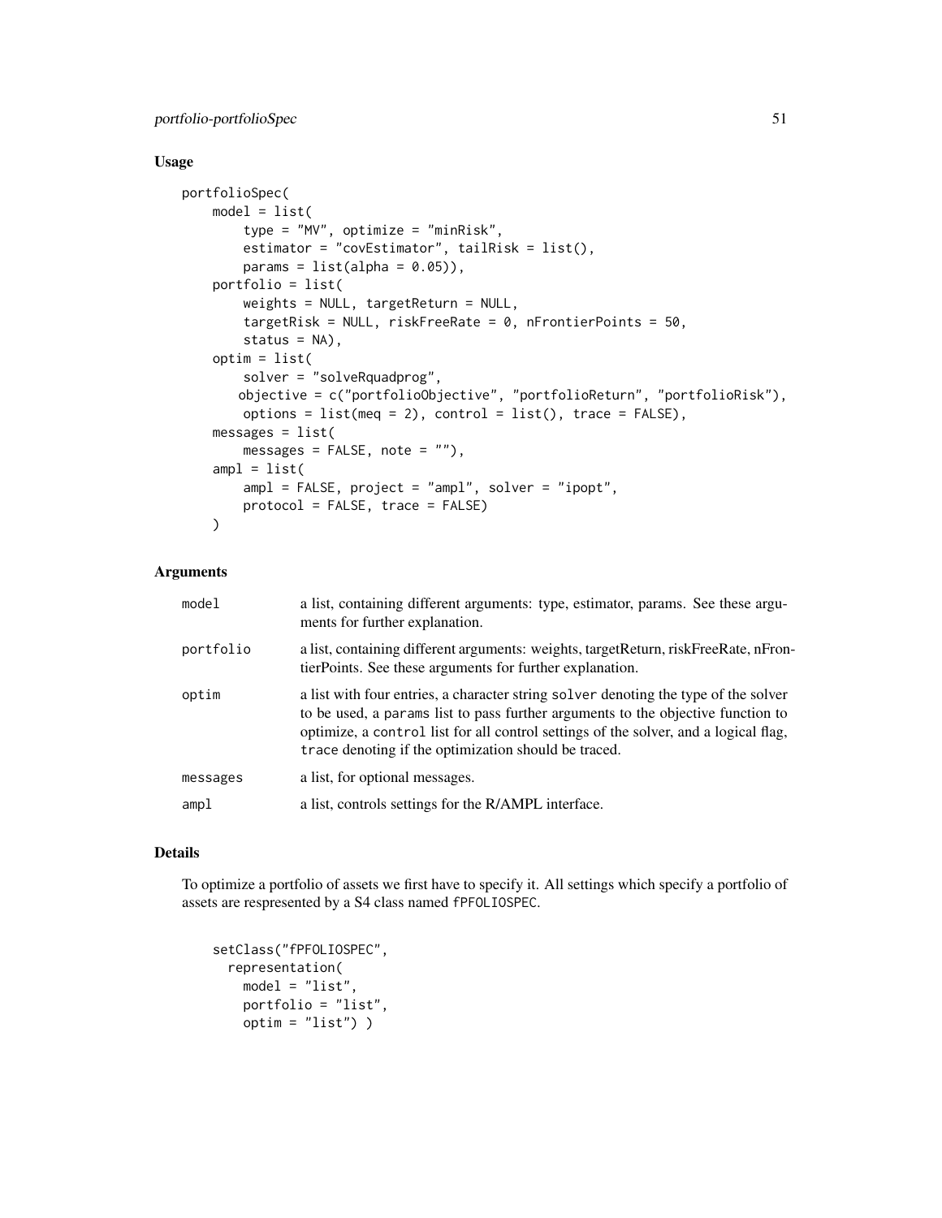## Usage

```
portfolioSpec(
    model = list(
        type = "MV", optimize = "minRisk",
        estimator = "covEstimator", tailRisk = list(),
        params = list(alpha = 0.05)),
    portfolio = list(
        weights = NULL, targetReturn = NULL,
        targetRisk = NULL, riskFreeRate = 0, nFrontierPoints = 50,
        status = NA),
    optim = list(
        solver = "solveRquadprog",
       objective = c("portfolioObjective", "portfolioReturn", "portfolioRisk"),
        options = list(meq = 2), control = list(), trace = FALSE),
    messages = list(
        messages = FALSE, note = ""),
    ampl = list(
        ampl = FALSE, project = "ampl", solver = "ipopt",
        protocol = FALSE, trace = FALSE)
    )
```

## Arguments

| | |
|---|---|
| `model` | a list, containing different arguments: type, estimator, params. See these arguments for further explanation. |
| `portfolio` | a list, containing different arguments: weights, targetReturn, riskFreeRate, nFrontierPoints. See these arguments for further explanation. |
| `optim` | a list with four entries, a character string `solver` denoting the type of the solver to be used, a `params` list to pass further arguments to the objective function to optimize, a `control` list for all control settings of the solver, and a logical flag, `trace` denoting if the optimization should be traced. |
| `messages` | a list, for optional messages. |
| `ampl` | a list, controls settings for the R/AMPL interface. |

## Details

To optimize a portfolio of assets we first have to specify it. All settings which specify a portfolio of assets are respresented by a S4 class named `fPFOLIOSPEC`.

```
setClass("fPFOLIOSPEC",
  representation(
    model = "list",
    portfolio = "list",
    optim = "list") )
```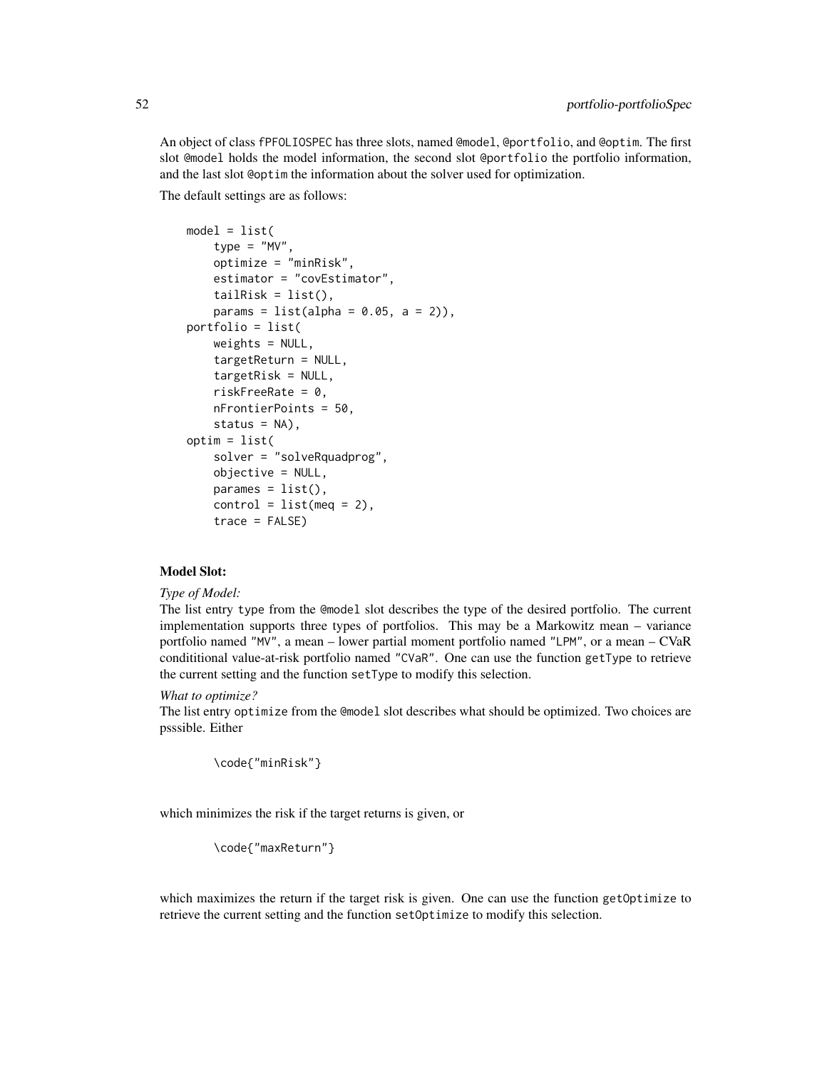An object of class fPFOLIOSPEC has three slots, named @model, @portfolio, and @optim. The first slot @model holds the model information, the second slot @portfolio the portfolio information, and the last slot @optim the information about the solver used for optimization.

The default settings are as follows:

```
model = list(
    type = "MV",
    optimize = "minRisk",
    estimator = "covEstimator",
    tailRisk = list(),
    params = list(alpha = 0.05, a = 2)),
portfolio = list(
    weights = NULL,
    targetReturn = NULL,
    targetRisk = NULL,
    riskFreeRate = 0,
    nFrontierPoints = 50,
    status = NA),
optim = list(
    solver = "solveRquadprog",
    objective = NULL,
    parames = list(),
    control = list(meq = 2),
    trace = FALSE)
```

**Model Slot:**

*Type of Model:*
The list entry type from the @model slot describes the type of the desired portfolio. The current implementation supports three types of portfolios. This may be a Markowitz mean – variance portfolio named "MV", a mean – lower partial moment portfolio named "LPM", or a mean – CVaR condititional value-at-risk portfolio named "CVaR". One can use the function getType to retrieve the current setting and the function setType to modify this selection.

*What to optimize?*
The list entry optimize from the @model slot describes what should be optimized. Two choices are psssible. Either

```
\code{"minRisk"}
```

which minimizes the risk if the target returns is given, or

```
\code{"maxReturn"}
```

which maximizes the return if the target risk is given. One can use the function getOptimize to retrieve the current setting and the function setOptimize to modify this selection.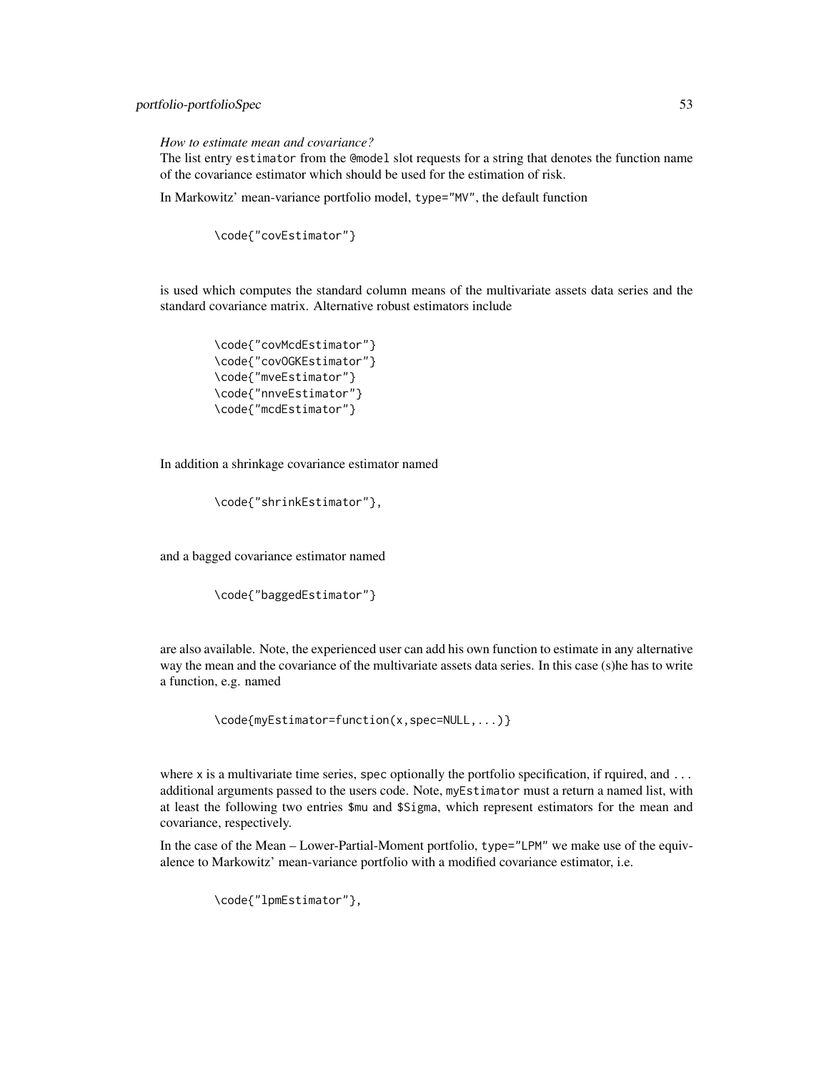*How to estimate mean and covariance?*

The list entry `estimator` from the `@model` slot requests for a string that denotes the function name of the covariance estimator which should be used for the estimation of risk.

In Markowitz' mean-variance portfolio model, `type="MV"`, the default function

```
\code{"covEstimator"}
```

is used which computes the standard column means of the multivariate assets data series and the standard covariance matrix. Alternative robust estimators include

```
\code{"covMcdEstimator"}
\code{"covOGKEstimator"}
\code{"mveEstimator"}
\code{"nnveEstimator"}
\code{"mcdEstimator"}
```

In addition a shrinkage covariance estimator named

```
\code{"shrinkEstimator"},
```

and a bagged covariance estimator named

```
\code{"baggedEstimator"}
```

are also available. Note, the experienced user can add his own function to estimate in any alternative way the mean and the covariance of the multivariate assets data series. In this case (s)he has to write a function, e.g. named

```
\code{myEstimator=function(x,spec=NULL,...)}
```

where `x` is a multivariate time series, `spec` optionally the portfolio specification, if rquired, and `...` additional arguments passed to the users code. Note, `myEstimator` must a return a named list, with at least the following two entries `$mu` and `$Sigma`, which represent estimators for the mean and covariance, respectively.

In the case of the Mean – Lower-Partial-Moment portfolio, `type="LPM"` we make use of the equivalence to Markowitz' mean-variance portfolio with a modified covariance estimator, i.e.

```
\code{"lpmEstimator"},
```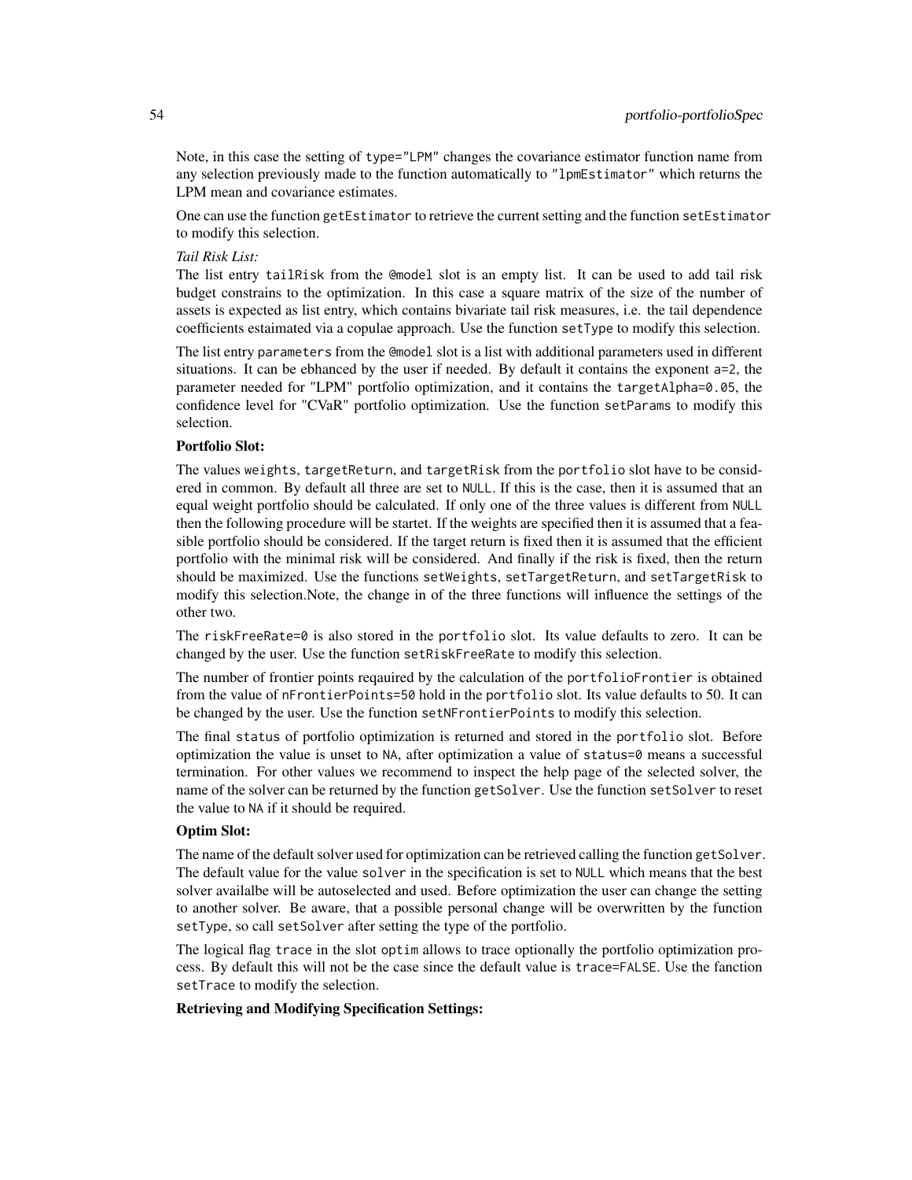Note, in this case the setting of `type="LPM"` changes the covariance estimator function name from any selection previously made to the function automatically to `"lpmEstimator"` which returns the LPM mean and covariance estimates.

One can use the function `getEstimator` to retrieve the current setting and the function `setEstimator` to modify this selection.

*Tail Risk List:*
The list entry `tailRisk` from the `@model` slot is an empty list. It can be used to add tail risk budget constrains to the optimization. In this case a square matrix of the size of the number of assets is expected as list entry, which contains bivariate tail risk measures, i.e. the tail dependence coefficients estaimated via a copulae approach. Use the function `setType` to modify this selection.

The list entry `parameters` from the `@model` slot is a list with additional parameters used in different situations. It can be ebhanced by the user if needed. By default it contains the exponent `a=2`, the parameter needed for "LPM" portfolio optimization, and it contains the `targetAlpha=0.05`, the confidence level for "CVaR" portfolio optimization. Use the function `setParams` to modify this selection.

**Portfolio Slot:**

The values `weights`, `targetReturn`, and `targetRisk` from the `portfolio` slot have to be considered in common. By default all three are set to `NULL`. If this is the case, then it is assumed that an equal weight portfolio should be calculated. If only one of the three values is different from `NULL` then the following procedure will be startet. If the weights are specified then it is assumed that a feasible portfolio should be considered. If the target return is fixed then it is assumed that the efficient portfolio with the minimal risk will be considered. And finally if the risk is fixed, then the return should be maximized. Use the functions `setWeights`, `setTargetReturn`, and `setTargetRisk` to modify this selection.Note, the change in of the three functions will influence the settings of the other two.

The `riskFreeRate=0` is also stored in the `portfolio` slot. Its value defaults to zero. It can be changed by the user. Use the function `setRiskFreeRate` to modify this selection.

The number of frontier points reqauired by the calculation of the `portfolioFrontier` is obtained from the value of `nFrontierPoints=50` hold in the `portfolio` slot. Its value defaults to 50. It can be changed by the user. Use the function `setNFrontierPoints` to modify this selection.

The final `status` of portfolio optimization is returned and stored in the `portfolio` slot. Before optimization the value is unset to `NA`, after optimization a value of `status=0` means a successful termination. For other values we recommend to inspect the help page of the selected solver, the name of the solver can be returned by the function `getSolver`. Use the function `setSolver` to reset the value to `NA` if it should be required.

**Optim Slot:**

The name of the default solver used for optimization can be retrieved calling the function `getSolver`. The default value for the value `solver` in the specification is set to `NULL` which means that the best solver availalbe will be autoselected and used. Before optimization the user can change the setting to another solver. Be aware, that a possible personal change will be overwritten by the function `setType`, so call `setSolver` after setting the type of the portfolio.

The logical flag `trace` in the slot `optim` allows to trace optionally the portfolio optimization process. By default this will not be the case since the default value is `trace=FALSE`. Use the fanction `setTrace` to modify the selection.

**Retrieving and Modifying Specification Settings:**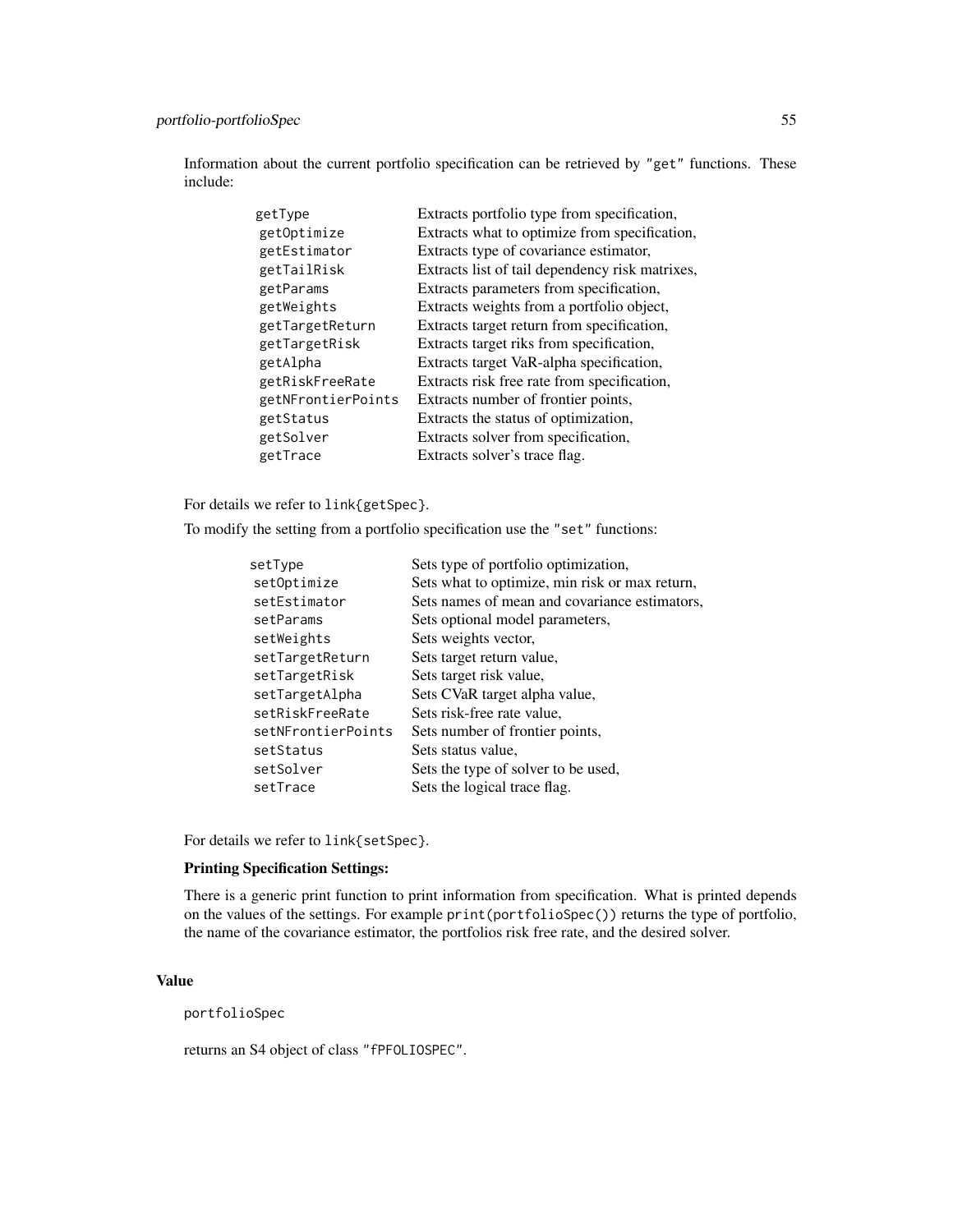Information about the current portfolio specification can be retrieved by "get" functions. These include:

| | |
|---|---|
| getType | Extracts portfolio type from specification, |
| getOptimize | Extracts what to optimize from specification, |
| getEstimator | Extracts type of covariance estimator, |
| getTailRisk | Extracts list of tail dependency risk matrixes, |
| getParams | Extracts parameters from specification, |
| getWeights | Extracts weights from a portfolio object, |
| getTargetReturn | Extracts target return from specification, |
| getTargetRisk | Extracts target riks from specification, |
| getAlpha | Extracts target VaR-alpha specification, |
| getRiskFreeRate | Extracts risk free rate from specification, |
| getNFrontierPoints | Extracts number of frontier points, |
| getStatus | Extracts the status of optimization, |
| getSolver | Extracts solver from specification, |
| getTrace | Extracts solver's trace flag. |

For details we refer to `link{getSpec}`.

To modify the setting from a portfolio specification use the "set" functions:

| | |
|---|---|
| setType | Sets type of portfolio optimization, |
| setOptimize | Sets what to optimize, min risk or max return, |
| setEstimator | Sets names of mean and covariance estimators, |
| setParams | Sets optional model parameters, |
| setWeights | Sets weights vector, |
| setTargetReturn | Sets target return value, |
| setTargetRisk | Sets target risk value, |
| setTargetAlpha | Sets CVaR target alpha value, |
| setRiskFreeRate | Sets risk-free rate value, |
| setNFrontierPoints | Sets number of frontier points, |
| setStatus | Sets status value, |
| setSolver | Sets the type of solver to be used, |
| setTrace | Sets the logical trace flag. |

For details we refer to `link{setSpec}`.

**Printing Specification Settings:**

There is a generic print function to print information from specification. What is printed depends on the values of the settings. For example `print(portfolioSpec())` returns the type of portfolio, the name of the covariance estimator, the portfolios risk free rate, and the desired solver.

## Value

`portfolioSpec`

returns an S4 object of class "fPFOLIOSPEC".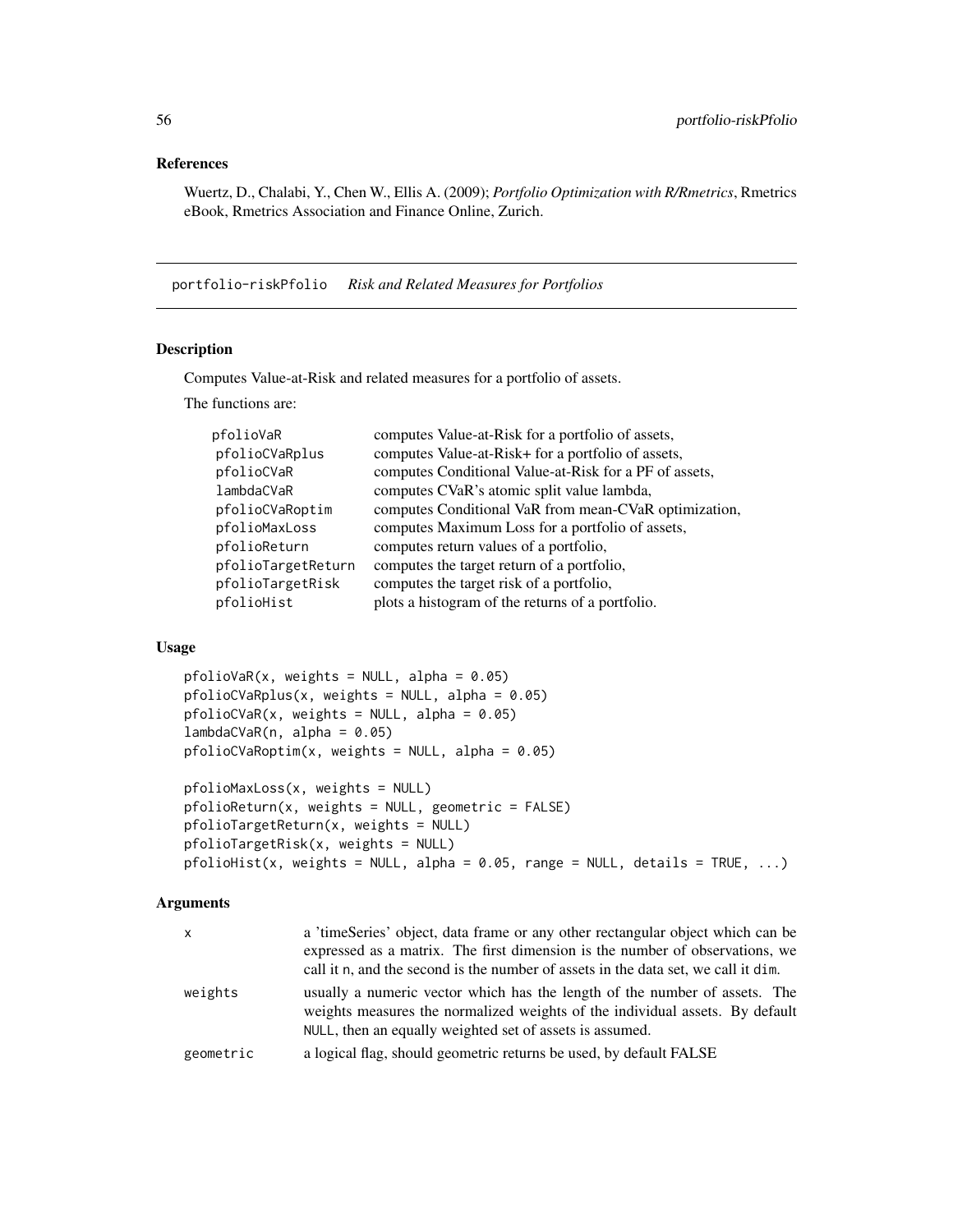## References

Wuertz, D., Chalabi, Y., Chen W., Ellis A. (2009); *Portfolio Optimization with R/Rmetrics*, Rmetrics eBook, Rmetrics Association and Finance Online, Zurich.

---

# portfolio-riskPfolio *Risk and Related Measures for Portfolios*

---

## Description

Computes Value-at-Risk and related measures for a portfolio of assets.

The functions are:

| | |
|---|---|
| `pfolioVaR` | computes Value-at-Risk for a portfolio of assets, |
| `pfolioCVaRplus` | computes Value-at-Risk+ for a portfolio of assets, |
| `pfolioCVaR` | computes Conditional Value-at-Risk for a PF of assets, |
| `lambdaCVaR` | computes CVaR's atomic split value lambda, |
| `pfolioCVaRoptim` | computes Conditional VaR from mean-CVaR optimization, |
| `pfolioMaxLoss` | computes Maximum Loss for a portfolio of assets, |
| `pfolioReturn` | computes return values of a portfolio, |
| `pfolioTargetReturn` | computes the target return of a portfolio, |
| `pfolioTargetRisk` | computes the target risk of a portfolio, |
| `pfolioHist` | plots a histogram of the returns of a portfolio. |

## Usage

```
pfolioVaR(x, weights = NULL, alpha = 0.05)
pfolioCVaRplus(x, weights = NULL, alpha = 0.05)
pfolioCVaR(x, weights = NULL, alpha = 0.05)
lambdaCVaR(n, alpha = 0.05)
pfolioCVaRoptim(x, weights = NULL, alpha = 0.05)

pfolioMaxLoss(x, weights = NULL)
pfolioReturn(x, weights = NULL, geometric = FALSE)
pfolioTargetReturn(x, weights = NULL)
pfolioTargetRisk(x, weights = NULL)
pfolioHist(x, weights = NULL, alpha = 0.05, range = NULL, details = TRUE, ...)
```

## Arguments

| | |
|---|---|
| `x` | a 'timeSeries' object, data frame or any other rectangular object which can be expressed as a matrix. The first dimension is the number of observations, we call it `n`, and the second is the number of assets in the data set, we call it `dim`. |
| `weights` | usually a numeric vector which has the length of the number of assets. The weights measures the normalized weights of the individual assets. By default `NULL`, then an equally weighted set of assets is assumed. |
| `geometric` | a logical flag, should geometric returns be used, by default FALSE |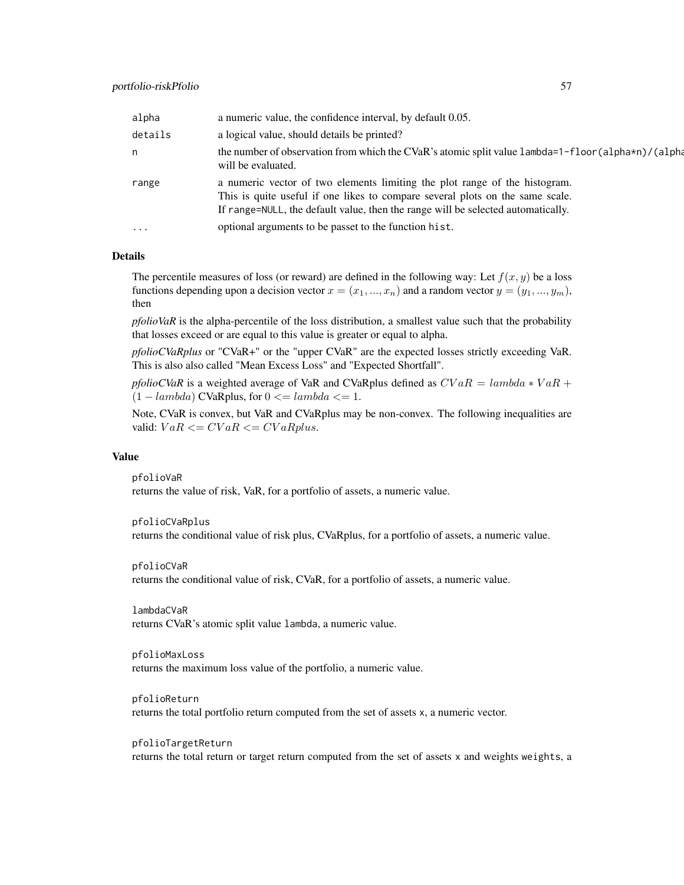| | |
|---|---|
| alpha | a numeric value, the confidence interval, by default 0.05. |
| details | a logical value, should details be printed? |
| n | the number of observation from which the CVaR's atomic split value `lambda=1-floor(alpha*n)/(alpha` will be evaluated. |
| range | a numeric vector of two elements limiting the plot range of the histogram. This is quite useful if one likes to compare several plots on the same scale. If `range=NULL`, the default value, then the range will be selected automatically. |
| ... | optional arguments to be passet to the function `hist`. |

## Details

The percentile measures of loss (or reward) are defined in the following way: Let $f(x, y)$ be a loss functions depending upon a decision vector $x = (x_1, ..., x_n)$ and a random vector $y = (y_1, ..., y_m)$, then

***pfolioVaR*** is the alpha-percentile of the loss distribution, a smallest value such that the probability that losses exceed or are equal to this value is greater or equal to alpha.

***pfolioCVaRplus*** or "CVaR+" or the "upper CVaR" are the expected losses strictly exceeding VaR. This is also also called "Mean Excess Loss" and "Expected Shortfall".

***pfolioCVaR*** is a weighted average of VaR and CVaRplus defined as $CVaR = lambda * VaR + (1 - lambda)$ CVaRplus, for $0 <= lambda <= 1$.

Note, CVaR is convex, but VaR and CVaRplus may be non-convex. The following inequalities are valid: $VaR <= CVaR <= CVaRplus$.

## Value

`pfolioVaR`
returns the value of risk, VaR, for a portfolio of assets, a numeric value.

`pfolioCVaRplus`
returns the conditional value of risk plus, CVaRplus, for a portfolio of assets, a numeric value.

`pfolioCVaR`
returns the conditional value of risk, CVaR, for a portfolio of assets, a numeric value.

`lambdaCVaR`
returns CVaR's atomic split value `lambda`, a numeric value.

`pfolioMaxLoss`
returns the maximum loss value of the portfolio, a numeric value.

`pfolioReturn`
returns the total portfolio return computed from the set of assets `x`, a numeric vector.

`pfolioTargetReturn`
returns the total return or target return computed from the set of assets `x` and weights `weights`, a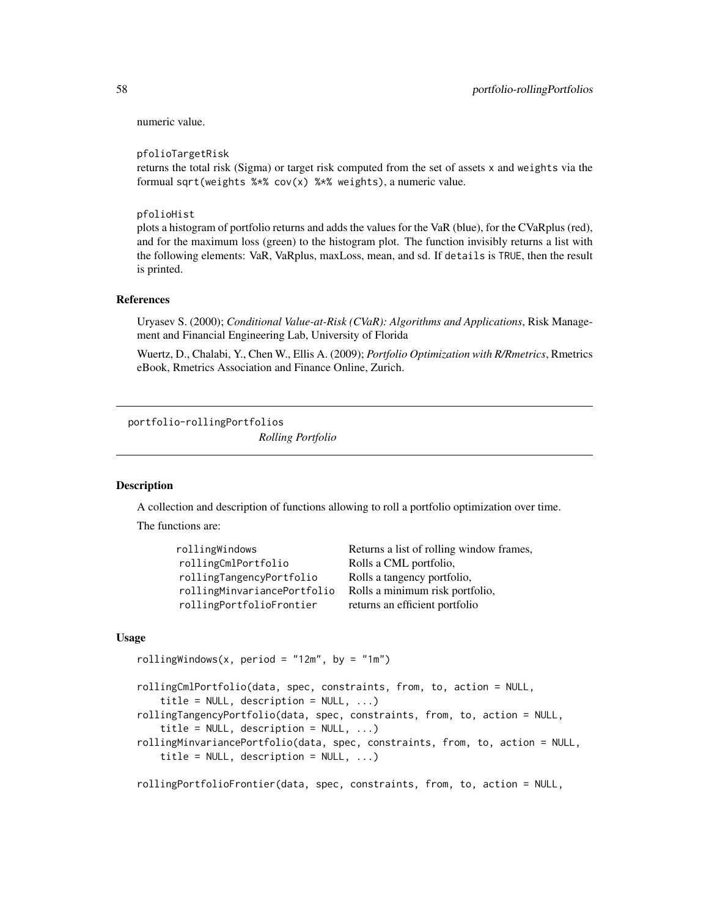numeric value.

pfolioTargetRisk
returns the total risk (Sigma) or target risk computed from the set of assets x and weights via the formual `sqrt(weights %*% cov(x) %*% weights)`, a numeric value.

pfolioHist
plots a histogram of portfolio returns and adds the values for the VaR (blue), for the CVaRplus (red), and for the maximum loss (green) to the histogram plot. The function invisibly returns a list with the following elements: VaR, VaRplus, maxLoss, mean, and sd. If details is TRUE, then the result is printed.

### References

Uryasev S. (2000); *Conditional Value-at-Risk (CVaR): Algorithms and Applications*, Risk Management and Financial Engineering Lab, University of Florida

Wuertz, D., Chalabi, Y., Chen W., Ellis A. (2009); *Portfolio Optimization with R/Rmetrics*, Rmetrics eBook, Rmetrics Association and Finance Online, Zurich.

## portfolio-rollingPortfolios *Rolling Portfolio*

### Description

A collection and description of functions allowing to roll a portfolio optimization over time.

The functions are:

| | |
|---|---|
| rollingWindows | Returns a list of rolling window frames, |
| rollingCmlPortfolio | Rolls a CML portfolio, |
| rollingTangencyPortfolio | Rolls a tangency portfolio, |
| rollingMinvariancePortfolio | Rolls a minimum risk portfolio, |
| rollingPortfolioFrontier | returns an efficient portfolio |

### Usage

```
rollingWindows(x, period = "12m", by = "1m")

rollingCmlPortfolio(data, spec, constraints, from, to, action = NULL,
    title = NULL, description = NULL, ...)
rollingTangencyPortfolio(data, spec, constraints, from, to, action = NULL,
    title = NULL, description = NULL, ...)
rollingMinvariancePortfolio(data, spec, constraints, from, to, action = NULL,
    title = NULL, description = NULL, ...)

rollingPortfolioFrontier(data, spec, constraints, from, to, action = NULL,
```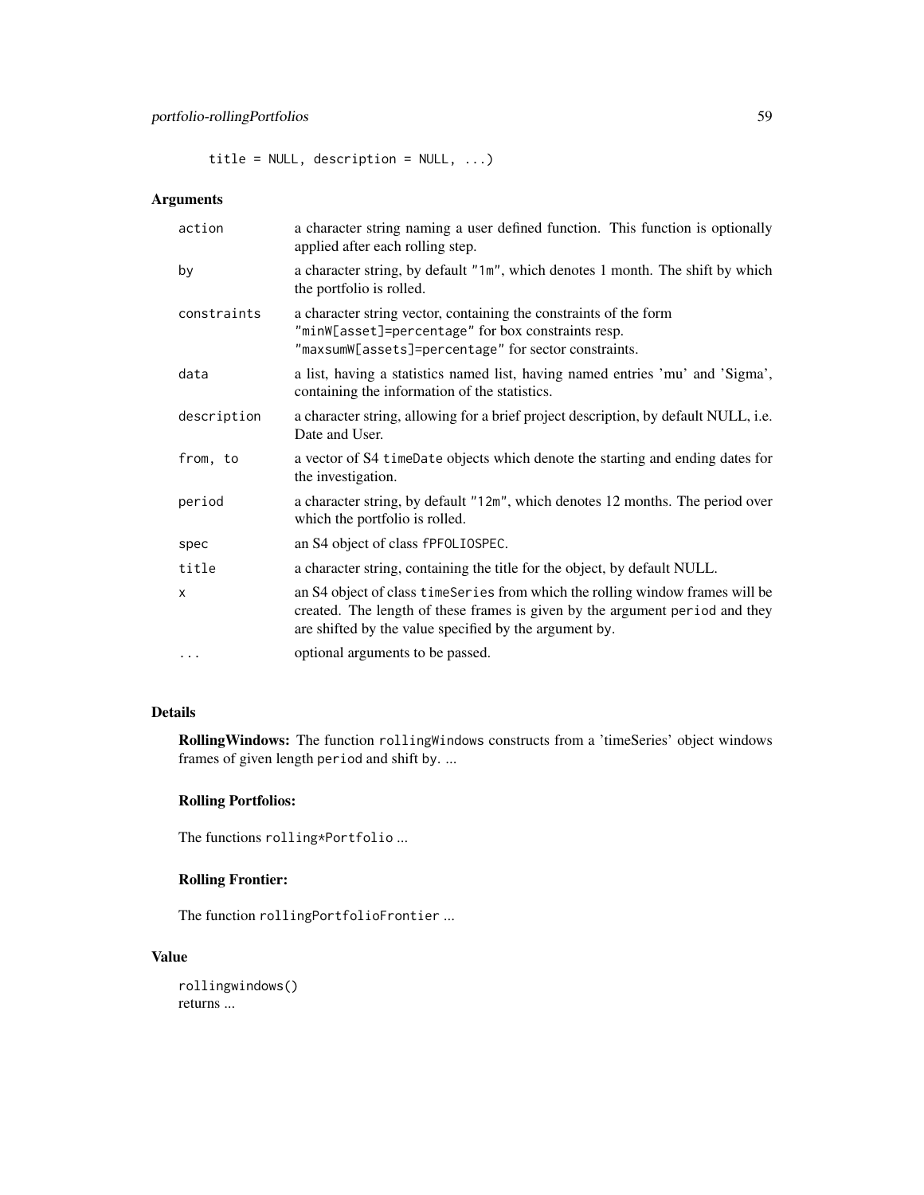```
    title = NULL, description = NULL, ...)
```

## Arguments

| | |
|---|---|
| `action` | a character string naming a user defined function. This function is optionally applied after each rolling step. |
| `by` | a character string, by default `"1m"`, which denotes 1 month. The shift by which the portfolio is rolled. |
| `constraints` | a character string vector, containing the constraints of the form `"minW[asset]=percentage"` for box constraints resp. `"maxsumW[assets]=percentage"` for sector constraints. |
| `data` | a list, having a statistics named list, having named entries 'mu' and 'Sigma', containing the information of the statistics. |
| `description` | a character string, allowing for a brief project description, by default NULL, i.e. Date and User. |
| `from, to` | a vector of S4 `timeDate` objects which denote the starting and ending dates for the investigation. |
| `period` | a character string, by default `"12m"`, which denotes 12 months. The period over which the portfolio is rolled. |
| `spec` | an S4 object of class `fPFOLIOSPEC`. |
| `title` | a character string, containing the title for the object, by default NULL. |
| `x` | an S4 object of class `timeSeries` from which the rolling window frames will be created. The length of these frames is given by the argument `period` and they are shifted by the value specified by the argument `by`. |
| `...` | optional arguments to be passed. |

## Details

**RollingWindows:** The function `rollingWindows` constructs from a 'timeSeries' object windows frames of given length `period` and shift `by`. ...

### Rolling Portfolios:

The functions `rolling*Portfolio` ...

### Rolling Frontier:

The function `rollingPortfolioFrontier` ...

## Value

`rollingwindows()`
returns ...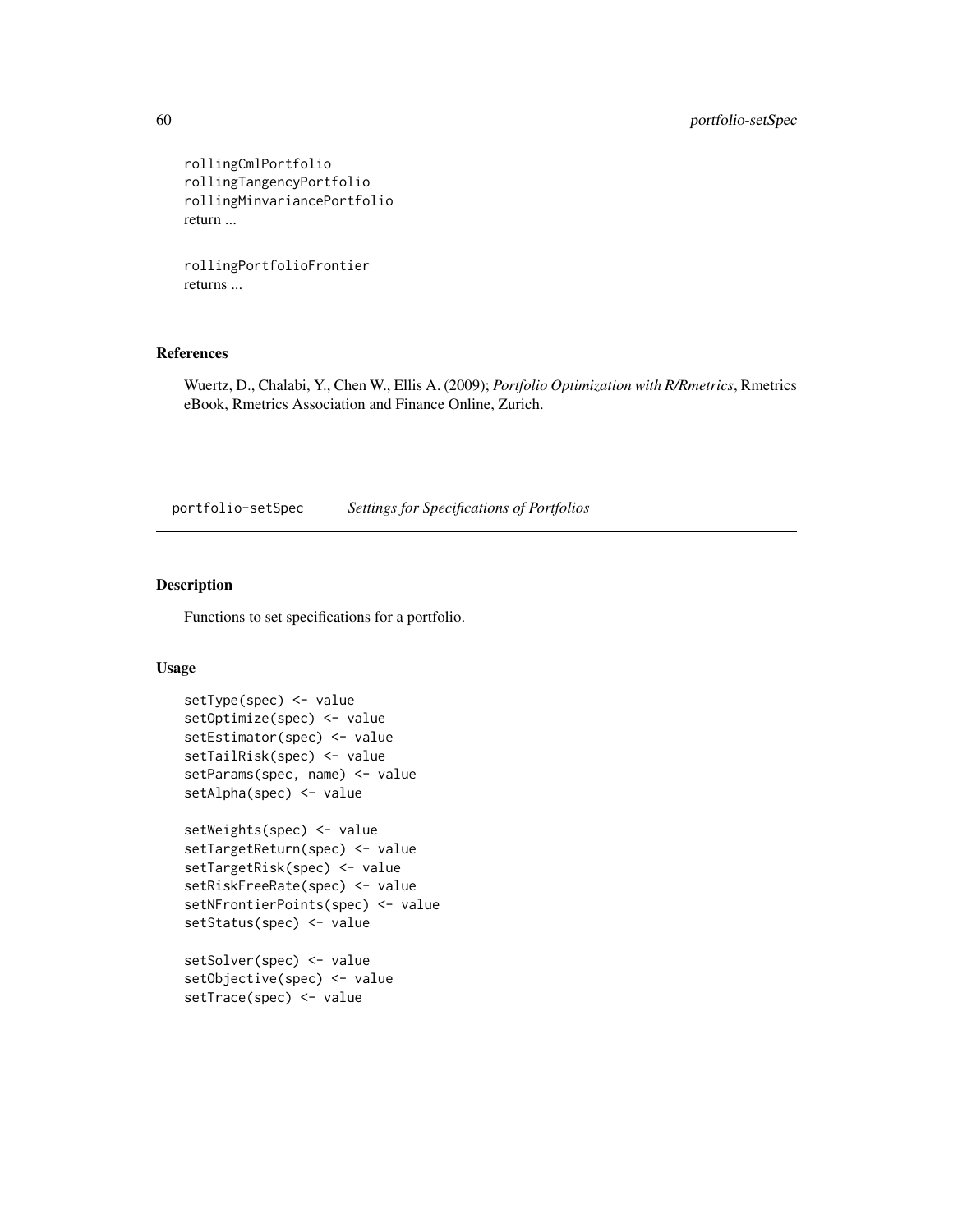```
rollingCmlPortfolio
rollingTangencyPortfolio
rollingMinvariancePortfolio
```
return ...

```
rollingPortfolioFrontier
```
returns ...

### References

Wuertz, D., Chalabi, Y., Chen W., Ellis A. (2009); *Portfolio Optimization with R/Rmetrics*, Rmetrics eBook, Rmetrics Association and Finance Online, Zurich.

---

## portfolio-setSpec *Settings for Specifications of Portfolios*

### Description

Functions to set specifications for a portfolio.

### Usage

```
setType(spec) <- value
setOptimize(spec) <- value
setEstimator(spec) <- value
setTailRisk(spec) <- value
setParams(spec, name) <- value
setAlpha(spec) <- value

setWeights(spec) <- value
setTargetReturn(spec) <- value
setTargetRisk(spec) <- value
setRiskFreeRate(spec) <- value
setNFrontierPoints(spec) <- value
setStatus(spec) <- value

setSolver(spec) <- value
setObjective(spec) <- value
setTrace(spec) <- value
```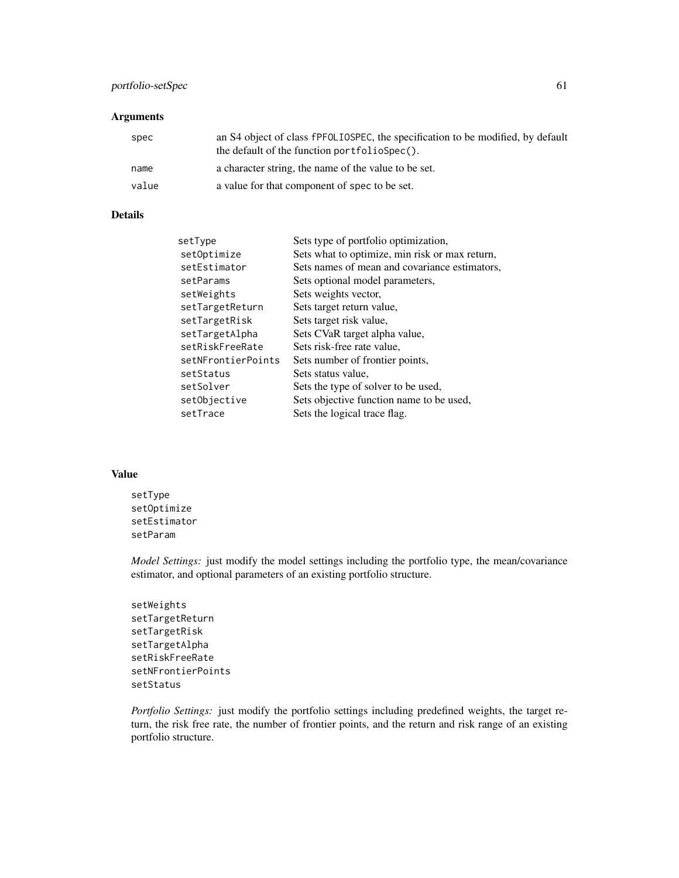## Arguments

| | |
|---|---|
| `spec` | an S4 object of class `fPFOLIOSPEC`, the specification to be modified, by default the default of the function `portfolioSpec()`. |
| `name` | a character string, the name of the value to be set. |
| `value` | a value for that component of `spec` to be set. |

## Details

| | |
|---|---|
| `setType` | Sets type of portfolio optimization, |
| `setOptimize` | Sets what to optimize, min risk or max return, |
| `setEstimator` | Sets names of mean and covariance estimators, |
| `setParams` | Sets optional model parameters, |
| `setWeights` | Sets weights vector, |
| `setTargetReturn` | Sets target return value, |
| `setTargetRisk` | Sets target risk value, |
| `setTargetAlpha` | Sets CVaR target alpha value, |
| `setRiskFreeRate` | Sets risk-free rate value, |
| `setNFrontierPoints` | Sets number of frontier points, |
| `setStatus` | Sets status value, |
| `setSolver` | Sets the type of solver to be used, |
| `setObjective` | Sets objective function name to be used, |
| `setTrace` | Sets the logical trace flag. |

## Value

```
setType
setOptimize
setEstimator
setParam
```

*Model Settings:* just modify the model settings including the portfolio type, the mean/covariance estimator, and optional parameters of an existing portfolio structure.

```
setWeights
setTargetReturn
setTargetRisk
setTargetAlpha
setRiskFreeRate
setNFrontierPoints
setStatus
```

*Portfolio Settings:* just modify the portfolio settings including predefined weights, the target return, the risk free rate, the number of frontier points, and the return and risk range of an existing portfolio structure.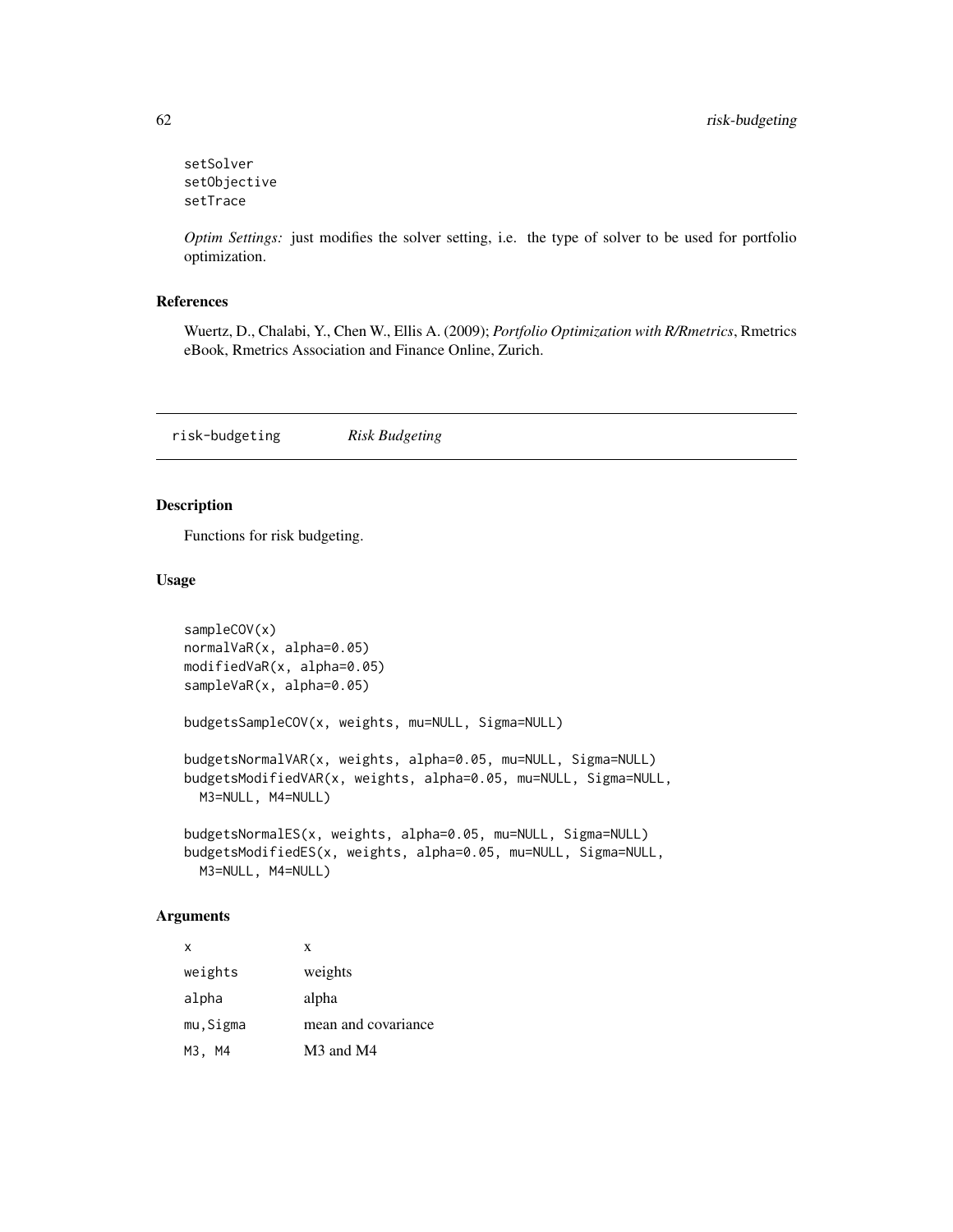```
setSolver
setObjective
setTrace
```

*Optim Settings:* just modifies the solver setting, i.e. the type of solver to be used for portfolio optimization.

### References

Wuertz, D., Chalabi, Y., Chen W., Ellis A. (2009); *Portfolio Optimization with R/Rmetrics*, Rmetrics eBook, Rmetrics Association and Finance Online, Zurich.

---

## risk-budgeting — *Risk Budgeting*

---

### Description

Functions for risk budgeting.

### Usage

```
sampleCOV(x)
normalVaR(x, alpha=0.05)
modifiedVaR(x, alpha=0.05)
sampleVaR(x, alpha=0.05)

budgetsSampleCOV(x, weights, mu=NULL, Sigma=NULL)

budgetsNormalVAR(x, weights, alpha=0.05, mu=NULL, Sigma=NULL)
budgetsModifiedVAR(x, weights, alpha=0.05, mu=NULL, Sigma=NULL,
  M3=NULL, M4=NULL)

budgetsNormalES(x, weights, alpha=0.05, mu=NULL, Sigma=NULL)
budgetsModifiedES(x, weights, alpha=0.05, mu=NULL, Sigma=NULL,
  M3=NULL, M4=NULL)
```

### Arguments

| | |
|---|---|
| `x` | x |
| `weights` | weights |
| `alpha` | alpha |
| `mu,Sigma` | mean and covariance |
| `M3, M4` | M3 and M4 |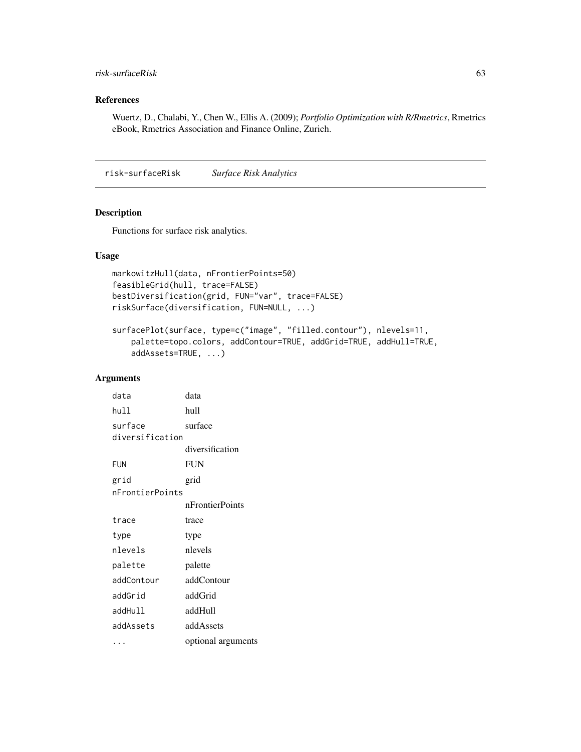### References

Wuertz, D., Chalabi, Y., Chen W., Ellis A. (2009); *Portfolio Optimization with R/Rmetrics*, Rmetrics eBook, Rmetrics Association and Finance Online, Zurich.

---

## risk-surfaceRisk *Surface Risk Analytics*

---

### Description

Functions for surface risk analytics.

### Usage

```
markowitzHull(data, nFrontierPoints=50)
feasibleGrid(hull, trace=FALSE)
bestDiversification(grid, FUN="var", trace=FALSE)
riskSurface(diversification, FUN=NULL, ...)

surfacePlot(surface, type=c("image", "filled.contour"), nlevels=11,
    palette=topo.colors, addContour=TRUE, addGrid=TRUE, addHull=TRUE,
    addAssets=TRUE, ...)
```

### Arguments

| | |
|---|---|
| `data` | data |
| `hull` | hull |
| `surface` | surface |
| `diversification` | diversification |
| `FUN` | FUN |
| `grid` | grid |
| `nFrontierPoints` | nFrontierPoints |
| `trace` | trace |
| `type` | type |
| `nlevels` | nlevels |
| `palette` | palette |
| `addContour` | addContour |
| `addGrid` | addGrid |
| `addHull` | addHull |
| `addAssets` | addAssets |
| `...` | optional arguments |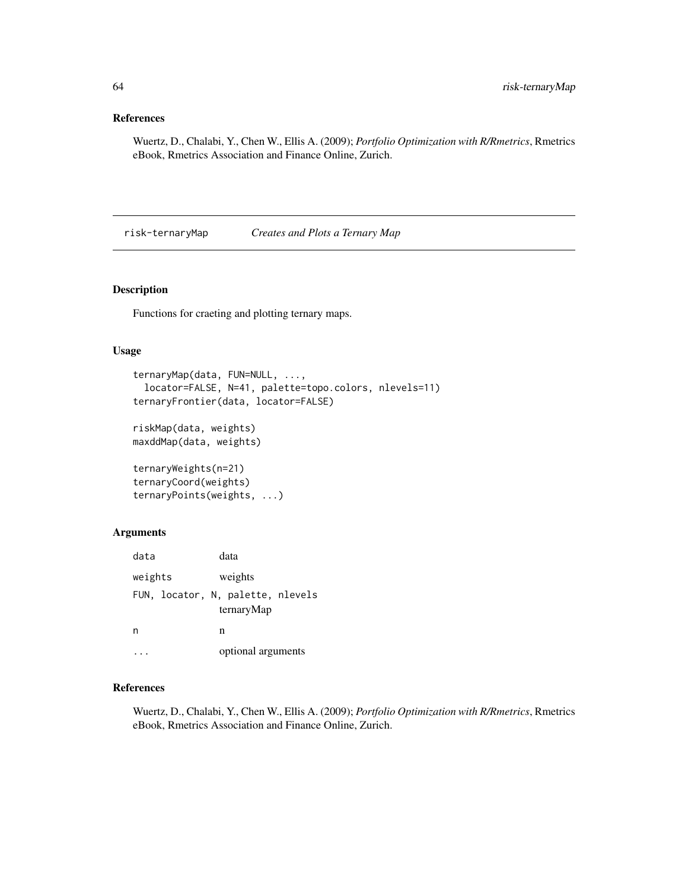## References

Wuertz, D., Chalabi, Y., Chen W., Ellis A. (2009); *Portfolio Optimization with R/Rmetrics*, Rmetrics eBook, Rmetrics Association and Finance Online, Zurich.

---

# risk-ternaryMap *Creates and Plots a Ternary Map*

## Description

Functions for craeting and plotting ternary maps.

## Usage

```
ternaryMap(data, FUN=NULL, ...,
  locator=FALSE, N=41, palette=topo.colors, nlevels=11)
ternaryFrontier(data, locator=FALSE)

riskMap(data, weights)
maxddMap(data, weights)

ternaryWeights(n=21)
ternaryCoord(weights)
ternaryPoints(weights, ...)
```

## Arguments

| | |
|---|---|
| `data` | data |
| `weights` | weights |
| `FUN, locator, N, palette, nlevels` | ternaryMap |
| `n` | n |
| `...` | optional arguments |

## References

Wuertz, D., Chalabi, Y., Chen W., Ellis A. (2009); *Portfolio Optimization with R/Rmetrics*, Rmetrics eBook, Rmetrics Association and Finance Online, Zurich.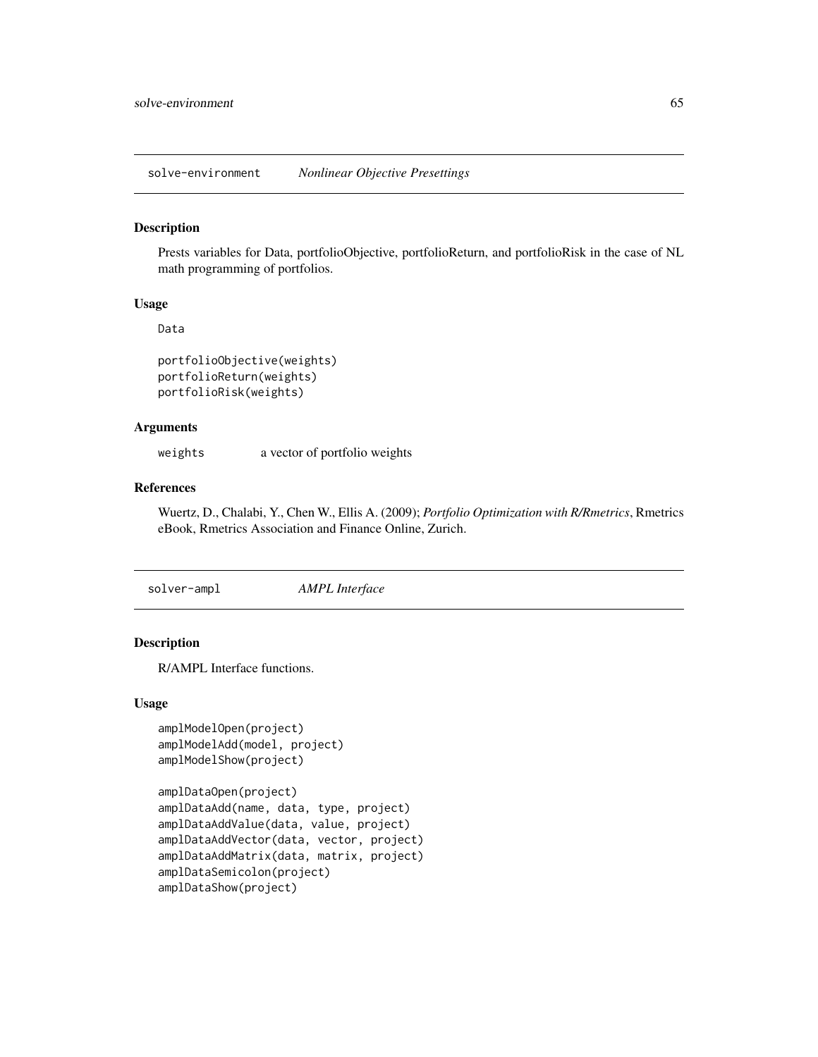## solve-environment — *Nonlinear Objective Presettings*

### Description

Prests variables for Data, portfolioObjective, portfolioReturn, and portfolioRisk in the case of NL math programming of portfolios.

### Usage

```
Data

portfolioObjective(weights)
portfolioReturn(weights)
portfolioRisk(weights)
```

### Arguments

weights — a vector of portfolio weights

### References

Wuertz, D., Chalabi, Y., Chen W., Ellis A. (2009); *Portfolio Optimization with R/Rmetrics*, Rmetrics eBook, Rmetrics Association and Finance Online, Zurich.

## solver-ampl — *AMPL Interface*

### Description

R/AMPL Interface functions.

### Usage

```
amplModelOpen(project)
amplModelAdd(model, project)
amplModelShow(project)

amplDataOpen(project)
amplDataAdd(name, data, type, project)
amplDataAddValue(data, value, project)
amplDataAddVector(data, vector, project)
amplDataAddMatrix(data, matrix, project)
amplDataSemicolon(project)
amplDataShow(project)
```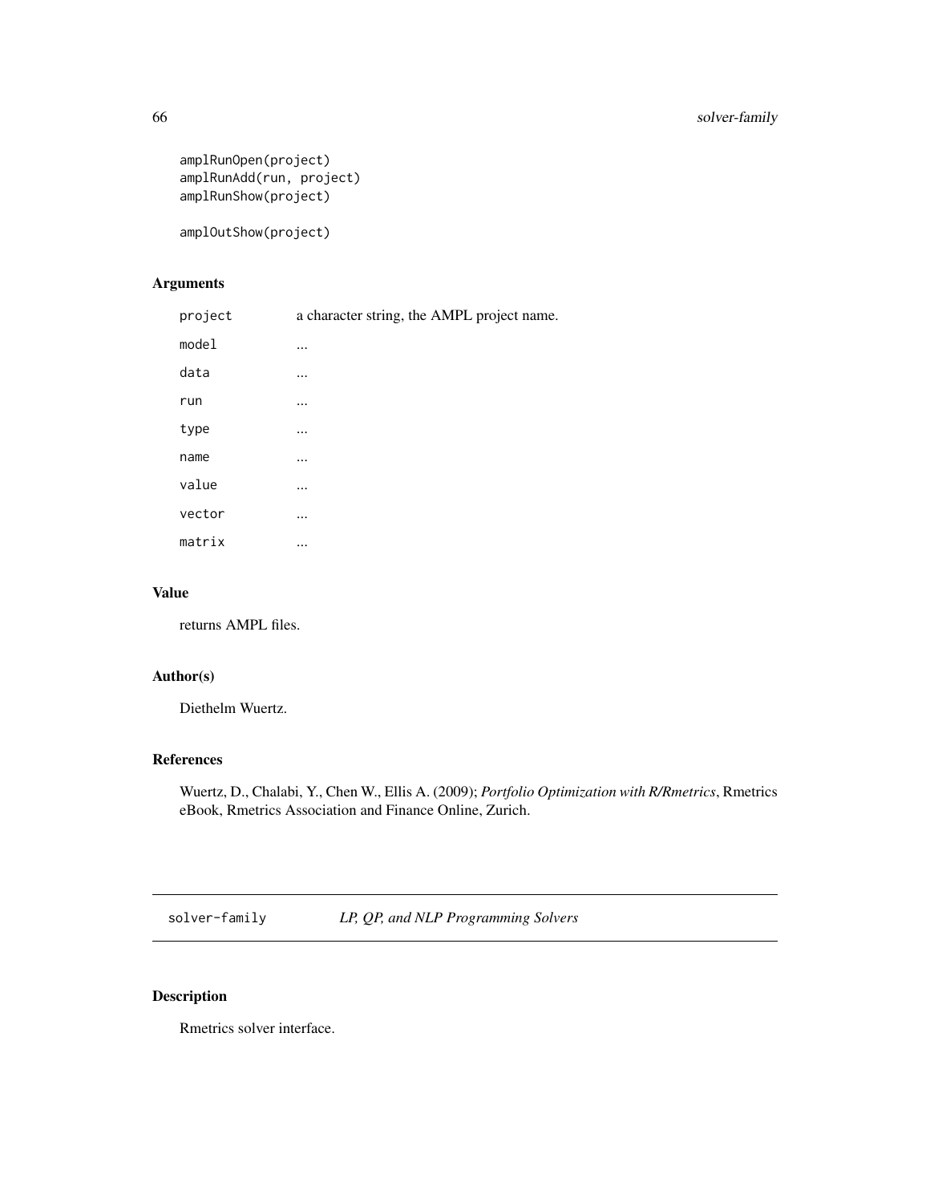```
amplRunOpen(project)
amplRunAdd(run, project)
amplRunShow(project)

amplOutShow(project)
```

## Arguments

| | |
|---|---|
| `project` | a character string, the AMPL project name. |
| `model` | ... |
| `data` | ... |
| `run` | ... |
| `type` | ... |
| `name` | ... |
| `value` | ... |
| `vector` | ... |
| `matrix` | ... |

## Value

returns AMPL files.

## Author(s)

Diethelm Wuertz.

## References

Wuertz, D., Chalabi, Y., Chen W., Ellis A. (2009); *Portfolio Optimization with R/Rmetrics*, Rmetrics eBook, Rmetrics Association and Finance Online, Zurich.

---

# solver-family *LP, QP, and NLP Programming Solvers*

---

## Description

Rmetrics solver interface.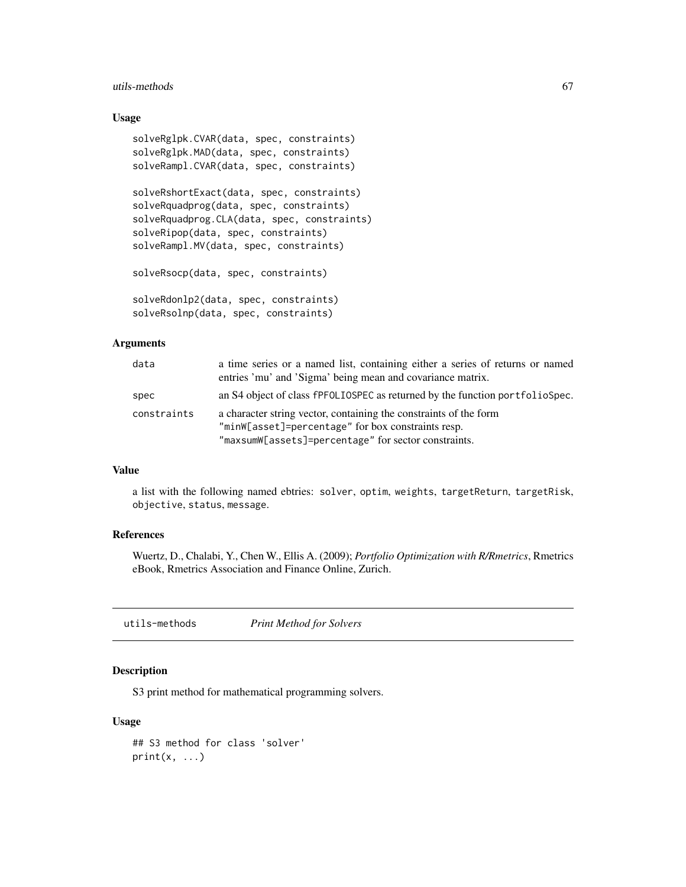### Usage

```
solveRglpk.CVAR(data, spec, constraints)
solveRglpk.MAD(data, spec, constraints)
solveRampl.CVAR(data, spec, constraints)

solveRshortExact(data, spec, constraints)
solveRquadprog(data, spec, constraints)
solveRquadprog.CLA(data, spec, constraints)
solveRipop(data, spec, constraints)
solveRampl.MV(data, spec, constraints)

solveRsocp(data, spec, constraints)

solveRdonlp2(data, spec, constraints)
solveRsolnp(data, spec, constraints)
```

### Arguments

| | |
|---|---|
| `data` | a time series or a named list, containing either a series of returns or named entries 'mu' and 'Sigma' being mean and covariance matrix. |
| `spec` | an S4 object of class `fPFOLIOSPEC` as returned by the function `portfolioSpec`. |
| `constraints` | a character string vector, containing the constraints of the form `"minW[asset]=percentage"` for box constraints resp. `"maxsumW[assets]=percentage"` for sector constraints. |

### Value

a list with the following named ebtries: `solver`, `optim`, `weights`, `targetReturn`, `targetRisk`, `objective`, `status`, `message`.

### References

Wuertz, D., Chalabi, Y., Chen W., Ellis A. (2009); *Portfolio Optimization with R/Rmetrics*, Rmetrics eBook, Rmetrics Association and Finance Online, Zurich.

---

## utils-methods *Print Method for Solvers*

### Description

S3 print method for mathematical programming solvers.

### Usage

```
## S3 method for class 'solver'
print(x, ...)
```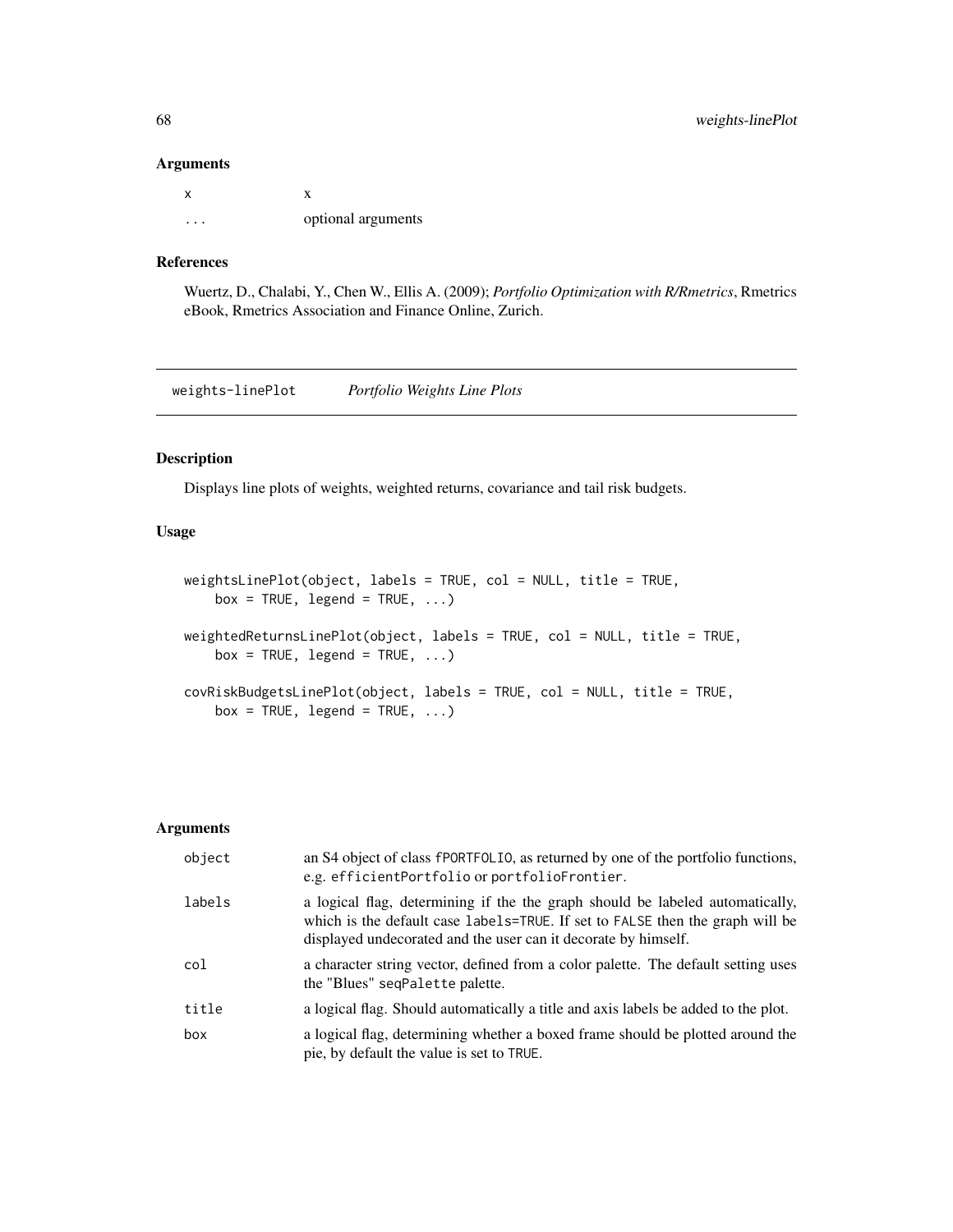### Arguments

| | |
|---|---|
| x | x |
| ... | optional arguments |

### References

Wuertz, D., Chalabi, Y., Chen W., Ellis A. (2009); *Portfolio Optimization with R/Rmetrics*, Rmetrics eBook, Rmetrics Association and Finance Online, Zurich.

---

## weights-linePlot *Portfolio Weights Line Plots*

### Description

Displays line plots of weights, weighted returns, covariance and tail risk budgets.

### Usage

```
weightsLinePlot(object, labels = TRUE, col = NULL, title = TRUE,
    box = TRUE, legend = TRUE, ...)

weightedReturnsLinePlot(object, labels = TRUE, col = NULL, title = TRUE,
    box = TRUE, legend = TRUE, ...)

covRiskBudgetsLinePlot(object, labels = TRUE, col = NULL, title = TRUE,
    box = TRUE, legend = TRUE, ...)
```

### Arguments

| | |
|---|---|
| object | an S4 object of class fPORTFOLIO, as returned by one of the portfolio functions, e.g. efficientPortfolio or portfolioFrontier. |
| labels | a logical flag, determining if the the graph should be labeled automatically, which is the default case labels=TRUE. If set to FALSE then the graph will be displayed undecorated and the user can it decorate by himself. |
| col | a character string vector, defined from a color palette. The default setting uses the "Blues" seqPalette palette. |
| title | a logical flag. Should automatically a title and axis labels be added to the plot. |
| box | a logical flag, determining whether a boxed frame should be plotted around the pie, by default the value is set to TRUE. |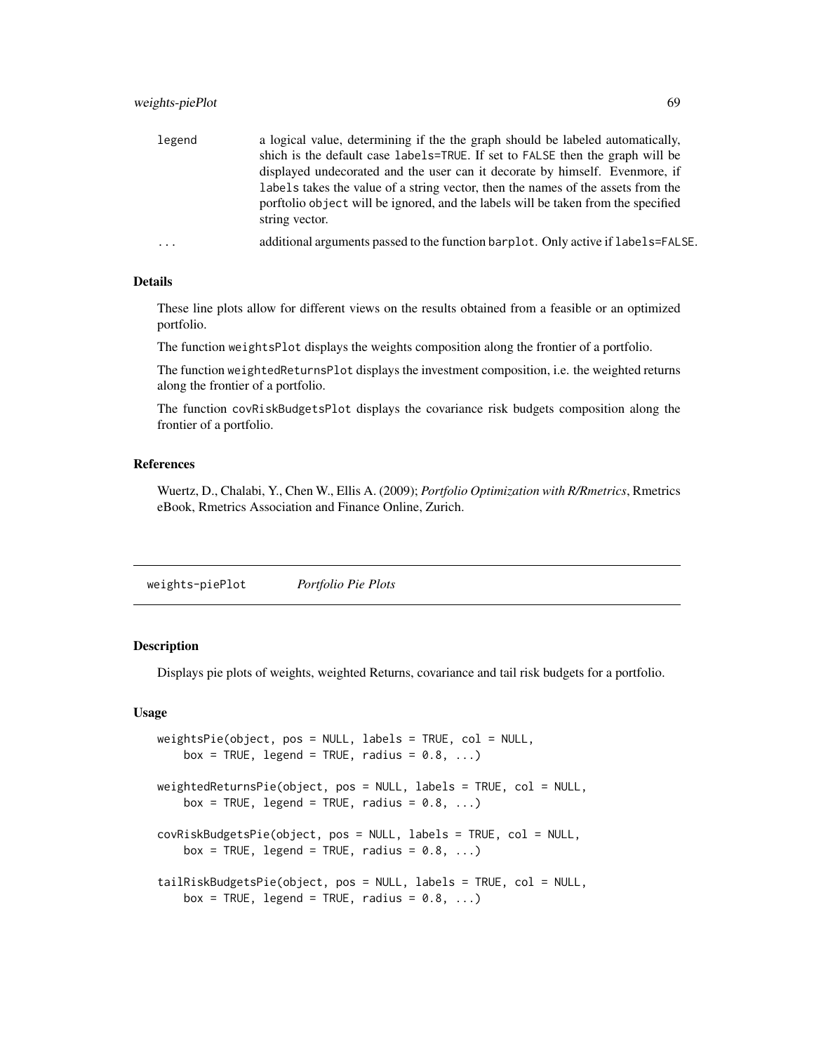legend a logical value, determining if the the graph should be labeled automatically, shich is the default case labels=TRUE. If set to FALSE then the graph will be displayed undecorated and the user can it decorate by himself. Evenmore, if labels takes the value of a string vector, then the names of the assets from the porftolio object will be ignored, and the labels will be taken from the specified string vector.

... additional arguments passed to the function barplot. Only active if labels=FALSE.

### Details

These line plots allow for different views on the results obtained from a feasible or an optimized portfolio.

The function weightsPlot displays the weights composition along the frontier of a portfolio.

The function weightedReturnsPlot displays the investment composition, i.e. the weighted returns along the frontier of a portfolio.

The function covRiskBudgetsPlot displays the covariance risk budgets composition along the frontier of a portfolio.

### References

Wuertz, D., Chalabi, Y., Chen W., Ellis A. (2009); *Portfolio Optimization with R/Rmetrics*, Rmetrics eBook, Rmetrics Association and Finance Online, Zurich.

---

## weights-piePlot *Portfolio Pie Plots*

### Description

Displays pie plots of weights, weighted Returns, covariance and tail risk budgets for a portfolio.

### Usage

```
weightsPie(object, pos = NULL, labels = TRUE, col = NULL,
    box = TRUE, legend = TRUE, radius = 0.8, ...)

weightedReturnsPie(object, pos = NULL, labels = TRUE, col = NULL,
    box = TRUE, legend = TRUE, radius = 0.8, ...)

covRiskBudgetsPie(object, pos = NULL, labels = TRUE, col = NULL,
    box = TRUE, legend = TRUE, radius = 0.8, ...)

tailRiskBudgetsPie(object, pos = NULL, labels = TRUE, col = NULL,
    box = TRUE, legend = TRUE, radius = 0.8, ...)
```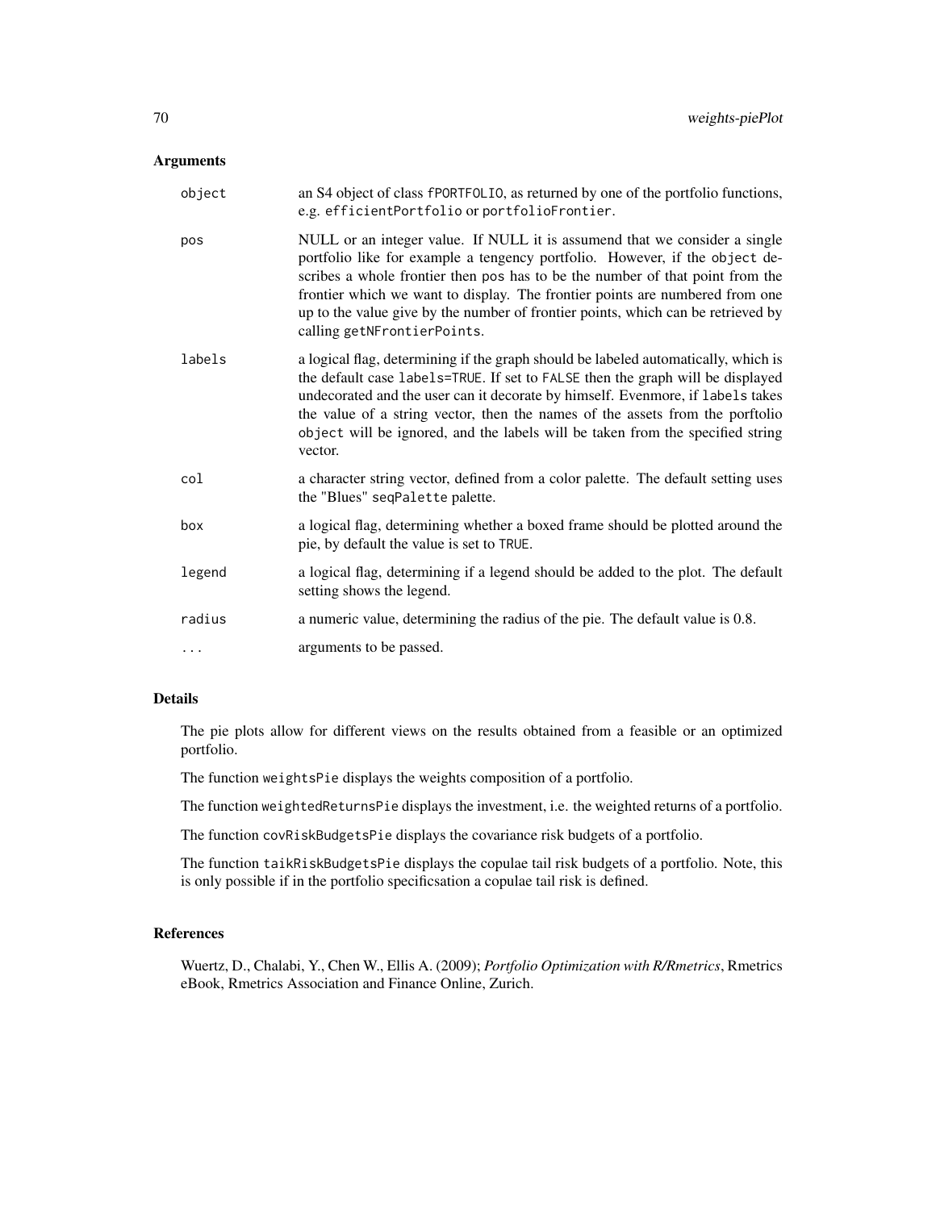## Arguments

| | |
|---|---|
| object | an S4 object of class fPORTFOLIO, as returned by one of the portfolio functions, e.g. efficientPortfolio or portfolioFrontier. |
| pos | NULL or an integer value. If NULL it is assumend that we consider a single portfolio like for example a tengency portfolio. However, if the object describes a whole frontier then pos has to be the number of that point from the frontier which we want to display. The frontier points are numbered from one up to the value give by the number of frontier points, which can be retrieved by calling getNFrontierPoints. |
| labels | a logical flag, determining if the graph should be labeled automatically, which is the default case labels=TRUE. If set to FALSE then the graph will be displayed undecorated and the user can it decorate by himself. Evenmore, if labels takes the value of a string vector, then the names of the assets from the porftolio object will be ignored, and the labels will be taken from the specified string vector. |
| col | a character string vector, defined from a color palette. The default setting uses the "Blues" seqPalette palette. |
| box | a logical flag, determining whether a boxed frame should be plotted around the pie, by default the value is set to TRUE. |
| legend | a logical flag, determining if a legend should be added to the plot. The default setting shows the legend. |
| radius | a numeric value, determining the radius of the pie. The default value is 0.8. |
| ... | arguments to be passed. |

## Details

The pie plots allow for different views on the results obtained from a feasible or an optimized portfolio.

The function weightsPie displays the weights composition of a portfolio.

The function weightedReturnsPie displays the investment, i.e. the weighted returns of a portfolio.

The function covRiskBudgetsPie displays the covariance risk budgets of a portfolio.

The function taikRiskBudgetsPie displays the copulae tail risk budgets of a portfolio. Note, this is only possible if in the portfolio specificsation a copulae tail risk is defined.

## References

Wuertz, D., Chalabi, Y., Chen W., Ellis A. (2009); *Portfolio Optimization with R/Rmetrics*, Rmetrics eBook, Rmetrics Association and Finance Online, Zurich.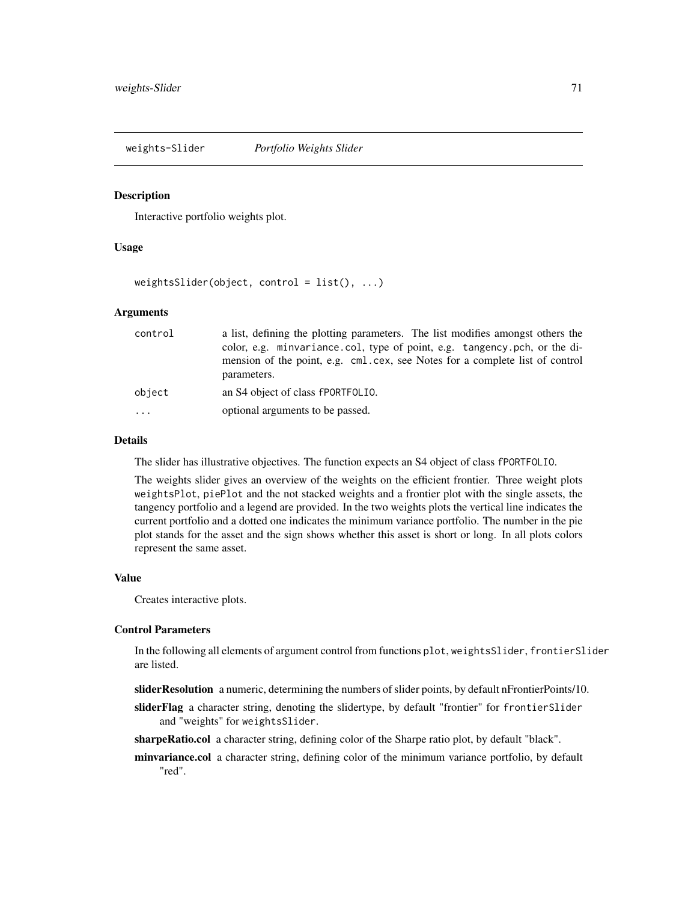## weights-Slider *Portfolio Weights Slider*

### Description

Interactive portfolio weights plot.

### Usage

```
weightsSlider(object, control = list(), ...)
```

### Arguments

| | |
|---|---|
| `control` | a list, defining the plotting parameters. The list modifies amongst others the color, e.g. `minvariance.col`, type of point, e.g. `tangency.pch`, or the dimension of the point, e.g. `cml.cex`, see Notes for a complete list of control parameters. |
| `object` | an S4 object of class `fPORTFOLIO`. |
| `...` | optional arguments to be passed. |

### Details

The slider has illustrative objectives. The function expects an S4 object of class `fPORTFOLIO`.

The weights slider gives an overview of the weights on the efficient frontier. Three weight plots `weightsPlot`, `piePlot` and the not stacked weights and a frontier plot with the single assets, the tangency portfolio and a legend are provided. In the two weights plots the vertical line indicates the current portfolio and a dotted one indicates the minimum variance portfolio. The number in the pie plot stands for the asset and the sign shows whether this asset is short or long. In all plots colors represent the same asset.

### Value

Creates interactive plots.

### Control Parameters

In the following all elements of argument control from functions `plot`, `weightsSlider`, `frontierSlider` are listed.

**sliderResolution** a numeric, determining the numbers of slider points, by default nFrontierPoints/10.

**sliderFlag** a character string, denoting the slidertype, by default "frontier" for `frontierSlider` and "weights" for `weightsSlider`.

**sharpeRatio.col** a character string, defining color of the Sharpe ratio plot, by default "black".

**minvariance.col** a character string, defining color of the minimum variance portfolio, by default "red".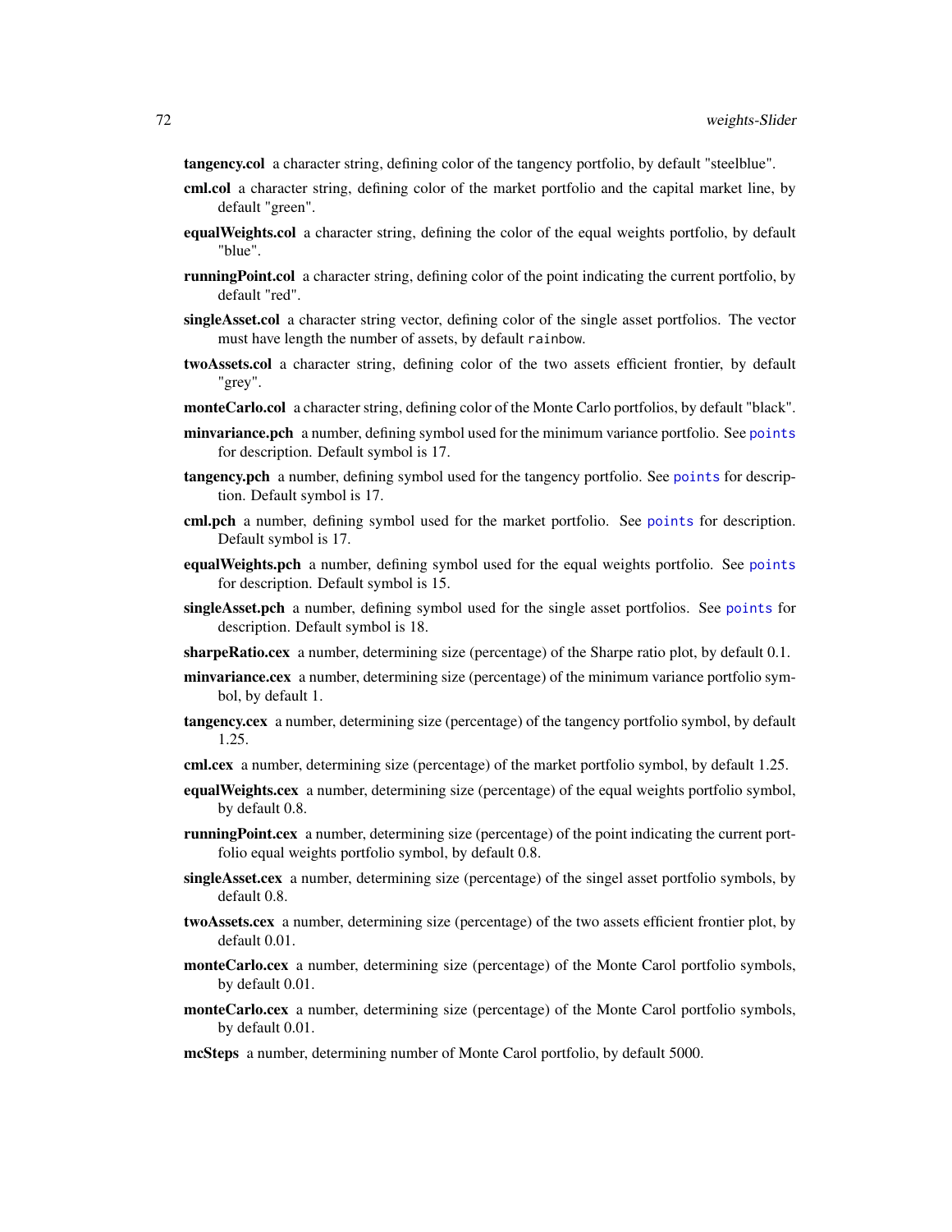**tangency.col** a character string, defining color of the tangency portfolio, by default "steelblue".

**cml.col** a character string, defining color of the market portfolio and the capital market line, by default "green".

**equalWeights.col** a character string, defining the color of the equal weights portfolio, by default "blue".

**runningPoint.col** a character string, defining color of the point indicating the current portfolio, by default "red".

**singleAsset.col** a character string vector, defining color of the single asset portfolios. The vector must have length the number of assets, by default `rainbow`.

**twoAssets.col** a character string, defining color of the two assets efficient frontier, by default "grey".

**monteCarlo.col** a character string, defining color of the Monte Carlo portfolios, by default "black".

**minvariance.pch** a number, defining symbol used for the minimum variance portfolio. See `points` for description. Default symbol is 17.

**tangency.pch** a number, defining symbol used for the tangency portfolio. See `points` for description. Default symbol is 17.

**cml.pch** a number, defining symbol used for the market portfolio. See `points` for description. Default symbol is 17.

**equalWeights.pch** a number, defining symbol used for the equal weights portfolio. See `points` for description. Default symbol is 15.

**singleAsset.pch** a number, defining symbol used for the single asset portfolios. See `points` for description. Default symbol is 18.

**sharpeRatio.cex** a number, determining size (percentage) of the Sharpe ratio plot, by default 0.1.

**minvariance.cex** a number, determining size (percentage) of the minimum variance portfolio symbol, by default 1.

**tangency.cex** a number, determining size (percentage) of the tangency portfolio symbol, by default 1.25.

**cml.cex** a number, determining size (percentage) of the market portfolio symbol, by default 1.25.

**equalWeights.cex** a number, determining size (percentage) of the equal weights portfolio symbol, by default 0.8.

**runningPoint.cex** a number, determining size (percentage) of the point indicating the current portfolio equal weights portfolio symbol, by default 0.8.

**singleAsset.cex** a number, determining size (percentage) of the singel asset portfolio symbols, by default 0.8.

**twoAssets.cex** a number, determining size (percentage) of the two assets efficient frontier plot, by default 0.01.

**monteCarlo.cex** a number, determining size (percentage) of the Monte Carol portfolio symbols, by default 0.01.

**monteCarlo.cex** a number, determining size (percentage) of the Monte Carol portfolio symbols, by default 0.01.

**mcSteps** a number, determining number of Monte Carol portfolio, by default 5000.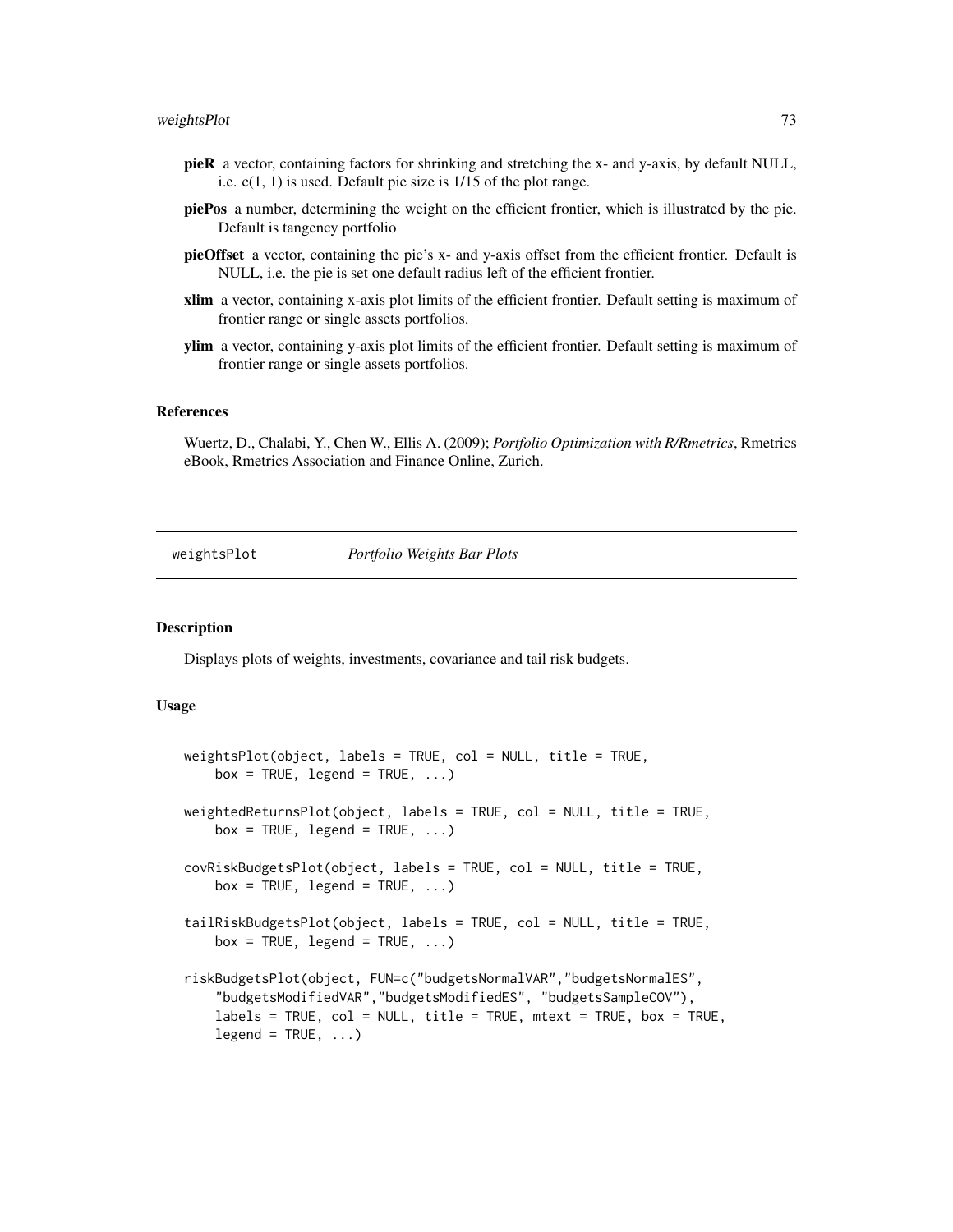**pieR** a vector, containing factors for shrinking and stretching the x- and y-axis, by default NULL, i.e. c(1, 1) is used. Default pie size is 1/15 of the plot range.

**piePos** a number, determining the weight on the efficient frontier, which is illustrated by the pie. Default is tangency portfolio

**pieOffset** a vector, containing the pie's x- and y-axis offset from the efficient frontier. Default is NULL, i.e. the pie is set one default radius left of the efficient frontier.

**xlim** a vector, containing x-axis plot limits of the efficient frontier. Default setting is maximum of frontier range or single assets portfolios.

**ylim** a vector, containing y-axis plot limits of the efficient frontier. Default setting is maximum of frontier range or single assets portfolios.

### References

Wuertz, D., Chalabi, Y., Chen W., Ellis A. (2009); *Portfolio Optimization with R/Rmetrics*, Rmetrics eBook, Rmetrics Association and Finance Online, Zurich.

---

## weightsPlot — *Portfolio Weights Bar Plots*

### Description

Displays plots of weights, investments, covariance and tail risk budgets.

### Usage

```
weightsPlot(object, labels = TRUE, col = NULL, title = TRUE,
    box = TRUE, legend = TRUE, ...)

weightedReturnsPlot(object, labels = TRUE, col = NULL, title = TRUE,
    box = TRUE, legend = TRUE, ...)

covRiskBudgetsPlot(object, labels = TRUE, col = NULL, title = TRUE,
    box = TRUE, legend = TRUE, ...)

tailRiskBudgetsPlot(object, labels = TRUE, col = NULL, title = TRUE,
    box = TRUE, legend = TRUE, ...)

riskBudgetsPlot(object, FUN=c("budgetsNormalVAR","budgetsNormalES",
    "budgetsModifiedVAR","budgetsModifiedES", "budgetsSampleCOV"),
    labels = TRUE, col = NULL, title = TRUE, mtext = TRUE, box = TRUE,
    legend = TRUE, ...)
```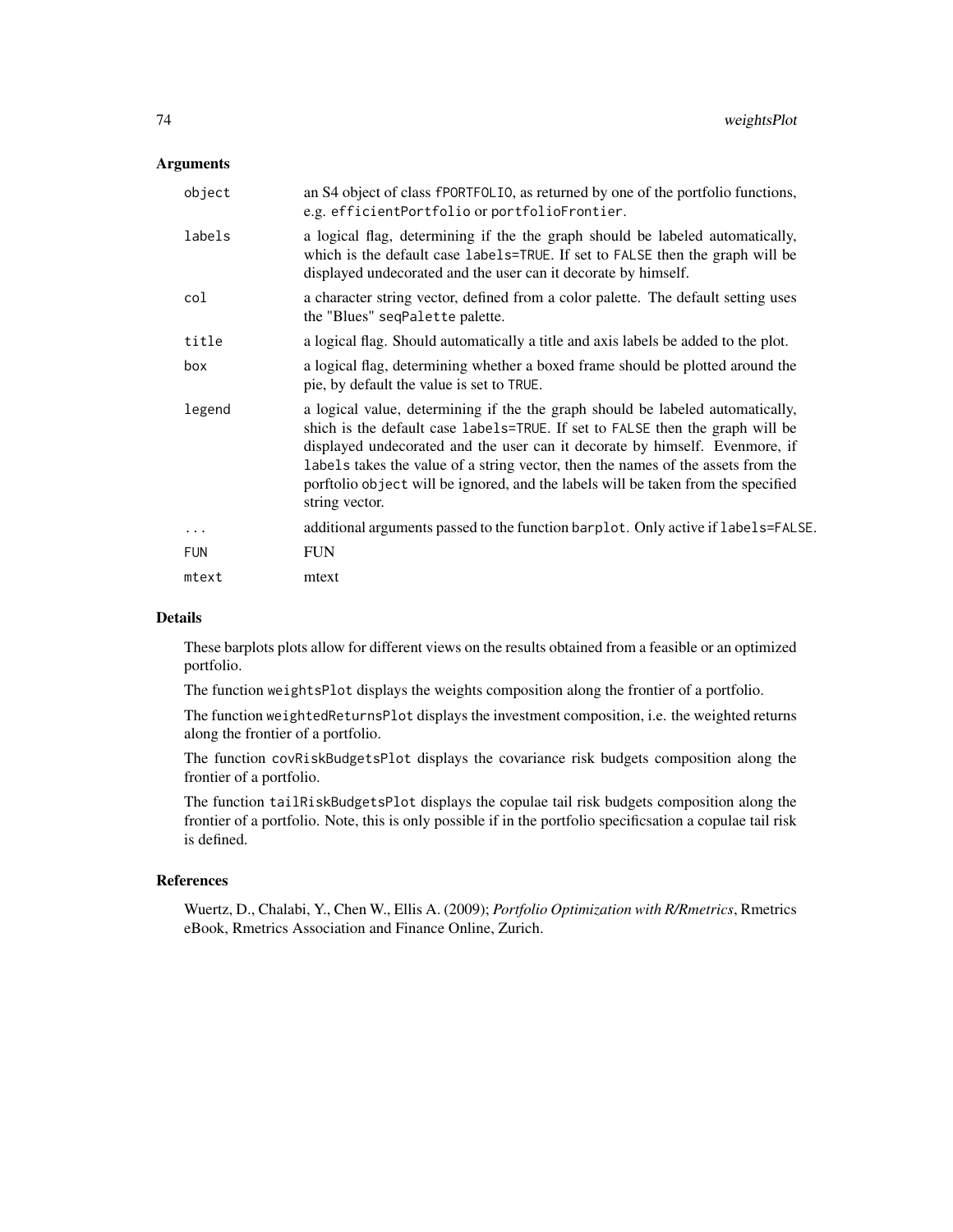## Arguments

| | |
|---|---|
| `object` | an S4 object of class `fPORTFOLIO`, as returned by one of the portfolio functions, e.g. `efficientPortfolio` or `portfolioFrontier`. |
| `labels` | a logical flag, determining if the the graph should be labeled automatically, which is the default case `labels=TRUE`. If set to `FALSE` then the graph will be displayed undecorated and the user can it decorate by himself. |
| `col` | a character string vector, defined from a color palette. The default setting uses the "Blues" `seqPalette` palette. |
| `title` | a logical flag. Should automatically a title and axis labels be added to the plot. |
| `box` | a logical flag, determining whether a boxed frame should be plotted around the pie, by default the value is set to `TRUE`. |
| `legend` | a logical value, determining if the the graph should be labeled automatically, shich is the default case `labels=TRUE`. If set to `FALSE` then the graph will be displayed undecorated and the user can it decorate by himself. Evenmore, if `labels` takes the value of a string vector, then the names of the assets from the porftolio `object` will be ignored, and the labels will be taken from the specified string vector. |
| `...` | additional arguments passed to the function `barplot`. Only active if `labels=FALSE`. |
| `FUN` | FUN |
| `mtext` | mtext |

## Details

These barplots plots allow for different views on the results obtained from a feasible or an optimized portfolio.

The function `weightsPlot` displays the weights composition along the frontier of a portfolio.

The function `weightedReturnsPlot` displays the investment composition, i.e. the weighted returns along the frontier of a portfolio.

The function `covRiskBudgetsPlot` displays the covariance risk budgets composition along the frontier of a portfolio.

The function `tailRiskBudgetsPlot` displays the copulae tail risk budgets composition along the frontier of a portfolio. Note, this is only possible if in the portfolio specificsation a copulae tail risk is defined.

## References

Wuertz, D., Chalabi, Y., Chen W., Ellis A. (2009); *Portfolio Optimization with R/Rmetrics*, Rmetrics eBook, Rmetrics Association and Finance Online, Zurich.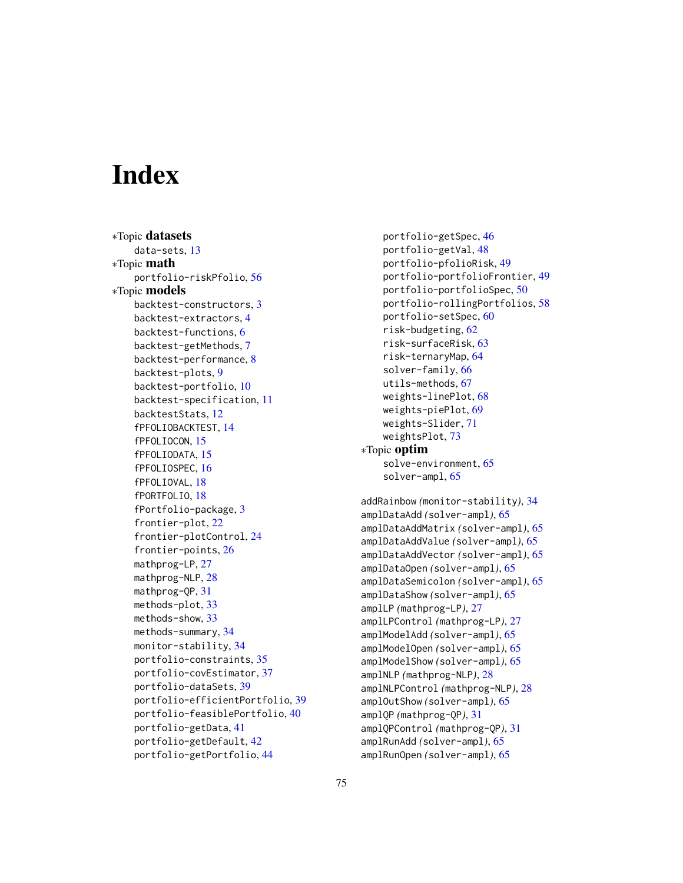# Index

∗Topic **datasets**

- data-sets, 13

∗Topic **math**

- portfolio-riskPfolio, 56

∗Topic **models**

- backtest-constructors, 3
- backtest-extractors, 4
- backtest-functions, 6
- backtest-getMethods, 7
- backtest-performance, 8
- backtest-plots, 9
- backtest-portfolio, 10
- backtest-specification, 11
- backtestStats, 12
- fPFOLIOBACKTEST, 14
- fPFOLIOCON, 15
- fPFOLIODATA, 15
- fPFOLIOSPEC, 16
- fPFOLIOVAL, 18
- fPORTFOLIO, 18
- fPortfolio-package, 3
- frontier-plot, 22
- frontier-plotControl, 24
- frontier-points, 26
- mathprog-LP, 27
- mathprog-NLP, 28
- mathprog-QP, 31
- methods-plot, 33
- methods-show, 33
- methods-summary, 34
- monitor-stability, 34
- portfolio-constraints, 35
- portfolio-covEstimator, 37
- portfolio-dataSets, 39
- portfolio-efficientPortfolio, 39
- portfolio-feasiblePortfolio, 40
- portfolio-getData, 41
- portfolio-getDefault, 42
- portfolio-getPortfolio, 44
- portfolio-getSpec, 46
- portfolio-getVal, 48
- portfolio-pfolioRisk, 49
- portfolio-portfolioFrontier, 49
- portfolio-portfolioSpec, 50
- portfolio-rollingPortfolios, 58
- portfolio-setSpec, 60
- risk-budgeting, 62
- risk-surfaceRisk, 63
- risk-ternaryMap, 64
- solver-family, 66
- utils-methods, 67
- weights-linePlot, 68
- weights-piePlot, 69
- weights-Slider, 71
- weightsPlot, 73

∗Topic **optim**

- solve-environment, 65
- solver-ampl, 65

addRainbow *(monitor-stability)*, 34
amplDataAdd *(solver-ampl)*, 65
amplDataAddMatrix *(solver-ampl)*, 65
amplDataAddValue *(solver-ampl)*, 65
amplDataAddVector *(solver-ampl)*, 65
amplDataOpen *(solver-ampl)*, 65
amplDataSemicolon *(solver-ampl)*, 65
amplDataShow *(solver-ampl)*, 65
amplLP *(mathprog-LP)*, 27
amplLPControl *(mathprog-LP)*, 27
amplModelAdd *(solver-ampl)*, 65
amplModelOpen *(solver-ampl)*, 65
amplModelShow *(solver-ampl)*, 65
amplNLP *(mathprog-NLP)*, 28
amplNLPControl *(mathprog-NLP)*, 28
amplOutShow *(solver-ampl)*, 65
amplQP *(mathprog-QP)*, 31
amplQPControl *(mathprog-QP)*, 31
amplRunAdd *(solver-ampl)*, 65
amplRunOpen *(solver-ampl)*, 65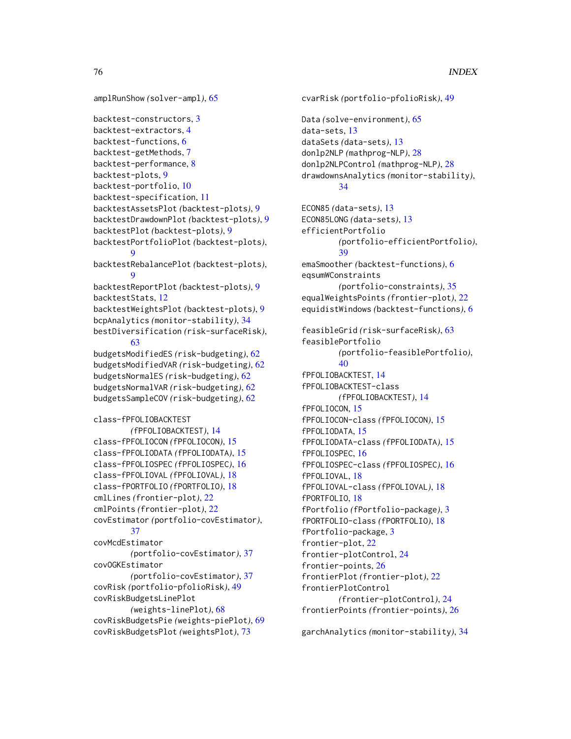amplRunShow *(solver-ampl)*, 65

backtest-constructors, 3
backtest-extractors, 4
backtest-functions, 6
backtest-getMethods, 7
backtest-performance, 8
backtest-plots, 9
backtest-portfolio, 10
backtest-specification, 11
backtestAssetsPlot *(backtest-plots)*, 9
backtestDrawdownPlot *(backtest-plots)*, 9
backtestPlot *(backtest-plots)*, 9
backtestPortfolioPlot *(backtest-plots)*, 9
backtestRebalancePlot *(backtest-plots)*, 9
backtestReportPlot *(backtest-plots)*, 9
backtestStats, 12
backtestWeightsPlot *(backtest-plots)*, 9
bcpAnalytics *(monitor-stability)*, 34
bestDiversification *(risk-surfaceRisk)*, 63
budgetsModifiedES *(risk-budgeting)*, 62
budgetsModifiedVAR *(risk-budgeting)*, 62
budgetsNormalES *(risk-budgeting)*, 62
budgetsNormalVAR *(risk-budgeting)*, 62
budgetsSampleCOV *(risk-budgeting)*, 62

class-fPFOLIOBACKTEST *(fPFOLIOBACKTEST)*, 14
class-fPFOLIOCON *(fPFOLIOCON)*, 15
class-fPFOLIODATA *(fPFOLIODATA)*, 15
class-fPFOLIOSPEC *(fPFOLIOSPEC)*, 16
class-fPFOLIOVAL *(fPFOLIOVAL)*, 18
class-fPORTFOLIO *(fPORTFOLIO)*, 18
cmlLines *(frontier-plot)*, 22
cmlPoints *(frontier-plot)*, 22
covEstimator *(portfolio-covEstimator)*, 37
covMcdEstimator *(portfolio-covEstimator)*, 37
covOGKEstimator *(portfolio-covEstimator)*, 37
covRisk *(portfolio-pfolioRisk)*, 49
covRiskBudgetsLinePlot *(weights-linePlot)*, 68
covRiskBudgetsPie *(weights-piePlot)*, 69
covRiskBudgetsPlot *(weightsPlot)*, 73
cvarRisk *(portfolio-pfolioRisk)*, 49

Data *(solve-environment)*, 65
data-sets, 13
dataSets *(data-sets)*, 13
donlp2NLP *(mathprog-NLP)*, 28
donlp2NLPControl *(mathprog-NLP)*, 28
drawdownsAnalytics *(monitor-stability)*, 34

ECON85 *(data-sets)*, 13
ECON85LONG *(data-sets)*, 13
efficientPortfolio *(portfolio-efficientPortfolio)*, 39
emaSmoother *(backtest-functions)*, 6
eqsumWConstraints *(portfolio-constraints)*, 35
equalWeightsPoints *(frontier-plot)*, 22
equidistWindows *(backtest-functions)*, 6

feasibleGrid *(risk-surfaceRisk)*, 63
feasiblePortfolio *(portfolio-feasiblePortfolio)*, 40
fPFOLIOBACKTEST, 14
fPFOLIOBACKTEST-class *(fPFOLIOBACKTEST)*, 14
fPFOLIOCON, 15
fPFOLIOCON-class *(fPFOLIOCON)*, 15
fPFOLIODATA, 15
fPFOLIODATA-class *(fPFOLIODATA)*, 15
fPFOLIOSPEC, 16
fPFOLIOSPEC-class *(fPFOLIOSPEC)*, 16
fPFOLIOVAL, 18
fPFOLIOVAL-class *(fPFOLIOVAL)*, 18
fPORTFOLIO, 18
fPortfolio *(fPortfolio-package)*, 3
fPORTFOLIO-class *(fPORTFOLIO)*, 18
fPortfolio-package, 3
frontier-plot, 22
frontier-plotControl, 24
frontier-points, 26
frontierPlot *(frontier-plot)*, 22
frontierPlotControl *(frontier-plotControl)*, 24
frontierPoints *(frontier-points)*, 26

garchAnalytics *(monitor-stability)*, 34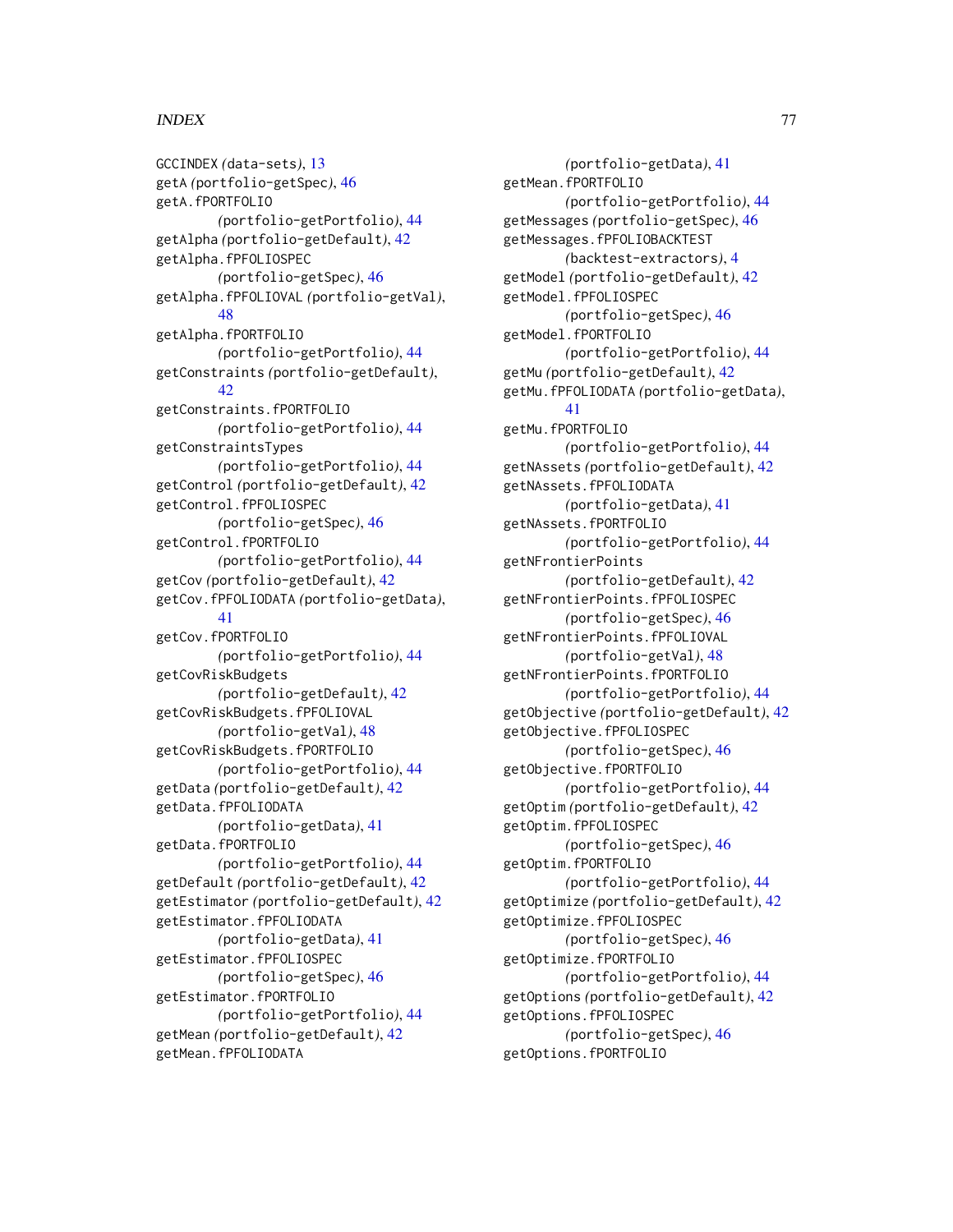GCCINDEX *(data-sets)*, 13
getA *(portfolio-getSpec)*, 46
getA.fPORTFOLIO *(portfolio-getPortfolio)*, 44
getAlpha *(portfolio-getDefault)*, 42
getAlpha.fPFOLIOSPEC *(portfolio-getSpec)*, 46
getAlpha.fPFOLIOVAL *(portfolio-getVal)*, 48
getAlpha.fPORTFOLIO *(portfolio-getPortfolio)*, 44
getConstraints *(portfolio-getDefault)*, 42
getConstraints.fPORTFOLIO *(portfolio-getPortfolio)*, 44
getConstraintsTypes *(portfolio-getPortfolio)*, 44
getControl *(portfolio-getDefault)*, 42
getControl.fPFOLIOSPEC *(portfolio-getSpec)*, 46
getControl.fPORTFOLIO *(portfolio-getPortfolio)*, 44
getCov *(portfolio-getDefault)*, 42
getCov.fPFOLIODATA *(portfolio-getData)*, 41
getCov.fPORTFOLIO *(portfolio-getPortfolio)*, 44
getCovRiskBudgets *(portfolio-getDefault)*, 42
getCovRiskBudgets.fPFOLIOVAL *(portfolio-getVal)*, 48
getCovRiskBudgets.fPORTFOLIO *(portfolio-getPortfolio)*, 44
getData *(portfolio-getDefault)*, 42
getData.fPFOLIODATA *(portfolio-getData)*, 41
getData.fPORTFOLIO *(portfolio-getPortfolio)*, 44
getDefault *(portfolio-getDefault)*, 42
getEstimator *(portfolio-getDefault)*, 42
getEstimator.fPFOLIODATA *(portfolio-getData)*, 41
getEstimator.fPFOLIOSPEC *(portfolio-getSpec)*, 46
getEstimator.fPORTFOLIO *(portfolio-getPortfolio)*, 44
getMean *(portfolio-getDefault)*, 42
getMean.fPFOLIODATA *(portfolio-getData)*, 41
getMean.fPORTFOLIO *(portfolio-getPortfolio)*, 44
getMessages *(portfolio-getSpec)*, 46
getMessages.fPFOLIOBACKTEST *(backtest-extractors)*, 4
getModel *(portfolio-getDefault)*, 42
getModel.fPFOLIOSPEC *(portfolio-getSpec)*, 46
getModel.fPORTFOLIO *(portfolio-getPortfolio)*, 44
getMu *(portfolio-getDefault)*, 42
getMu.fPFOLIODATA *(portfolio-getData)*, 41
getMu.fPORTFOLIO *(portfolio-getPortfolio)*, 44
getNAssets *(portfolio-getDefault)*, 42
getNAssets.fPFOLIODATA *(portfolio-getData)*, 41
getNAssets.fPORTFOLIO *(portfolio-getPortfolio)*, 44
getNFrontierPoints *(portfolio-getDefault)*, 42
getNFrontierPoints.fPFOLIOSPEC *(portfolio-getSpec)*, 46
getNFrontierPoints.fPFOLIOVAL *(portfolio-getVal)*, 48
getNFrontierPoints.fPORTFOLIO *(portfolio-getPortfolio)*, 44
getObjective *(portfolio-getDefault)*, 42
getObjective.fPFOLIOSPEC *(portfolio-getSpec)*, 46
getObjective.fPORTFOLIO *(portfolio-getPortfolio)*, 44
getOptim *(portfolio-getDefault)*, 42
getOptim.fPFOLIOSPEC *(portfolio-getSpec)*, 46
getOptim.fPORTFOLIO *(portfolio-getPortfolio)*, 44
getOptimize *(portfolio-getDefault)*, 42
getOptimize.fPFOLIOSPEC *(portfolio-getSpec)*, 46
getOptimize.fPORTFOLIO *(portfolio-getPortfolio)*, 44
getOptions *(portfolio-getDefault)*, 42
getOptions.fPFOLIOSPEC *(portfolio-getSpec)*, 46
getOptions.fPORTFOLIO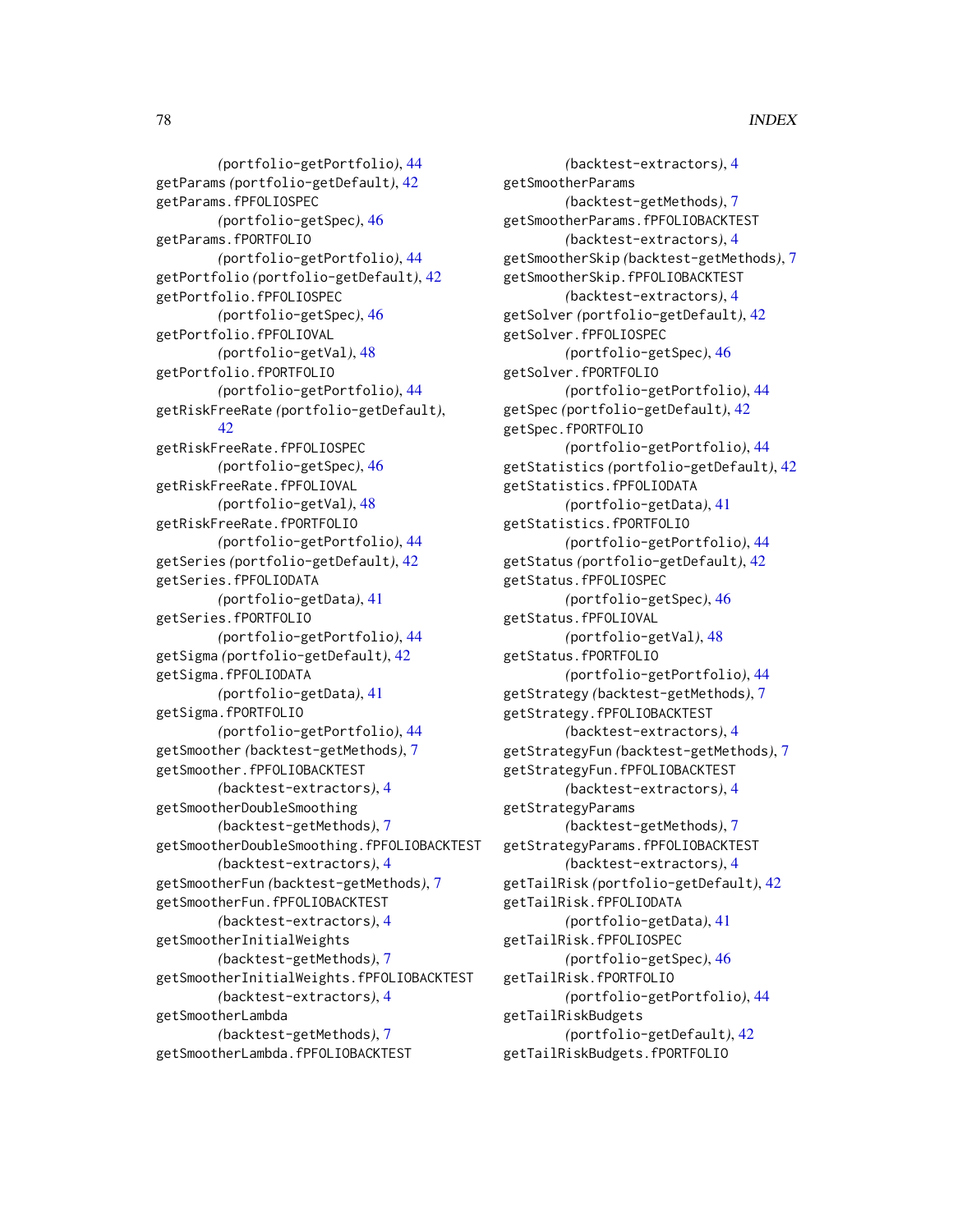(portfolio-getPortfolio), 44
getParams (portfolio-getDefault), 42
getParams.fPFOLIOSPEC
  (portfolio-getSpec), 46
getParams.fPORTFOLIO
  (portfolio-getPortfolio), 44
getPortfolio (portfolio-getDefault), 42
getPortfolio.fPFOLIOSPEC
  (portfolio-getSpec), 46
getPortfolio.fPFOLIOVAL
  (portfolio-getVal), 48
getPortfolio.fPORTFOLIO
  (portfolio-getPortfolio), 44
getRiskFreeRate (portfolio-getDefault), 42
getRiskFreeRate.fPFOLIOSPEC
  (portfolio-getSpec), 46
getRiskFreeRate.fPFOLIOVAL
  (portfolio-getVal), 48
getRiskFreeRate.fPORTFOLIO
  (portfolio-getPortfolio), 44
getSeries (portfolio-getDefault), 42
getSeries.fPFOLIODATA
  (portfolio-getData), 41
getSeries.fPORTFOLIO
  (portfolio-getPortfolio), 44
getSigma (portfolio-getDefault), 42
getSigma.fPFOLIODATA
  (portfolio-getData), 41
getSigma.fPORTFOLIO
  (portfolio-getPortfolio), 44
getSmoother (backtest-getMethods), 7
getSmoother.fPFOLIOBACKTEST
  (backtest-extractors), 4
getSmootherDoubleSmoothing
  (backtest-getMethods), 7
getSmootherDoubleSmoothing.fPFOLIOBACKTEST
  (backtest-extractors), 4
getSmootherFun (backtest-getMethods), 7
getSmootherFun.fPFOLIOBACKTEST
  (backtest-extractors), 4
getSmootherInitialWeights
  (backtest-getMethods), 7
getSmootherInitialWeights.fPFOLIOBACKTEST
  (backtest-extractors), 4
getSmootherLambda
  (backtest-getMethods), 7
getSmootherLambda.fPFOLIOBACKTEST
  (backtest-extractors), 4
getSmootherParams
  (backtest-getMethods), 7
getSmootherParams.fPFOLIOBACKTEST
  (backtest-extractors), 4
getSmootherSkip (backtest-getMethods), 7
getSmootherSkip.fPFOLIOBACKTEST
  (backtest-extractors), 4
getSolver (portfolio-getDefault), 42
getSolver.fPFOLIOSPEC
  (portfolio-getSpec), 46
getSolver.fPORTFOLIO
  (portfolio-getPortfolio), 44
getSpec (portfolio-getDefault), 42
getSpec.fPORTFOLIO
  (portfolio-getPortfolio), 44
getStatistics (portfolio-getDefault), 42
getStatistics.fPFOLIODATA
  (portfolio-getData), 41
getStatistics.fPORTFOLIO
  (portfolio-getPortfolio), 44
getStatus (portfolio-getDefault), 42
getStatus.fPFOLIOSPEC
  (portfolio-getSpec), 46
getStatus.fPFOLIOVAL
  (portfolio-getVal), 48
getStatus.fPORTFOLIO
  (portfolio-getPortfolio), 44
getStrategy (backtest-getMethods), 7
getStrategy.fPFOLIOBACKTEST
  (backtest-extractors), 4
getStrategyFun (backtest-getMethods), 7
getStrategyFun.fPFOLIOBACKTEST
  (backtest-extractors), 4
getStrategyParams
  (backtest-getMethods), 7
getStrategyParams.fPFOLIOBACKTEST
  (backtest-extractors), 4
getTailRisk (portfolio-getDefault), 42
getTailRisk.fPFOLIODATA
  (portfolio-getData), 41
getTailRisk.fPFOLIOSPEC
  (portfolio-getSpec), 46
getTailRisk.fPORTFOLIO
  (portfolio-getPortfolio), 44
getTailRiskBudgets
  (portfolio-getDefault), 42
getTailRiskBudgets.fPORTFOLIO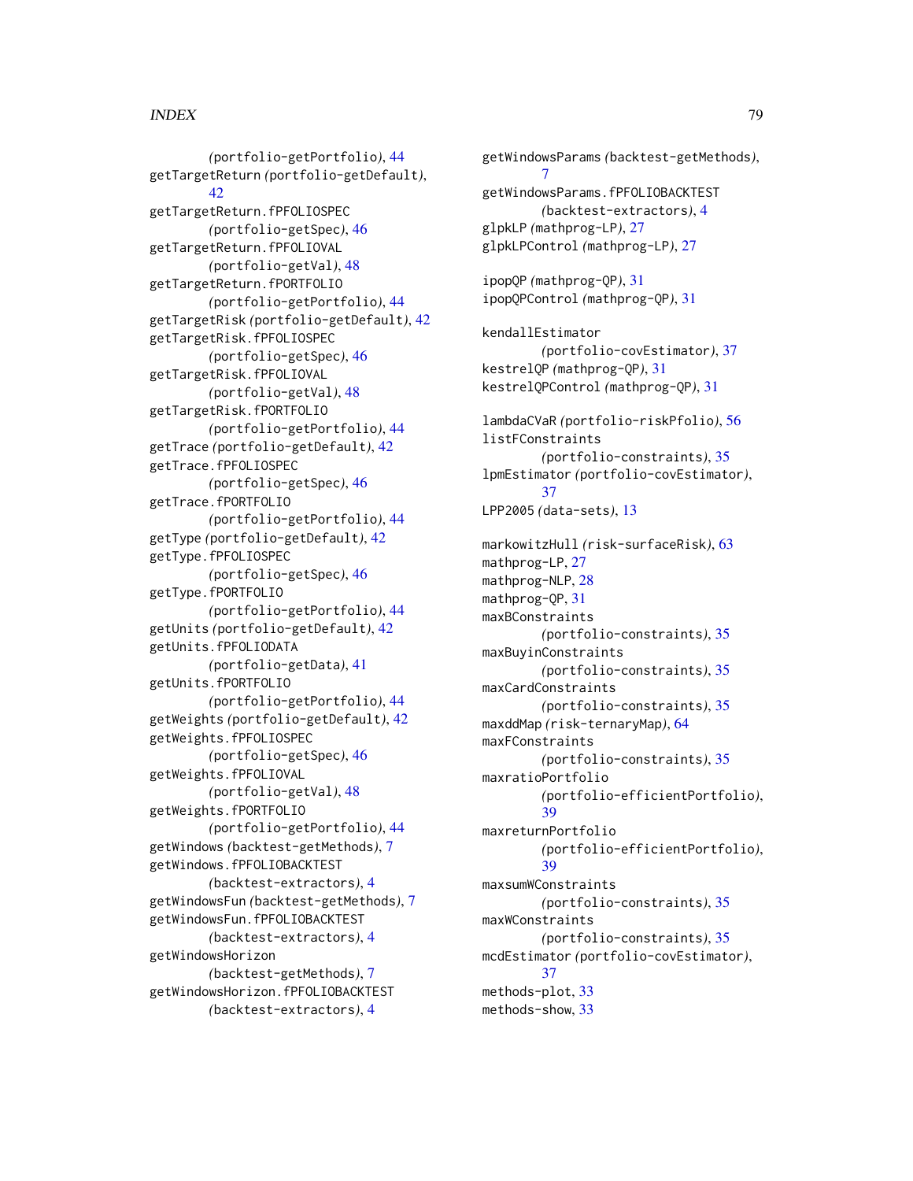(portfolio-getPortfolio), 44
getTargetReturn (portfolio-getDefault), 42
getTargetReturn.fPFOLIOSPEC (portfolio-getSpec), 46
getTargetReturn.fPFOLIOVAL (portfolio-getVal), 48
getTargetReturn.fPORTFOLIO (portfolio-getPortfolio), 44
getTargetRisk (portfolio-getDefault), 42
getTargetRisk.fPFOLIOSPEC (portfolio-getSpec), 46
getTargetRisk.fPFOLIOVAL (portfolio-getVal), 48
getTargetRisk.fPORTFOLIO (portfolio-getPortfolio), 44
getTrace (portfolio-getDefault), 42
getTrace.fPFOLIOSPEC (portfolio-getSpec), 46
getTrace.fPORTFOLIO (portfolio-getPortfolio), 44
getType (portfolio-getDefault), 42
getType.fPFOLIOSPEC (portfolio-getSpec), 46
getType.fPORTFOLIO (portfolio-getPortfolio), 44
getUnits (portfolio-getDefault), 42
getUnits.fPFOLIODATA (portfolio-getData), 41
getUnits.fPORTFOLIO (portfolio-getPortfolio), 44
getWeights (portfolio-getDefault), 42
getWeights.fPFOLIOSPEC (portfolio-getSpec), 46
getWeights.fPFOLIOVAL (portfolio-getVal), 48
getWeights.fPORTFOLIO (portfolio-getPortfolio), 44
getWindows (backtest-getMethods), 7
getWindows.fPFOLIOBACKTEST (backtest-extractors), 4
getWindowsFun (backtest-getMethods), 7
getWindowsFun.fPFOLIOBACKTEST (backtest-extractors), 4
getWindowsHorizon (backtest-getMethods), 7
getWindowsHorizon.fPFOLIOBACKTEST (backtest-extractors), 4
getWindowsParams (backtest-getMethods), 7
getWindowsParams.fPFOLIOBACKTEST (backtest-extractors), 4
glpkLP (mathprog-LP), 27
glpkLPControl (mathprog-LP), 27

ipopQP (mathprog-QP), 31
ipopQPControl (mathprog-QP), 31

kendallEstimator (portfolio-covEstimator), 37
kestrelQP (mathprog-QP), 31
kestrelQPControl (mathprog-QP), 31

lambdaCVaR (portfolio-riskPfolio), 56
listFConstraints (portfolio-constraints), 35
lpmEstimator (portfolio-covEstimator), 37
LPP2005 (data-sets), 13

markowitzHull (risk-surfaceRisk), 63
mathprog-LP, 27
mathprog-NLP, 28
mathprog-QP, 31
maxBConstraints (portfolio-constraints), 35
maxBuyinConstraints (portfolio-constraints), 35
maxCardConstraints (portfolio-constraints), 35
maxddMap (risk-ternaryMap), 64
maxFConstraints (portfolio-constraints), 35
maxratioPortfolio (portfolio-efficientPortfolio), 39
maxreturnPortfolio (portfolio-efficientPortfolio), 39
maxsumWConstraints (portfolio-constraints), 35
maxWConstraints (portfolio-constraints), 35
mcdEstimator (portfolio-covEstimator), 37
methods-plot, 33
methods-show, 33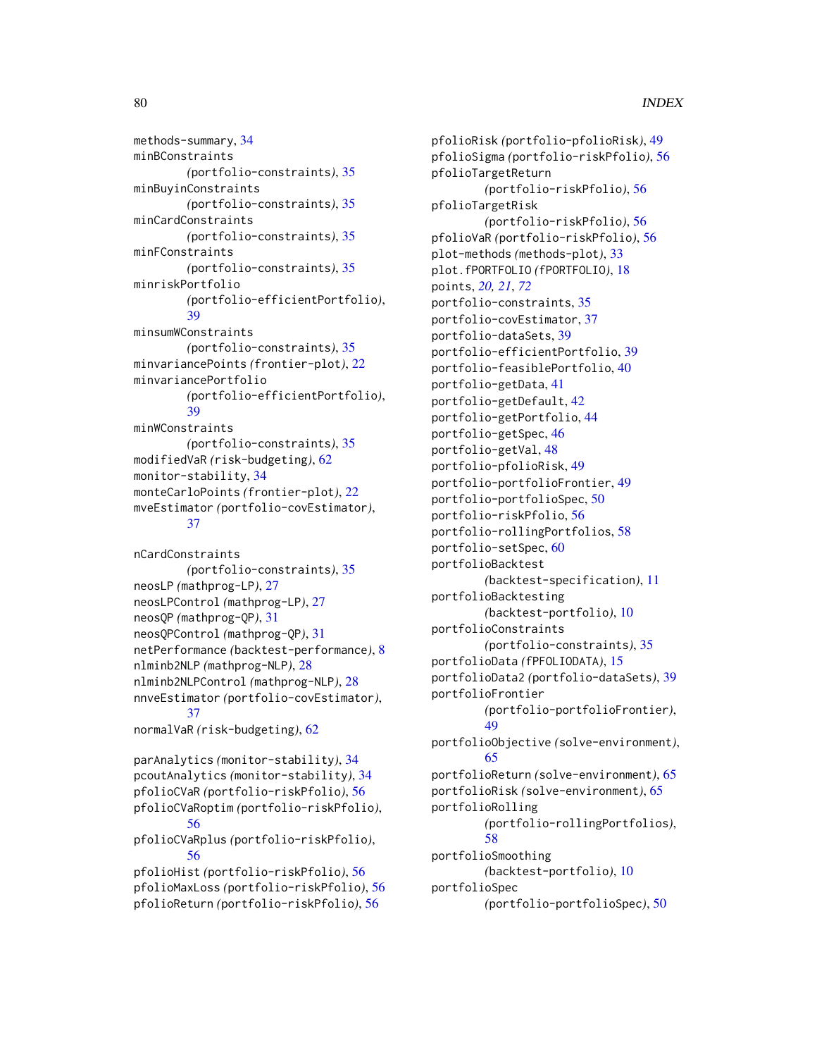methods-summary, 34
minBConstraints *(portfolio-constraints)*, 35
minBuyinConstraints *(portfolio-constraints)*, 35
minCardConstraints *(portfolio-constraints)*, 35
minFConstraints *(portfolio-constraints)*, 35
minriskPortfolio *(portfolio-efficientPortfolio)*, 39
minsumWConstraints *(portfolio-constraints)*, 35
minvariancePoints *(frontier-plot)*, 22
minvariancePortfolio *(portfolio-efficientPortfolio)*, 39
minWConstraints *(portfolio-constraints)*, 35
modifiedVaR *(risk-budgeting)*, 62
monitor-stability, 34
monteCarloPoints *(frontier-plot)*, 22
mveEstimator *(portfolio-covEstimator)*, 37

nCardConstraints *(portfolio-constraints)*, 35
neosLP *(mathprog-LP)*, 27
neosLPControl *(mathprog-LP)*, 27
neosQP *(mathprog-QP)*, 31
neosQPControl *(mathprog-QP)*, 31
netPerformance *(backtest-performance)*, 8
nlminb2NLP *(mathprog-NLP)*, 28
nlminb2NLPControl *(mathprog-NLP)*, 28
nnveEstimator *(portfolio-covEstimator)*, 37
normalVaR *(risk-budgeting)*, 62

parAnalytics *(monitor-stability)*, 34
pcoutAnalytics *(monitor-stability)*, 34
pfolioCVaR *(portfolio-riskPfolio)*, 56
pfolioCVaRoptim *(portfolio-riskPfolio)*, 56
pfolioCVaRplus *(portfolio-riskPfolio)*, 56
pfolioHist *(portfolio-riskPfolio)*, 56
pfolioMaxLoss *(portfolio-riskPfolio)*, 56
pfolioReturn *(portfolio-riskPfolio)*, 56
pfolioRisk *(portfolio-pfolioRisk)*, 49
pfolioSigma *(portfolio-riskPfolio)*, 56
pfolioTargetReturn *(portfolio-riskPfolio)*, 56
pfolioTargetRisk *(portfolio-riskPfolio)*, 56
pfolioVaR *(portfolio-riskPfolio)*, 56
plot-methods *(methods-plot)*, 33
plot.fPORTFOLIO *(fPORTFOLIO)*, 18
points, *20, 21*, *72*
portfolio-constraints, 35
portfolio-covEstimator, 37
portfolio-dataSets, 39
portfolio-efficientPortfolio, 39
portfolio-feasiblePortfolio, 40
portfolio-getData, 41
portfolio-getDefault, 42
portfolio-getPortfolio, 44
portfolio-getSpec, 46
portfolio-getVal, 48
portfolio-pfolioRisk, 49
portfolio-portfolioFrontier, 49
portfolio-portfolioSpec, 50
portfolio-riskPfolio, 56
portfolio-rollingPortfolios, 58
portfolio-setSpec, 60
portfolioBacktest *(backtest-specification)*, 11
portfolioBacktesting *(backtest-portfolio)*, 10
portfolioConstraints *(portfolio-constraints)*, 35
portfolioData *(fPFOLIODATA)*, 15
portfolioData2 *(portfolio-dataSets)*, 39
portfolioFrontier *(portfolio-portfolioFrontier)*, 49
portfolioObjective *(solve-environment)*, 65
portfolioReturn *(solve-environment)*, 65
portfolioRisk *(solve-environment)*, 65
portfolioRolling *(portfolio-rollingPortfolios)*, 58
portfolioSmoothing *(backtest-portfolio)*, 10
portfolioSpec *(portfolio-portfolioSpec)*, 50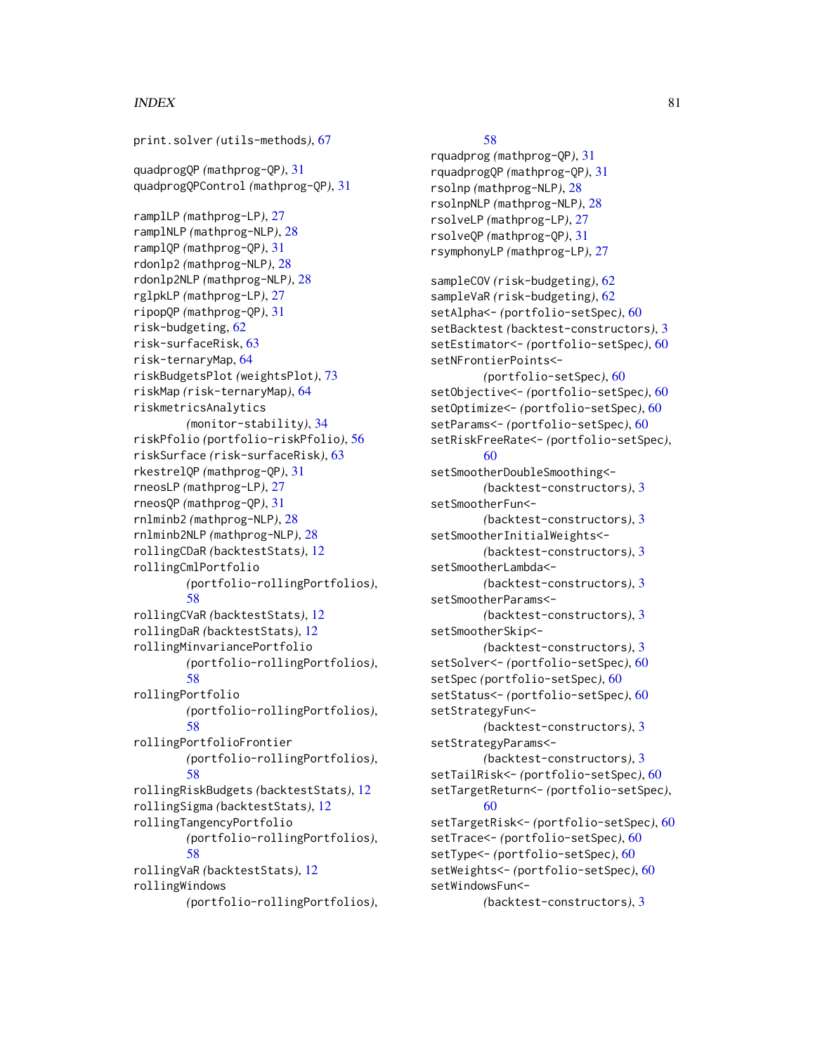print.solver *(utils-methods)*, 67

quadprogQP *(mathprog-QP)*, 31
quadprogQPControl *(mathprog-QP)*, 31

ramplLP *(mathprog-LP)*, 27
ramplNLP *(mathprog-NLP)*, 28
ramplQP *(mathprog-QP)*, 31
rdonlp2 *(mathprog-NLP)*, 28
rdonlp2NLP *(mathprog-NLP)*, 28
rglpkLP *(mathprog-LP)*, 27
ripopQP *(mathprog-QP)*, 31
risk-budgeting, 62
risk-surfaceRisk, 63
risk-ternaryMap, 64
riskBudgetsPlot *(weightsPlot)*, 73
riskMap *(risk-ternaryMap)*, 64
riskmetricsAnalytics *(monitor-stability)*, 34
riskPfolio *(portfolio-riskPfolio)*, 56
riskSurface *(risk-surfaceRisk)*, 63
rkestrelQP *(mathprog-QP)*, 31
rneosLP *(mathprog-LP)*, 27
rneosQP *(mathprog-QP)*, 31
rnlminb2 *(mathprog-NLP)*, 28
rnlminb2NLP *(mathprog-NLP)*, 28
rollingCDaR *(backtestStats)*, 12
rollingCmlPortfolio *(portfolio-rollingPortfolios)*, 58
rollingCVaR *(backtestStats)*, 12
rollingDaR *(backtestStats)*, 12
rollingMinvariancePortfolio *(portfolio-rollingPortfolios)*, 58
rollingPortfolio *(portfolio-rollingPortfolios)*, 58
rollingPortfolioFrontier *(portfolio-rollingPortfolios)*, 58
rollingRiskBudgets *(backtestStats)*, 12
rollingSigma *(backtestStats)*, 12
rollingTangencyPortfolio *(portfolio-rollingPortfolios)*, 58
rollingVaR *(backtestStats)*, 12
rollingWindows *(portfolio-rollingPortfolios)*, 58
rquadprog *(mathprog-QP)*, 31
rquadprogQP *(mathprog-QP)*, 31
rsolnp *(mathprog-NLP)*, 28
rsolnpNLP *(mathprog-NLP)*, 28
rsolveLP *(mathprog-LP)*, 27
rsolveQP *(mathprog-QP)*, 31
rsymphonyLP *(mathprog-LP)*, 27

sampleCOV *(risk-budgeting)*, 62
sampleVaR *(risk-budgeting)*, 62
setAlpha<- *(portfolio-setSpec)*, 60
setBacktest *(backtest-constructors)*, 3
setEstimator<- *(portfolio-setSpec)*, 60
setNFrontierPoints<- *(portfolio-setSpec)*, 60
setObjective<- *(portfolio-setSpec)*, 60
setOptimize<- *(portfolio-setSpec)*, 60
setParams<- *(portfolio-setSpec)*, 60
setRiskFreeRate<- *(portfolio-setSpec)*, 60
setSmootherDoubleSmoothing<- *(backtest-constructors)*, 3
setSmootherFun<- *(backtest-constructors)*, 3
setSmootherInitialWeights<- *(backtest-constructors)*, 3
setSmootherLambda<- *(backtest-constructors)*, 3
setSmootherParams<- *(backtest-constructors)*, 3
setSmootherSkip<- *(backtest-constructors)*, 3
setSolver<- *(portfolio-setSpec)*, 60
setSpec *(portfolio-setSpec)*, 60
setStatus<- *(portfolio-setSpec)*, 60
setStrategyFun<- *(backtest-constructors)*, 3
setStrategyParams<- *(backtest-constructors)*, 3
setTailRisk<- *(portfolio-setSpec)*, 60
setTargetReturn<- *(portfolio-setSpec)*, 60
setTargetRisk<- *(portfolio-setSpec)*, 60
setTrace<- *(portfolio-setSpec)*, 60
setType<- *(portfolio-setSpec)*, 60
setWeights<- *(portfolio-setSpec)*, 60
setWindowsFun<- *(backtest-constructors)*, 3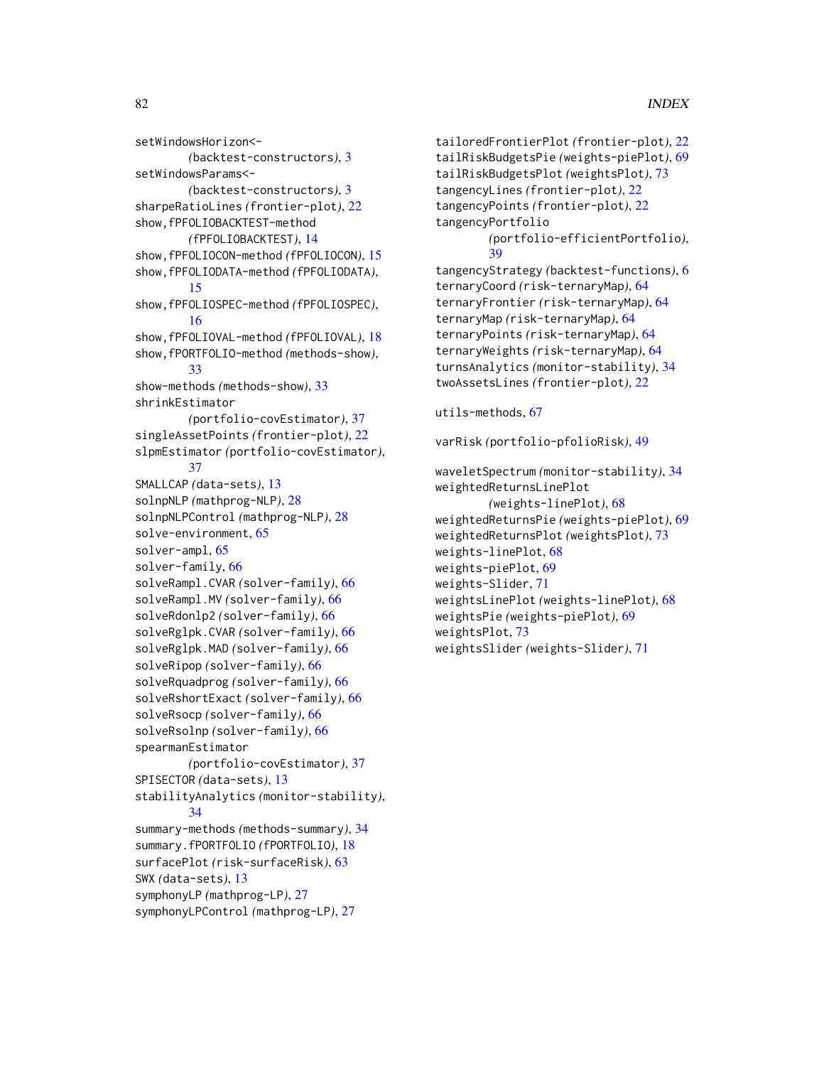setWindowsHorizon<- (backtest-constructors), 3
setWindowsParams<- (backtest-constructors), 3
sharpeRatioLines (frontier-plot), 22
show,fPFOLIOBACKTEST-method (fPFOLIOBACKTEST), 14
show,fPFOLIOCON-method (fPFOLIOCON), 15
show,fPFOLIODATA-method (fPFOLIODATA), 15
show,fPFOLIOSPEC-method (fPFOLIOSPEC), 16
show,fPFOLIOVAL-method (fPFOLIOVAL), 18
show,fPORTFOLIO-method (methods-show), 33
show-methods (methods-show), 33
shrinkEstimator (portfolio-covEstimator), 37
singleAssetPoints (frontier-plot), 22
slpmEstimator (portfolio-covEstimator), 37
SMALLCAP (data-sets), 13
solnpNLP (mathprog-NLP), 28
solnpNLPControl (mathprog-NLP), 28
solve-environment, 65
solver-ampl, 65
solver-family, 66
solveRampl.CVAR (solver-family), 66
solveRampl.MV (solver-family), 66
solveRdonlp2 (solver-family), 66
solveRglpk.CVAR (solver-family), 66
solveRglpk.MAD (solver-family), 66
solveRipop (solver-family), 66
solveRquadprog (solver-family), 66
solveRshortExact (solver-family), 66
solveRsocp (solver-family), 66
solveRsolnp (solver-family), 66
spearmanEstimator (portfolio-covEstimator), 37
SPISECTOR (data-sets), 13
stabilityAnalytics (monitor-stability), 34
summary-methods (methods-summary), 34
summary.fPORTFOLIO (fPORTFOLIO), 18
surfacePlot (risk-surfaceRisk), 63
SWX (data-sets), 13
symphonyLP (mathprog-LP), 27
symphonyLPControl (mathprog-LP), 27

tailoredFrontierPlot (frontier-plot), 22
tailRiskBudgetsPie (weights-piePlot), 69
tailRiskBudgetsPlot (weightsPlot), 73
tangencyLines (frontier-plot), 22
tangencyPoints (frontier-plot), 22
tangencyPortfolio (portfolio-efficientPortfolio), 39
tangencyStrategy (backtest-functions), 6
ternaryCoord (risk-ternaryMap), 64
ternaryFrontier (risk-ternaryMap), 64
ternaryMap (risk-ternaryMap), 64
ternaryPoints (risk-ternaryMap), 64
ternaryWeights (risk-ternaryMap), 64
turnsAnalytics (monitor-stability), 34
twoAssetsLines (frontier-plot), 22

utils-methods, 67

varRisk (portfolio-pfolioRisk), 49

waveletSpectrum (monitor-stability), 34
weightedReturnsLinePlot (weights-linePlot), 68
weightedReturnsPie (weights-piePlot), 69
weightedReturnsPlot (weightsPlot), 73
weights-linePlot, 68
weights-piePlot, 69
weights-Slider, 71
weightsLinePlot (weights-linePlot), 68
weightsPie (weights-piePlot), 69
weightsPlot, 73
weightsSlider (weights-Slider), 71